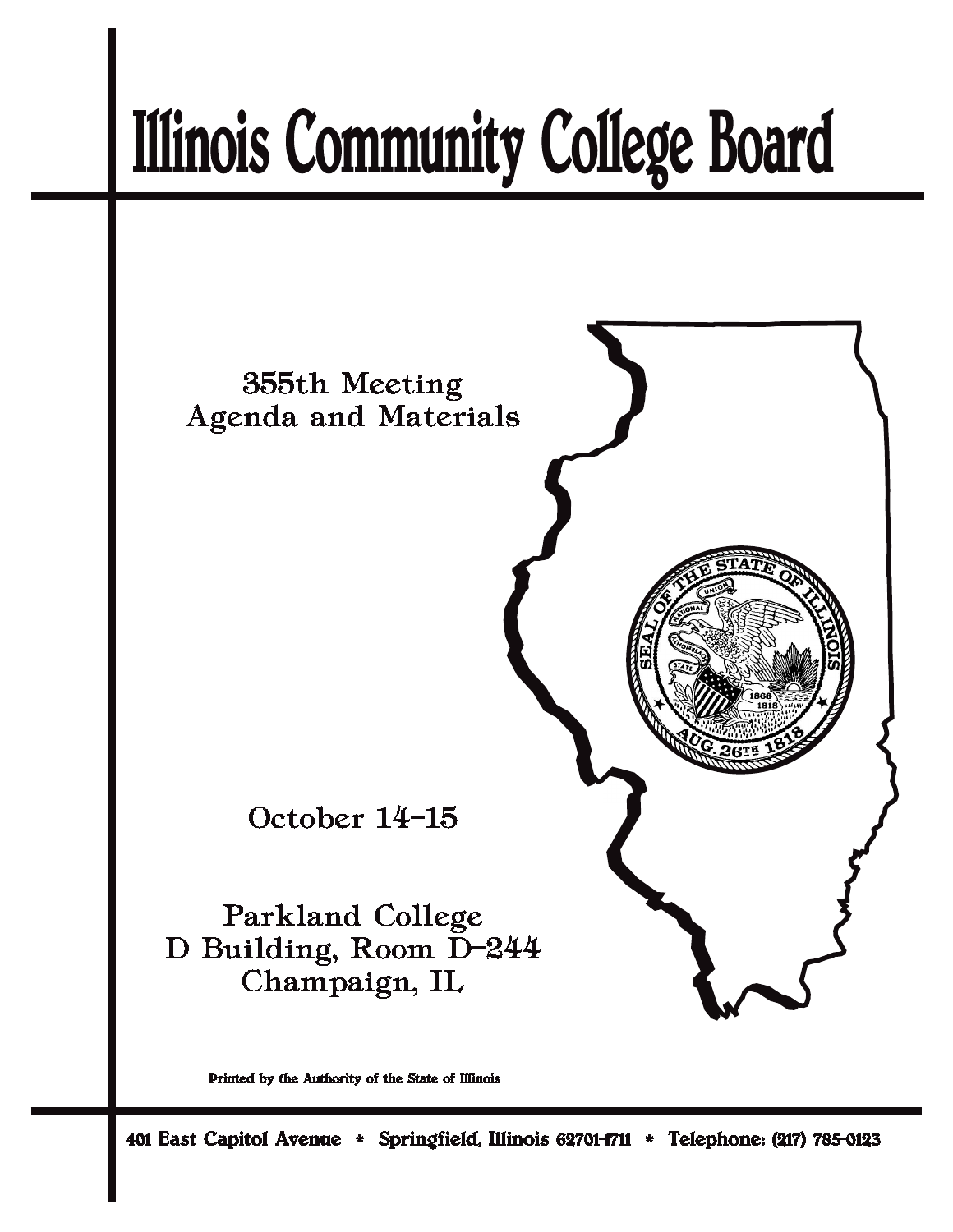# Illinois Community College Board

355th Meeting
Agenda and Materials

October 14-15

Parkland College
D Building, Room D-244
Champaign, IL

Printed by the Authority of the State of Illinois

401 East Capitol Avenue * Springfield, Illinois 62701-1711 * Telephone: (217) 785-0123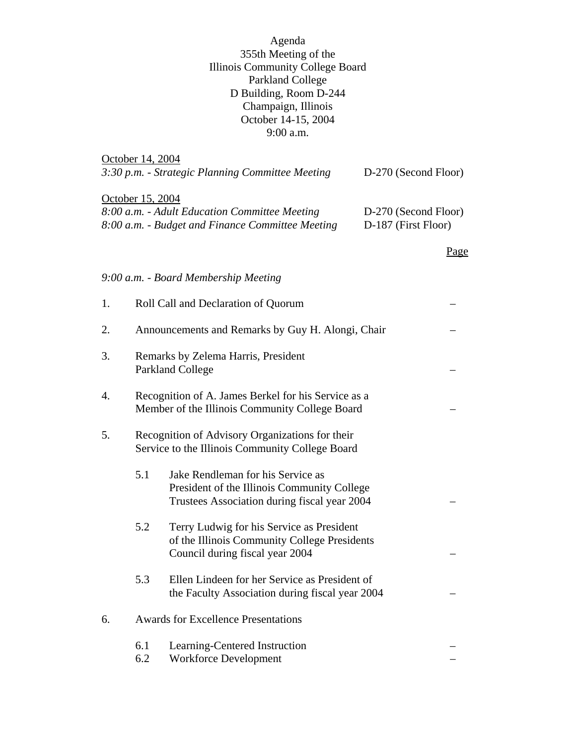Agenda
355th Meeting of the
Illinois Community College Board
Parkland College
D Building, Room D-244
Champaign, Illinois
October 14-15, 2004
9:00 a.m.

October 14, 2004

| | |
|---|---|
| *3:30 p.m. - Strategic Planning Committee Meeting* | D-270 (Second Floor) |

October 15, 2004

| | |
|---|---|
| *8:00 a.m. - Adult Education Committee Meeting* | D-270 (Second Floor) |
| *8:00 a.m. - Budget and Finance Committee Meeting* | D-187 (First Floor) |

*9:00 a.m. - Board Membership Meeting*

| | | Page |
|---|---|---|
| 1. | Roll Call and Declaration of Quorum | – |
| 2. | Announcements and Remarks by Guy H. Alongi, Chair | – |
| 3. | Remarks by Zelema Harris, President Parkland College | – |
| 4. | Recognition of A. James Berkel for his Service as a Member of the Illinois Community College Board | – |
| 5. | Recognition of Advisory Organizations for their Service to the Illinois Community College Board | |
| 5.1 | Jake Rendleman for his Service as President of the Illinois Community College Trustees Association during fiscal year 2004 | – |
| 5.2 | Terry Ludwig for his Service as President of the Illinois Community College Presidents Council during fiscal year 2004 | – |
| 5.3 | Ellen Lindeen for her Service as President of the Faculty Association during fiscal year 2004 | – |
| 6. | Awards for Excellence Presentations | |
| 6.1 | Learning-Centered Instruction | – |
| 6.2 | Workforce Development | – |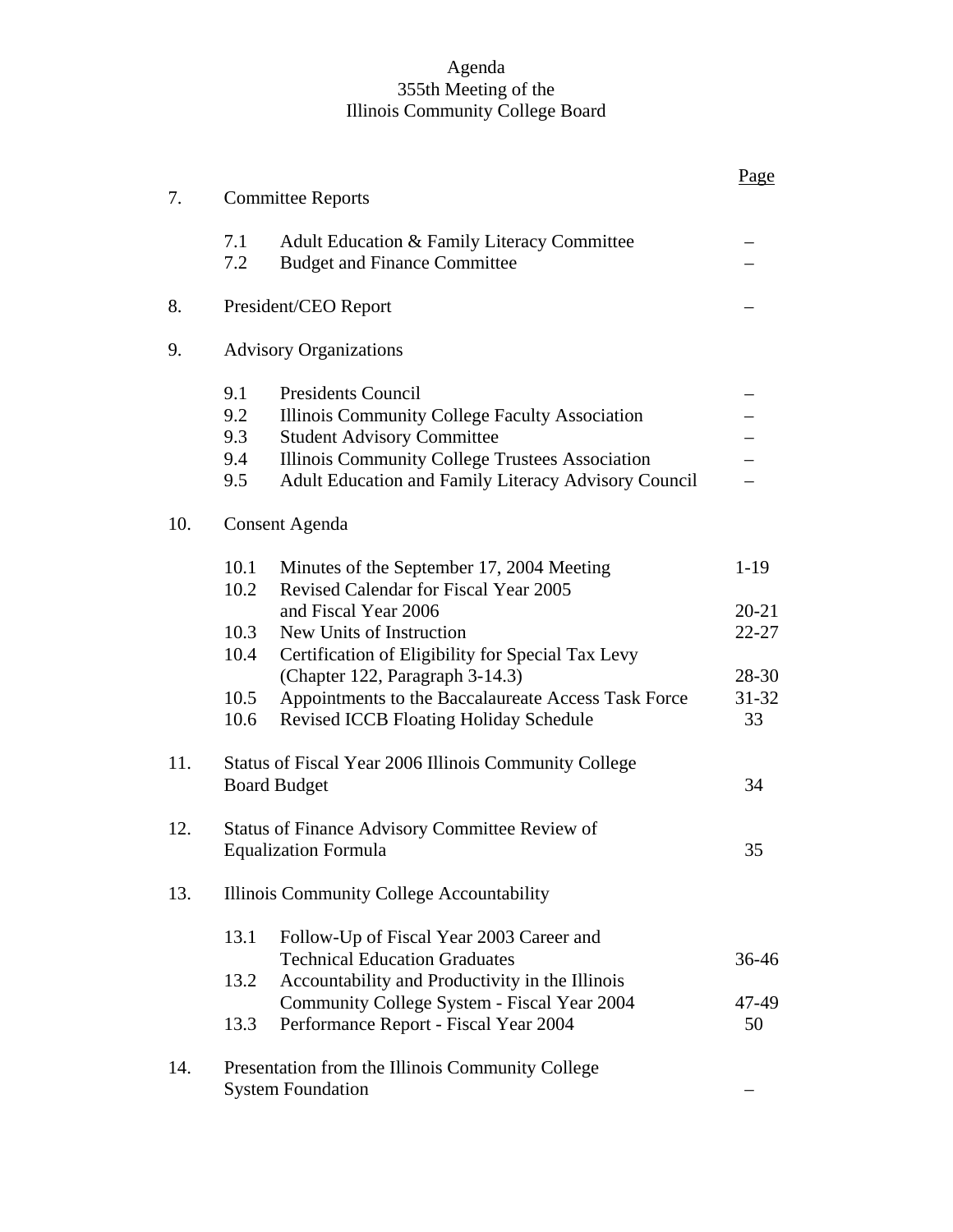# Agenda
## 355th Meeting of the
## Illinois Community College Board

| | | | Page |
|---|---|---|---|
| 7. | Committee Reports | | |
| | 7.1 | Adult Education & Family Literacy Committee | – |
| | 7.2 | Budget and Finance Committee | – |
| 8. | President/CEO Report | | – |
| 9. | Advisory Organizations | | |
| | 9.1 | Presidents Council | – |
| | 9.2 | Illinois Community College Faculty Association | – |
| | 9.3 | Student Advisory Committee | – |
| | 9.4 | Illinois Community College Trustees Association | – |
| | 9.5 | Adult Education and Family Literacy Advisory Council | – |
| 10. | Consent Agenda | | |
| | 10.1 | Minutes of the September 17, 2004 Meeting | 1-19 |
| | 10.2 | Revised Calendar for Fiscal Year 2005 and Fiscal Year 2006 | 20-21 |
| | 10.3 | New Units of Instruction | 22-27 |
| | 10.4 | Certification of Eligibility for Special Tax Levy (Chapter 122, Paragraph 3-14.3) | 28-30 |
| | 10.5 | Appointments to the Baccalaureate Access Task Force | 31-32 |
| | 10.6 | Revised ICCB Floating Holiday Schedule | 33 |
| 11. | Status of Fiscal Year 2006 Illinois Community College Board Budget | | 34 |
| 12. | Status of Finance Advisory Committee Review of Equalization Formula | | 35 |
| 13. | Illinois Community College Accountability | | |
| | 13.1 | Follow-Up of Fiscal Year 2003 Career and Technical Education Graduates | 36-46 |
| | 13.2 | Accountability and Productivity in the Illinois Community College System - Fiscal Year 2004 | 47-49 |
| | 13.3 | Performance Report - Fiscal Year 2004 | 50 |
| 14. | Presentation from the Illinois Community College System Foundation | | – |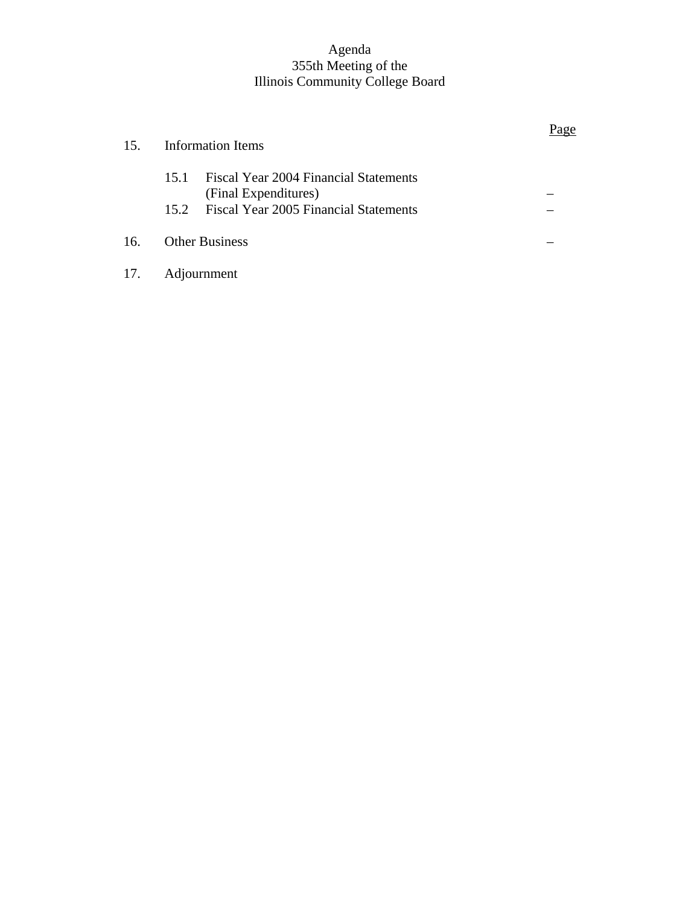# Agenda
## 355th Meeting of the
## Illinois Community College Board

| | | Page |
|---|---|---|
| 15. | Information Items | |
| | 15.1 Fiscal Year 2004 Financial Statements (Final Expenditures) | – |
| | 15.2 Fiscal Year 2005 Financial Statements | – |
| 16. | Other Business | – |
| 17. | Adjournment | |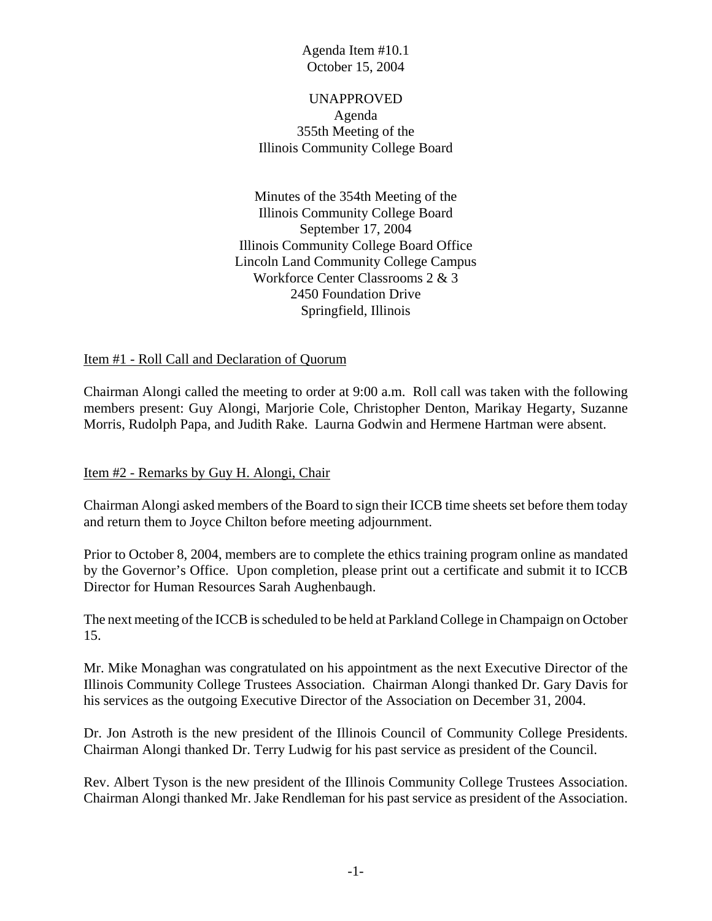Agenda Item #10.1
October 15, 2004

UNAPPROVED
Agenda
355th Meeting of the
Illinois Community College Board

Minutes of the 354th Meeting of the
Illinois Community College Board
September 17, 2004
Illinois Community College Board Office
Lincoln Land Community College Campus
Workforce Center Classrooms 2 & 3
2450 Foundation Drive
Springfield, Illinois

## Item #1 - Roll Call and Declaration of Quorum

Chairman Alongi called the meeting to order at 9:00 a.m. Roll call was taken with the following members present: Guy Alongi, Marjorie Cole, Christopher Denton, Marikay Hegarty, Suzanne Morris, Rudolph Papa, and Judith Rake. Laurna Godwin and Hermene Hartman were absent.

## Item #2 - Remarks by Guy H. Alongi, Chair

Chairman Alongi asked members of the Board to sign their ICCB time sheets set before them today and return them to Joyce Chilton before meeting adjournment.

Prior to October 8, 2004, members are to complete the ethics training program online as mandated by the Governor's Office. Upon completion, please print out a certificate and submit it to ICCB Director for Human Resources Sarah Aughenbaugh.

The next meeting of the ICCB is scheduled to be held at Parkland College in Champaign on October 15.

Mr. Mike Monaghan was congratulated on his appointment as the next Executive Director of the Illinois Community College Trustees Association. Chairman Alongi thanked Dr. Gary Davis for his services as the outgoing Executive Director of the Association on December 31, 2004.

Dr. Jon Astroth is the new president of the Illinois Council of Community College Presidents. Chairman Alongi thanked Dr. Terry Ludwig for his past service as president of the Council.

Rev. Albert Tyson is the new president of the Illinois Community College Trustees Association. Chairman Alongi thanked Mr. Jake Rendleman for his past service as president of the Association.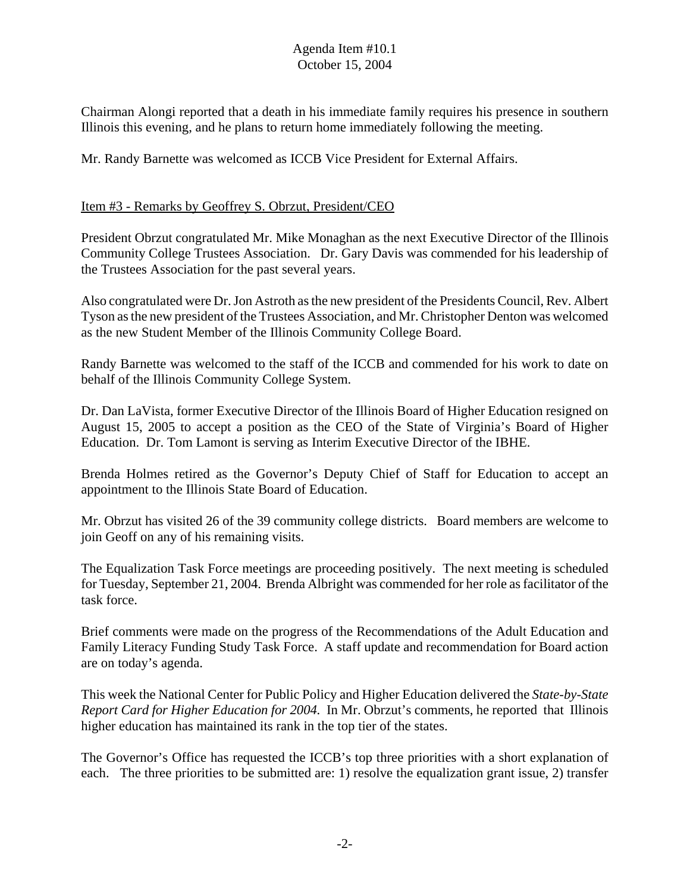Chairman Alongi reported that a death in his immediate family requires his presence in southern Illinois this evening, and he plans to return home immediately following the meeting.

Mr. Randy Barnette was welcomed as ICCB Vice President for External Affairs.

Item #3 - Remarks by Geoffrey S. Obrzut, President/CEO

President Obrzut congratulated Mr. Mike Monaghan as the next Executive Director of the Illinois Community College Trustees Association. Dr. Gary Davis was commended for his leadership of the Trustees Association for the past several years.

Also congratulated were Dr. Jon Astroth as the new president of the Presidents Council, Rev. Albert Tyson as the new president of the Trustees Association, and Mr. Christopher Denton was welcomed as the new Student Member of the Illinois Community College Board.

Randy Barnette was welcomed to the staff of the ICCB and commended for his work to date on behalf of the Illinois Community College System.

Dr. Dan LaVista, former Executive Director of the Illinois Board of Higher Education resigned on August 15, 2005 to accept a position as the CEO of the State of Virginia's Board of Higher Education. Dr. Tom Lamont is serving as Interim Executive Director of the IBHE.

Brenda Holmes retired as the Governor's Deputy Chief of Staff for Education to accept an appointment to the Illinois State Board of Education.

Mr. Obrzut has visited 26 of the 39 community college districts. Board members are welcome to join Geoff on any of his remaining visits.

The Equalization Task Force meetings are proceeding positively. The next meeting is scheduled for Tuesday, September 21, 2004. Brenda Albright was commended for her role as facilitator of the task force.

Brief comments were made on the progress of the Recommendations of the Adult Education and Family Literacy Funding Study Task Force. A staff update and recommendation for Board action are on today's agenda.

This week the National Center for Public Policy and Higher Education delivered the *State-by-State Report Card for Higher Education for 2004.* In Mr. Obrzut's comments, he reported that Illinois higher education has maintained its rank in the top tier of the states.

The Governor's Office has requested the ICCB's top three priorities with a short explanation of each. The three priorities to be submitted are: 1) resolve the equalization grant issue, 2) transfer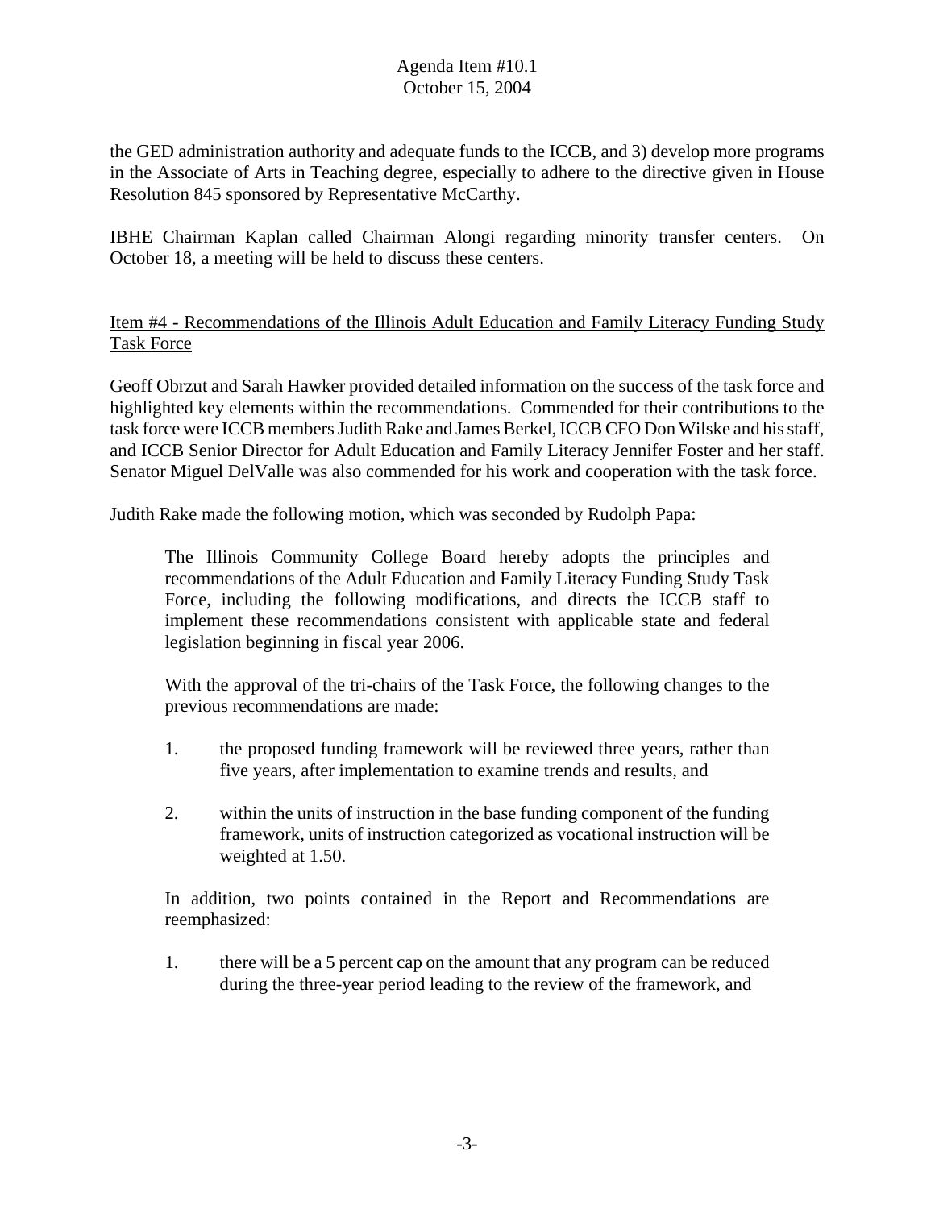the GED administration authority and adequate funds to the ICCB, and 3) develop more programs in the Associate of Arts in Teaching degree, especially to adhere to the directive given in House Resolution 845 sponsored by Representative McCarthy.

IBHE Chairman Kaplan called Chairman Alongi regarding minority transfer centers. On October 18, a meeting will be held to discuss these centers.

Item #4 - Recommendations of the Illinois Adult Education and Family Literacy Funding Study Task Force

Geoff Obrzut and Sarah Hawker provided detailed information on the success of the task force and highlighted key elements within the recommendations. Commended for their contributions to the task force were ICCB members Judith Rake and James Berkel, ICCB CFO Don Wilske and his staff, and ICCB Senior Director for Adult Education and Family Literacy Jennifer Foster and her staff. Senator Miguel DelValle was also commended for his work and cooperation with the task force.

Judith Rake made the following motion, which was seconded by Rudolph Papa:

> The Illinois Community College Board hereby adopts the principles and recommendations of the Adult Education and Family Literacy Funding Study Task Force, including the following modifications, and directs the ICCB staff to implement these recommendations consistent with applicable state and federal legislation beginning in fiscal year 2006.
>
> With the approval of the tri-chairs of the Task Force, the following changes to the previous recommendations are made:
>
> 1. the proposed funding framework will be reviewed three years, rather than five years, after implementation to examine trends and results, and
>
> 2. within the units of instruction in the base funding component of the funding framework, units of instruction categorized as vocational instruction will be weighted at 1.50.
>
> In addition, two points contained in the Report and Recommendations are reemphasized:
>
> 1. there will be a 5 percent cap on the amount that any program can be reduced during the three-year period leading to the review of the framework, and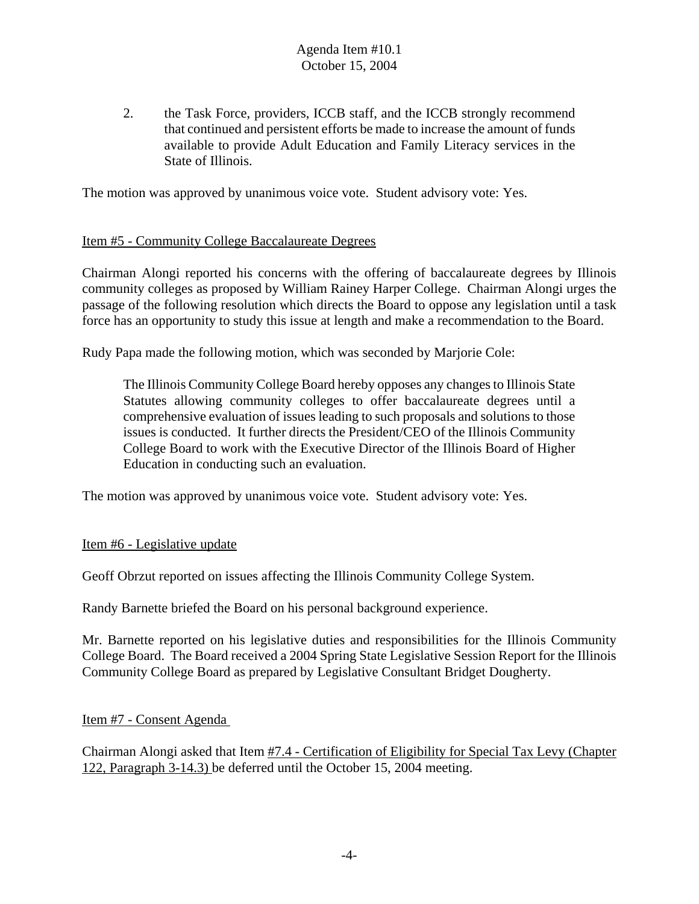2. the Task Force, providers, ICCB staff, and the ICCB strongly recommend that continued and persistent efforts be made to increase the amount of funds available to provide Adult Education and Family Literacy services in the State of Illinois.

The motion was approved by unanimous voice vote. Student advisory vote: Yes.

Item #5 - Community College Baccalaureate Degrees

Chairman Alongi reported his concerns with the offering of baccalaureate degrees by Illinois community colleges as proposed by William Rainey Harper College. Chairman Alongi urges the passage of the following resolution which directs the Board to oppose any legislation until a task force has an opportunity to study this issue at length and make a recommendation to the Board.

Rudy Papa made the following motion, which was seconded by Marjorie Cole:

> The Illinois Community College Board hereby opposes any changes to Illinois State Statutes allowing community colleges to offer baccalaureate degrees until a comprehensive evaluation of issues leading to such proposals and solutions to those issues is conducted. It further directs the President/CEO of the Illinois Community College Board to work with the Executive Director of the Illinois Board of Higher Education in conducting such an evaluation.

The motion was approved by unanimous voice vote. Student advisory vote: Yes.

Item #6 - Legislative update

Geoff Obrzut reported on issues affecting the Illinois Community College System.

Randy Barnette briefed the Board on his personal background experience.

Mr. Barnette reported on his legislative duties and responsibilities for the Illinois Community College Board. The Board received a 2004 Spring State Legislative Session Report for the Illinois Community College Board as prepared by Legislative Consultant Bridget Dougherty.

Item #7 - Consent Agenda

Chairman Alongi asked that Item #7.4 - Certification of Eligibility for Special Tax Levy (Chapter 122, Paragraph 3-14.3) be deferred until the October 15, 2004 meeting.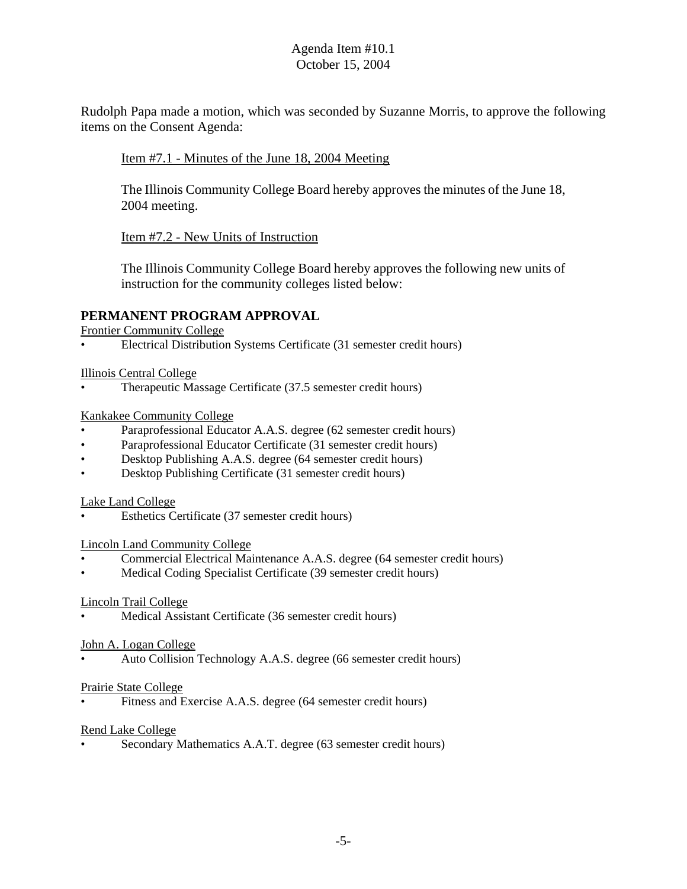Agenda Item #10.1
October 15, 2004

Rudolph Papa made a motion, which was seconded by Suzanne Morris, to approve the following items on the Consent Agenda:

Item #7.1 - Minutes of the June 18, 2004 Meeting

The Illinois Community College Board hereby approves the minutes of the June 18, 2004 meeting.

Item #7.2 - New Units of Instruction

The Illinois Community College Board hereby approves the following new units of instruction for the community colleges listed below:

**PERMANENT PROGRAM APPROVAL**

Frontier Community College

- Electrical Distribution Systems Certificate (31 semester credit hours)

Illinois Central College

- Therapeutic Massage Certificate (37.5 semester credit hours)

Kankakee Community College

- Paraprofessional Educator A.A.S. degree (62 semester credit hours)
- Paraprofessional Educator Certificate (31 semester credit hours)
- Desktop Publishing A.A.S. degree (64 semester credit hours)
- Desktop Publishing Certificate (31 semester credit hours)

Lake Land College

- Esthetics Certificate (37 semester credit hours)

Lincoln Land Community College

- Commercial Electrical Maintenance A.A.S. degree (64 semester credit hours)
- Medical Coding Specialist Certificate (39 semester credit hours)

Lincoln Trail College

- Medical Assistant Certificate (36 semester credit hours)

John A. Logan College

- Auto Collision Technology A.A.S. degree (66 semester credit hours)

Prairie State College

- Fitness and Exercise A.A.S. degree (64 semester credit hours)

Rend Lake College

- Secondary Mathematics A.A.T. degree (63 semester credit hours)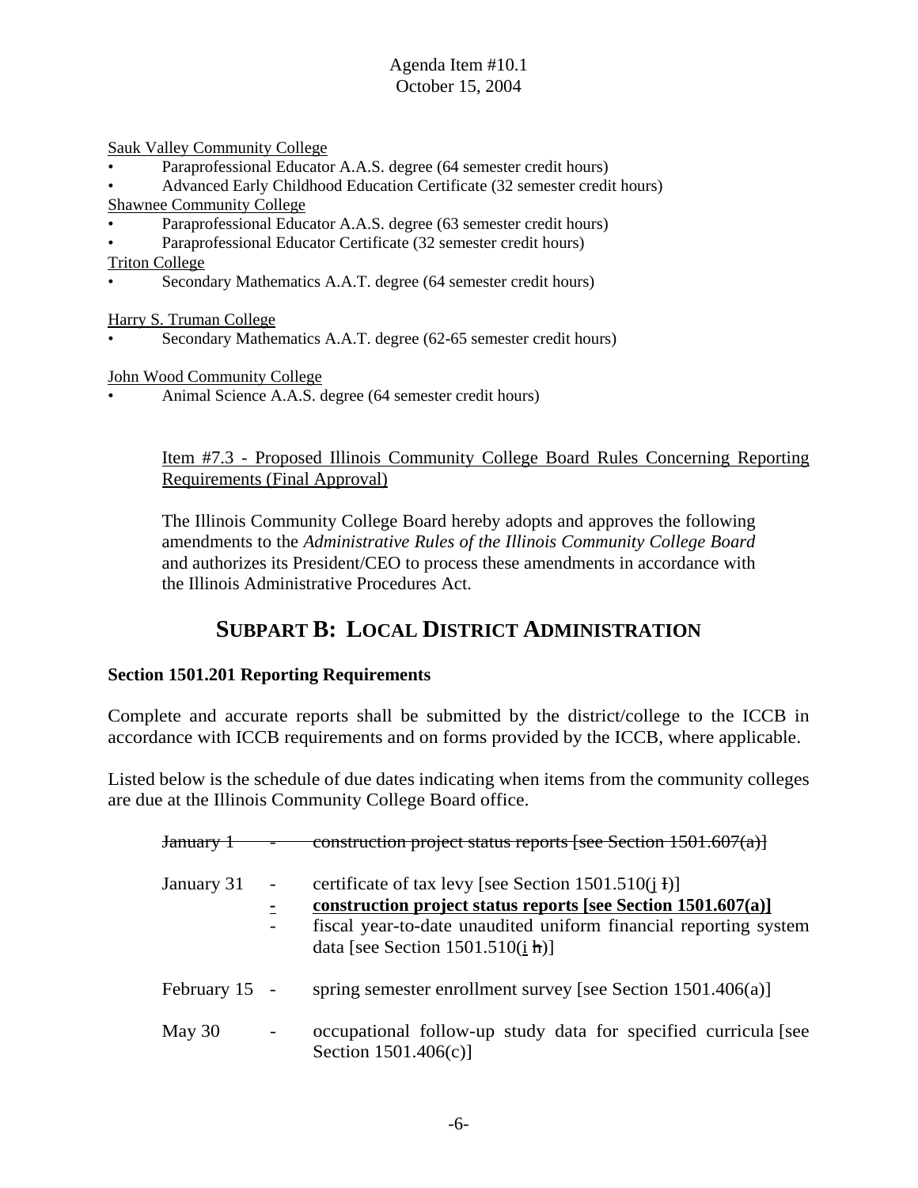Sauk Valley Community College

- Paraprofessional Educator A.A.S. degree (64 semester credit hours)
- Advanced Early Childhood Education Certificate (32 semester credit hours)

Shawnee Community College

- Paraprofessional Educator A.A.S. degree (63 semester credit hours)
- Paraprofessional Educator Certificate (32 semester credit hours)

Triton College

- Secondary Mathematics A.A.T. degree (64 semester credit hours)

Harry S. Truman College

- Secondary Mathematics A.A.T. degree (62-65 semester credit hours)

John Wood Community College

- Animal Science A.A.S. degree (64 semester credit hours)

Item #7.3 - Proposed Illinois Community College Board Rules Concerning Reporting Requirements (Final Approval)

The Illinois Community College Board hereby adopts and approves the following amendments to the *Administrative Rules of the Illinois Community College Board* and authorizes its President/CEO to process these amendments in accordance with the Illinois Administrative Procedures Act.

## SUBPART B: LOCAL DISTRICT ADMINISTRATION

**Section 1501.201 Reporting Requirements**

Complete and accurate reports shall be submitted by the district/college to the ICCB in accordance with ICCB requirements and on forms provided by the ICCB, where applicable.

Listed below is the schedule of due dates indicating when items from the community colleges are due at the Illinois Community College Board office.

~~January 1 - construction project status reports [see Section 1501.607(a)]~~

January 31 - certificate of tax levy [see Section 1501.510(j ~~I~~)]
- **construction project status reports [see Section 1501.607(a)]**
- fiscal year-to-date unaudited uniform financial reporting system data [see Section 1501.510(i ~~h~~)]

February 15 - spring semester enrollment survey [see Section 1501.406(a)]

May 30 - occupational follow-up study data for specified curricula [see Section 1501.406(c)]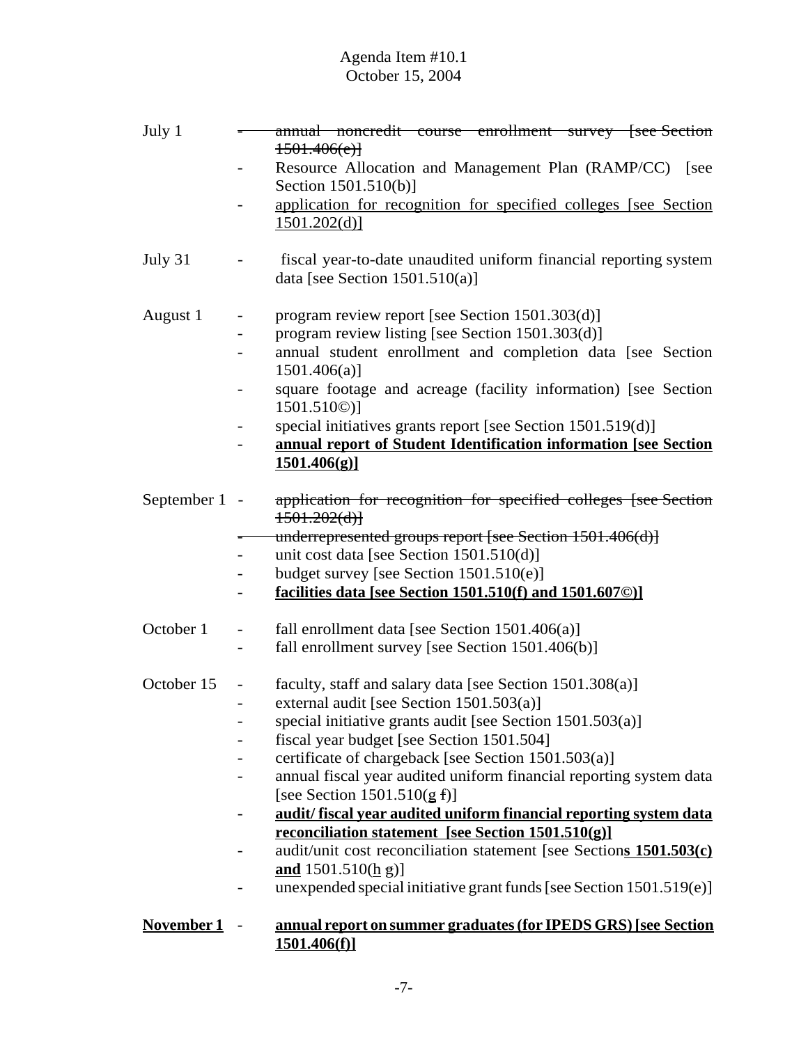Agenda Item #10.1
October 15, 2004

July 1
- ~~annual noncredit course enrollment survey [see Section 1501.406(e)]~~
- Resource Allocation and Management Plan (RAMP/CC) [see Section 1501.510(b)]
- <u>application for recognition for specified colleges [see Section 1501.202(d)]</u>

July 31
- fiscal year-to-date unaudited uniform financial reporting system data [see Section 1501.510(a)]

August 1
- program review report [see Section 1501.303(d)]
- program review listing [see Section 1501.303(d)]
- annual student enrollment and completion data [see Section 1501.406(a)]
- square footage and acreage (facility information) [see Section 1501.510©)]
- special initiatives grants report [see Section 1501.519(d)]
- **<u>annual report of Student Identification information [see Section 1501.406(g)]</u>**

September 1
- ~~application for recognition for specified colleges [see Section 1501.202(d)]~~
- ~~underrepresented groups report [see Section 1501.406(d)]~~
- unit cost data [see Section 1501.510(d)]
- budget survey [see Section 1501.510(e)]
- **<u>facilities data [see Section 1501.510(f) and 1501.607©)]</u>**

October 1
- fall enrollment data [see Section 1501.406(a)]
- fall enrollment survey [see Section 1501.406(b)]

October 15
- faculty, staff and salary data [see Section 1501.308(a)]
- external audit [see Section 1501.503(a)]
- special initiative grants audit [see Section 1501.503(a)]
- fiscal year budget [see Section 1501.504]
- certificate of chargeback [see Section 1501.503(a)]
- annual fiscal year audited uniform financial reporting system data [see Section 1501.510(<u>g</u> ~~f~~)]
- **<u>audit/ fiscal year audited uniform financial reporting system data reconciliation statement [see Section 1501.510(g)]</u>**
- audit/unit cost reconciliation statement [see Section**<u>s 1501.503(c) and</u>** 1501.510(<u>h</u> ~~g~~)]
- unexpended special initiative grant funds [see Section 1501.519(e)]

**<u>November 1</u>**
- **<u>annual report on summer graduates (for IPEDS GRS) [see Section 1501.406(f)]</u>**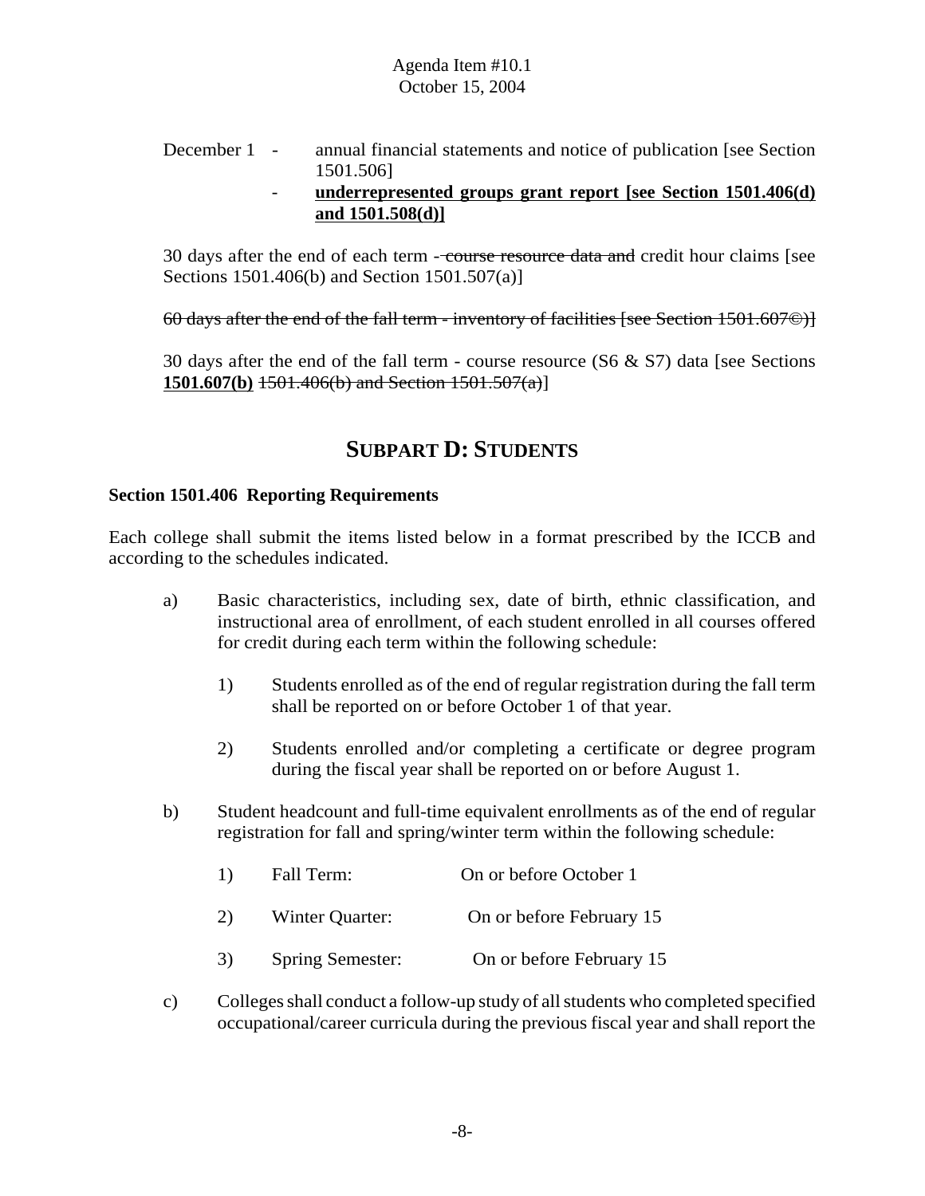December 1 - annual financial statements and notice of publication [see Section 1501.506]

- **underrepresented groups grant report [see Section 1501.406(d) and 1501.508(d)]**

30 days after the end of each term - ~~course resource data and~~ credit hour claims [see Sections 1501.406(b) and Section 1501.507(a)]

~~60 days after the end of the fall term - inventory of facilities [see Section 1501.607©)]~~

30 days after the end of the fall term - course resource (S6 & S7) data [see Sections **1501.607(b)** ~~1501.406(b) and Section 1501.507(a)~~]

## SUBPART D: STUDENTS

### Section 1501.406 Reporting Requirements

Each college shall submit the items listed below in a format prescribed by the ICCB and according to the schedules indicated.

a) Basic characteristics, including sex, date of birth, ethnic classification, and instructional area of enrollment, of each student enrolled in all courses offered for credit during each term within the following schedule:

1) Students enrolled as of the end of regular registration during the fall term shall be reported on or before October 1 of that year.

2) Students enrolled and/or completing a certificate or degree program during the fiscal year shall be reported on or before August 1.

b) Student headcount and full-time equivalent enrollments as of the end of regular registration for fall and spring/winter term within the following schedule:

1) Fall Term: On or before October 1

2) Winter Quarter: On or before February 15

3) Spring Semester: On or before February 15

c) Colleges shall conduct a follow-up study of all students who completed specified occupational/career curricula during the previous fiscal year and shall report the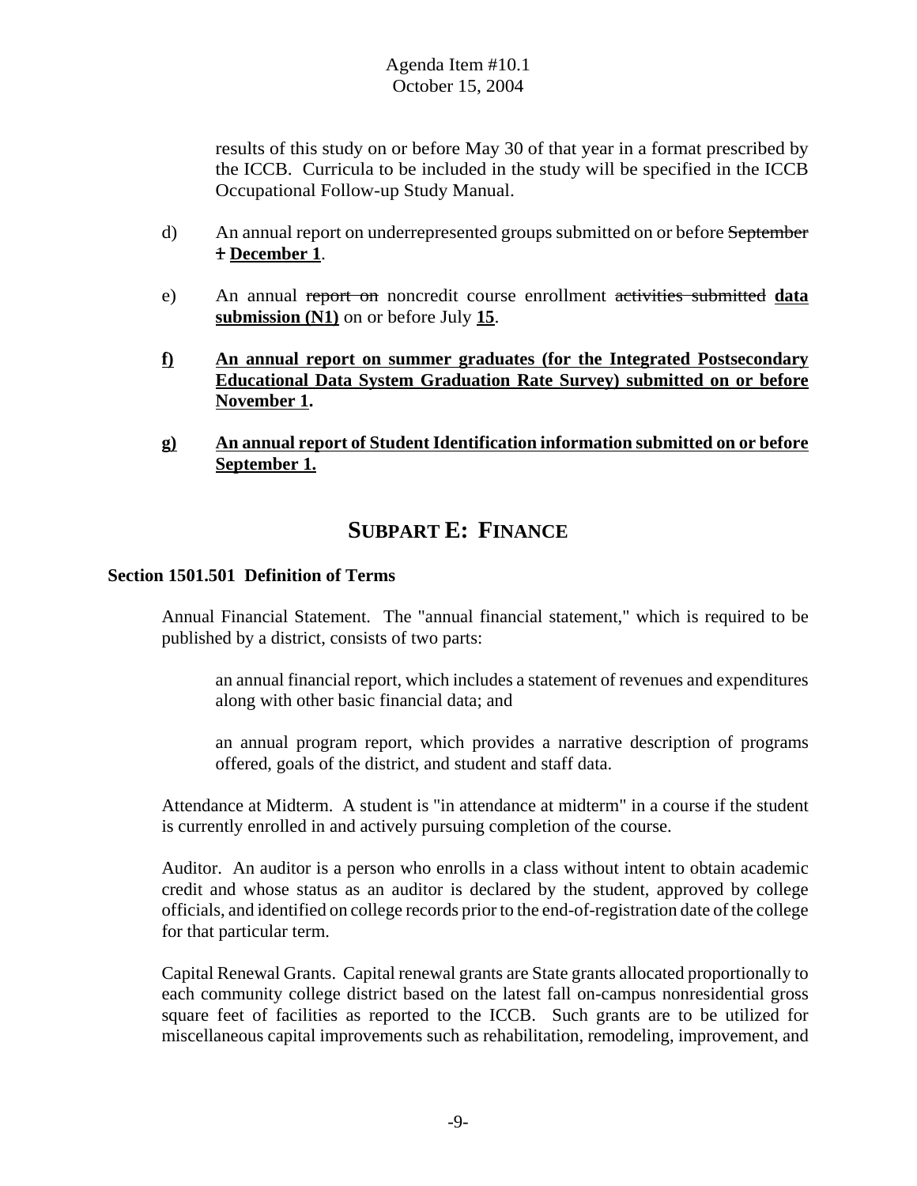results of this study on or before May 30 of that year in a format prescribed by the ICCB. Curricula to be included in the study will be specified in the ICCB Occupational Follow-up Study Manual.

d) An annual report on underrepresented groups submitted on or before ~~September 1~~ **<u>December 1</u>**.

e) An annual ~~report on~~ noncredit course enrollment ~~activities submitted~~ **<u>data submission (N1)</u>** on or before July **<u>15</u>**.

**<u>f)</u>** **<u>An annual report on summer graduates (for the Integrated Postsecondary Educational Data System Graduation Rate Survey) submitted on or before November 1</u>.**

**<u>g)</u>** **<u>An annual report of Student Identification information submitted on or before September 1.</u>**

## SUBPART E: FINANCE

**Section 1501.501 Definition of Terms**

Annual Financial Statement. The "annual financial statement," which is required to be published by a district, consists of two parts:

> an annual financial report, which includes a statement of revenues and expenditures along with other basic financial data; and
>
> an annual program report, which provides a narrative description of programs offered, goals of the district, and student and staff data.

Attendance at Midterm. A student is "in attendance at midterm" in a course if the student is currently enrolled in and actively pursuing completion of the course.

Auditor. An auditor is a person who enrolls in a class without intent to obtain academic credit and whose status as an auditor is declared by the student, approved by college officials, and identified on college records prior to the end-of-registration date of the college for that particular term.

Capital Renewal Grants. Capital renewal grants are State grants allocated proportionally to each community college district based on the latest fall on-campus nonresidential gross square feet of facilities as reported to the ICCB. Such grants are to be utilized for miscellaneous capital improvements such as rehabilitation, remodeling, improvement, and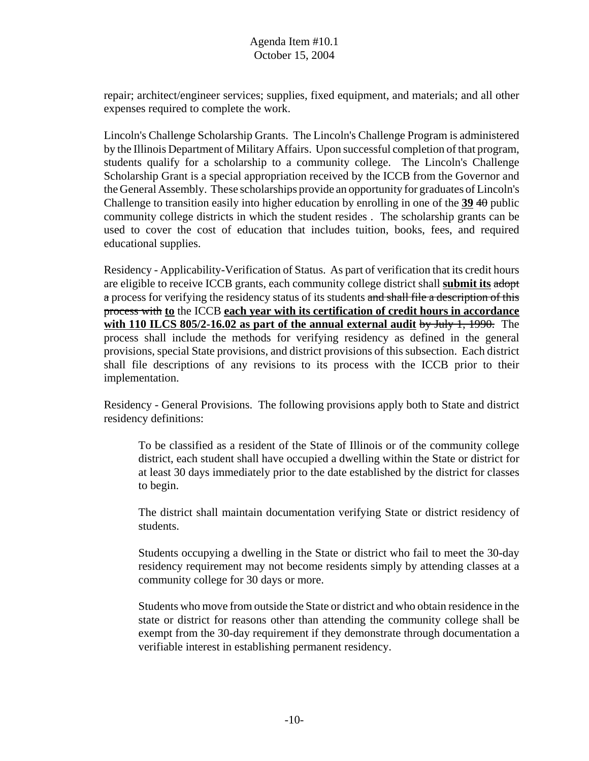repair; architect/engineer services; supplies, fixed equipment, and materials; and all other expenses required to complete the work.

Lincoln's Challenge Scholarship Grants. The Lincoln's Challenge Program is administered by the Illinois Department of Military Affairs. Upon successful completion of that program, students qualify for a scholarship to a community college. The Lincoln's Challenge Scholarship Grant is a special appropriation received by the ICCB from the Governor and the General Assembly. These scholarships provide an opportunity for graduates of Lincoln's Challenge to transition easily into higher education by enrolling in one of the **39** ~~40~~ public community college districts in which the student resides . The scholarship grants can be used to cover the cost of education that includes tuition, books, fees, and required educational supplies.

Residency - Applicability-Verification of Status. As part of verification that its credit hours are eligible to receive ICCB grants, each community college district shall **submit its** ~~adopt a~~ process for verifying the residency status of its students ~~and shall file a description of this process with~~ **to** the ICCB **each year with its certification of credit hours in accordance with 110 ILCS 805/2-16.02 as part of the annual external audit** ~~by July 1, 1990.~~ The process shall include the methods for verifying residency as defined in the general provisions, special State provisions, and district provisions of this subsection. Each district shall file descriptions of any revisions to its process with the ICCB prior to their implementation.

Residency - General Provisions. The following provisions apply both to State and district residency definitions:

> To be classified as a resident of the State of Illinois or of the community college district, each student shall have occupied a dwelling within the State or district for at least 30 days immediately prior to the date established by the district for classes to begin.
>
> The district shall maintain documentation verifying State or district residency of students.
>
> Students occupying a dwelling in the State or district who fail to meet the 30-day residency requirement may not become residents simply by attending classes at a community college for 30 days or more.
>
> Students who move from outside the State or district and who obtain residence in the state or district for reasons other than attending the community college shall be exempt from the 30-day requirement if they demonstrate through documentation a verifiable interest in establishing permanent residency.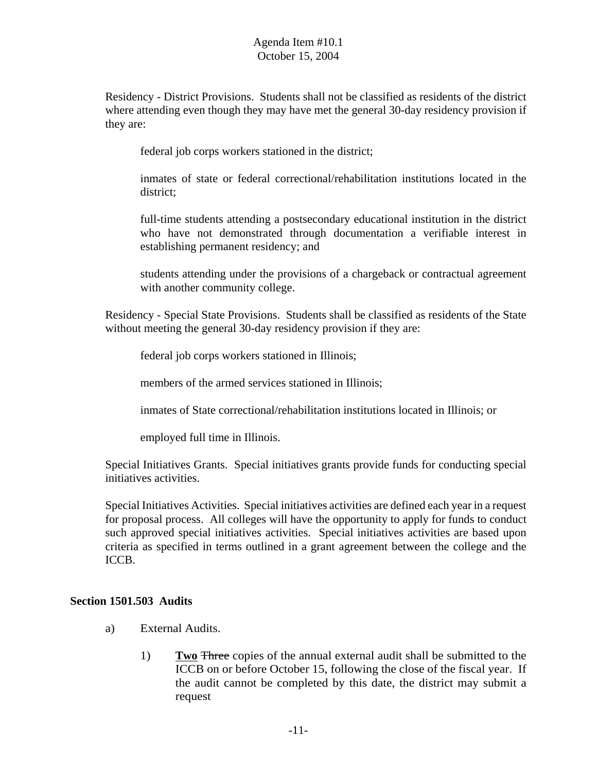Residency - District Provisions. Students shall not be classified as residents of the district where attending even though they may have met the general 30-day residency provision if they are:

federal job corps workers stationed in the district;

inmates of state or federal correctional/rehabilitation institutions located in the district;

full-time students attending a postsecondary educational institution in the district who have not demonstrated through documentation a verifiable interest in establishing permanent residency; and

students attending under the provisions of a chargeback or contractual agreement with another community college.

Residency - Special State Provisions. Students shall be classified as residents of the State without meeting the general 30-day residency provision if they are:

federal job corps workers stationed in Illinois;

members of the armed services stationed in Illinois;

inmates of State correctional/rehabilitation institutions located in Illinois; or

employed full time in Illinois.

Special Initiatives Grants. Special initiatives grants provide funds for conducting special initiatives activities.

Special Initiatives Activities. Special initiatives activities are defined each year in a request for proposal process. All colleges will have the opportunity to apply for funds to conduct such approved special initiatives activities. Special initiatives activities are based upon criteria as specified in terms outlined in a grant agreement between the college and the ICCB.

**Section 1501.503 Audits**

a) External Audits.

1) **Two** ~~Three~~ copies of the annual external audit shall be submitted to the ICCB on or before October 15, following the close of the fiscal year. If the audit cannot be completed by this date, the district may submit a request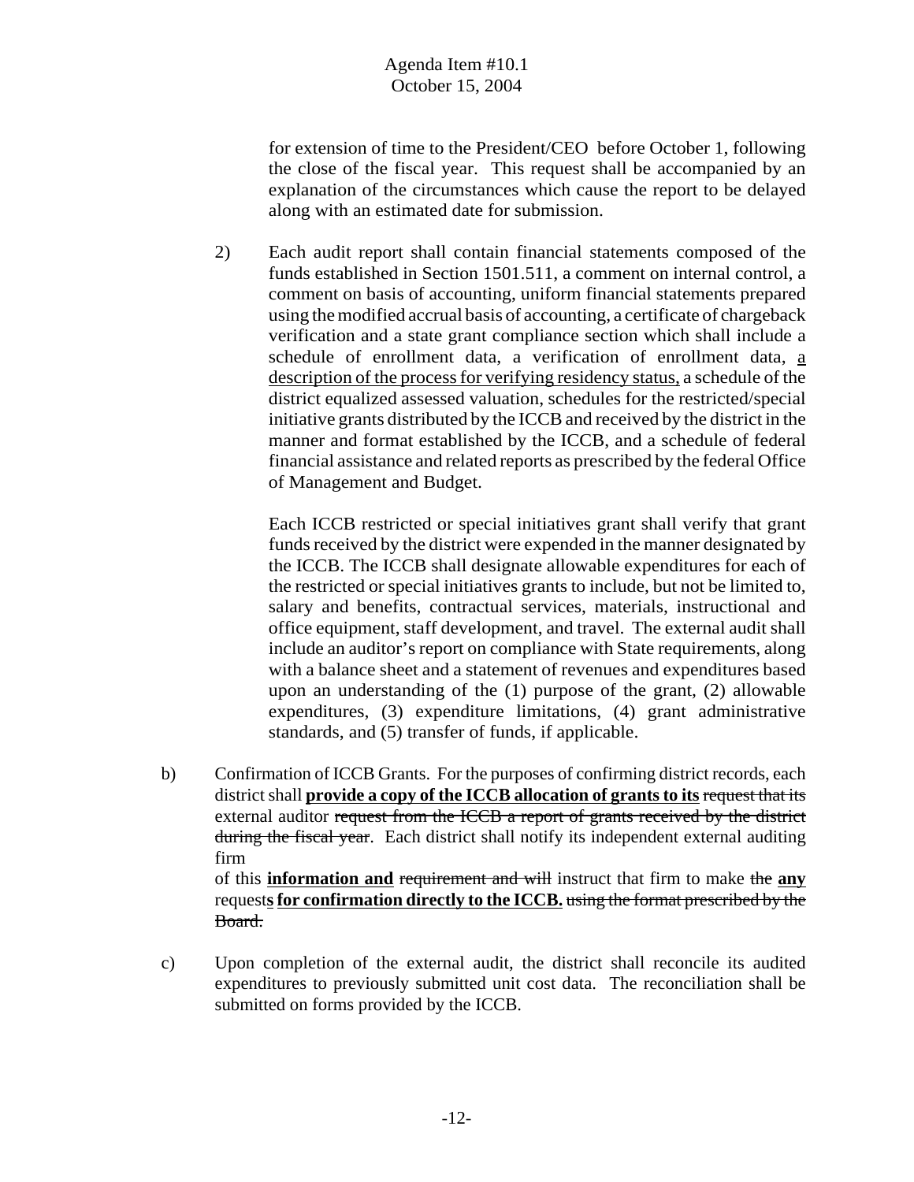for extension of time to the President/CEO before October 1, following the close of the fiscal year. This request shall be accompanied by an explanation of the circumstances which cause the report to be delayed along with an estimated date for submission.

2) Each audit report shall contain financial statements composed of the funds established in Section 1501.511, a comment on internal control, a comment on basis of accounting, uniform financial statements prepared using the modified accrual basis of accounting, a certificate of chargeback verification and a state grant compliance section which shall include a schedule of enrollment data, a verification of enrollment data, <u>a description of the process for verifying residency status,</u> a schedule of the district equalized assessed valuation, schedules for the restricted/special initiative grants distributed by the ICCB and received by the district in the manner and format established by the ICCB, and a schedule of federal financial assistance and related reports as prescribed by the federal Office of Management and Budget.

   Each ICCB restricted or special initiatives grant shall verify that grant funds received by the district were expended in the manner designated by the ICCB. The ICCB shall designate allowable expenditures for each of the restricted or special initiatives grants to include, but not be limited to, salary and benefits, contractual services, materials, instructional and office equipment, staff development, and travel. The external audit shall include an auditor's report on compliance with State requirements, along with a balance sheet and a statement of revenues and expenditures based upon an understanding of the (1) purpose of the grant, (2) allowable expenditures, (3) expenditure limitations, (4) grant administrative standards, and (5) transfer of funds, if applicable.

b) Confirmation of ICCB Grants. For the purposes of confirming district records, each district shall <u>**provide a copy of the ICCB allocation of grants to its**</u> ~~request that its~~ external auditor ~~request from the ICCB a report of grants received by the district during the fiscal year~~. Each district shall notify its independent external auditing firm
of this <u>**information and**</u> ~~requirement and will~~ instruct that firm to make ~~the~~ <u>**any**</u> request<u>**s for confirmation directly to the ICCB.**</u> ~~using the format prescribed by the Board.~~

c) Upon completion of the external audit, the district shall reconcile its audited expenditures to previously submitted unit cost data. The reconciliation shall be submitted on forms provided by the ICCB.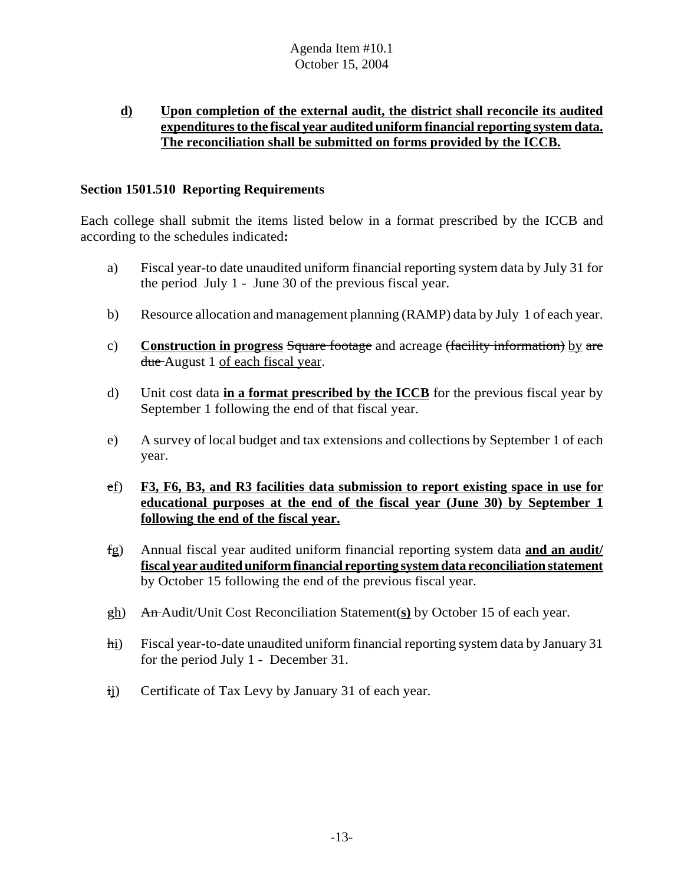**<u>d)</u>** **<u>Upon completion of the external audit, the district shall reconcile its audited expenditures to the fiscal year audited uniform financial reporting system data. The reconciliation shall be submitted on forms provided by the ICCB.</u>**

**Section 1501.510 Reporting Requirements**

Each college shall submit the items listed below in a format prescribed by the ICCB and according to the schedules indicated**:**

a) Fiscal year-to date unaudited uniform financial reporting system data by July 31 for the period July 1 - June 30 of the previous fiscal year.

b) Resource allocation and management planning (RAMP) data by July 1 of each year.

c) **<u>Construction in progress</u>** ~~Square footage~~ and acreage ~~(facility information)~~ <u>by</u> ~~are due~~ August 1 <u>of each fiscal year</u>.

d) Unit cost data **<u>in a format prescribed by the ICCB</u>** for the previous fiscal year by September 1 following the end of that fiscal year.

e) A survey of local budget and tax extensions and collections by September 1 of each year.

~~e~~<u>f</u>) **<u>F3, F6, B3, and R3 facilities data submission to report existing space in use for educational purposes at the end of the fiscal year (June 30) by September 1 following the end of the fiscal year.</u>**

~~f~~<u>g</u>) Annual fiscal year audited uniform financial reporting system data **<u>and an audit/ fiscal year audited uniform financial reporting system data reconciliation statement</u>** by October 15 following the end of the previous fiscal year.

~~g~~<u>h</u>) ~~An~~ Audit/Unit Cost Reconciliation Statement(**<u>s)</u>** by October 15 of each year.

~~h~~<u>i</u>) Fiscal year-to-date unaudited uniform financial reporting system data by January 31 for the period July 1 - December 31.

~~i~~<u>j</u>) Certificate of Tax Levy by January 31 of each year.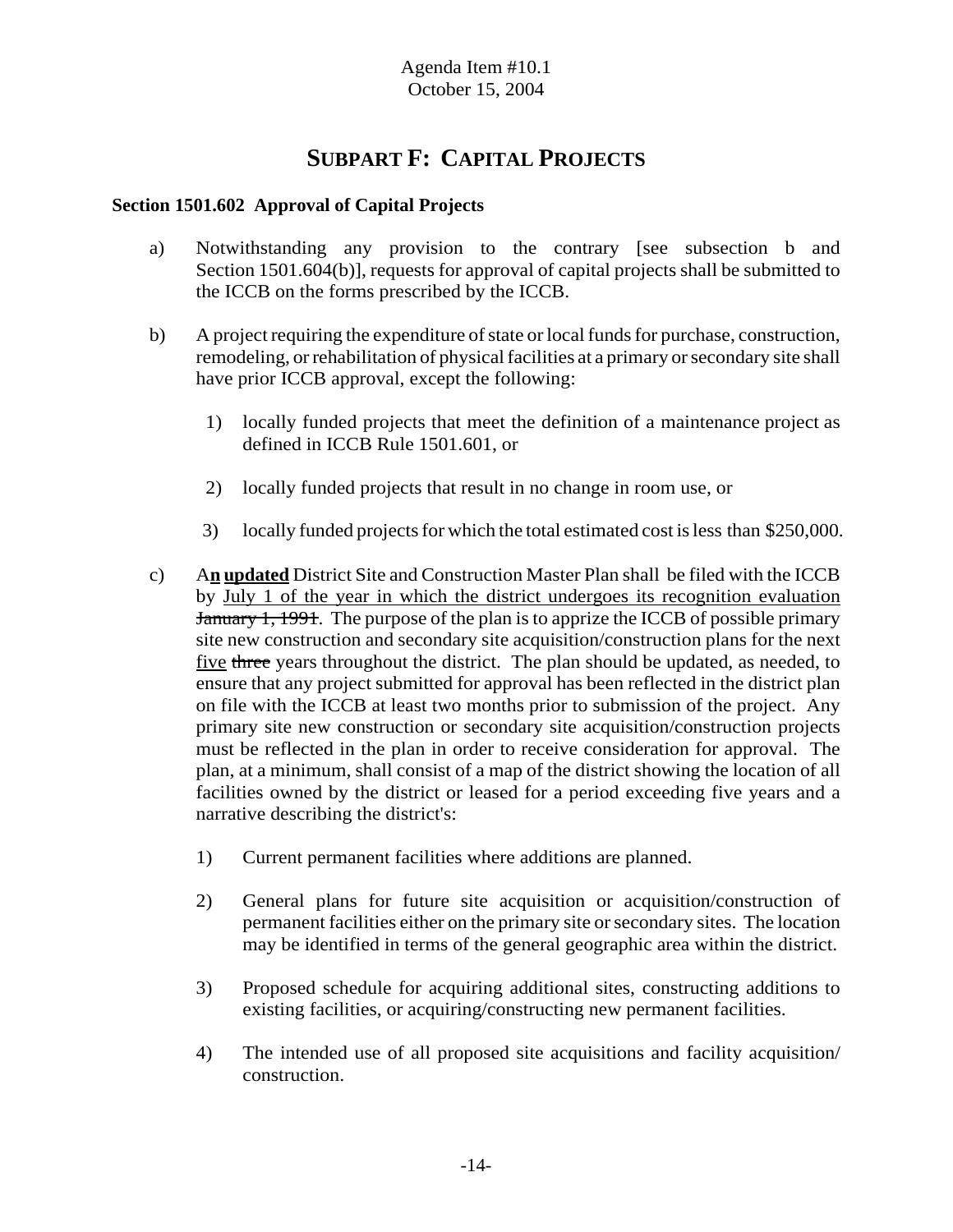# SUBPART F: CAPITAL PROJECTS

**Section 1501.602 Approval of Capital Projects**

a) Notwithstanding any provision to the contrary [see subsection b and Section 1501.604(b)], requests for approval of capital projects shall be submitted to the ICCB on the forms prescribed by the ICCB.

b) A project requiring the expenditure of state or local funds for purchase, construction, remodeling, or rehabilitation of physical facilities at a primary or secondary site shall have prior ICCB approval, except the following:

1) locally funded projects that meet the definition of a maintenance project as defined in ICCB Rule 1501.601, or

2) locally funded projects that result in no change in room use, or

3) locally funded projects for which the total estimated cost is less than $250,000.

c) A**<u>n updated</u>** District Site and Construction Master Plan shall be filed with the ICCB by <u>July 1 of the year in which the district undergoes its recognition evaluation</u> ~~January 1, 1991~~. The purpose of the plan is to apprize the ICCB of possible primary site new construction and secondary site acquisition/construction plans for the next <u>five</u> ~~three~~ years throughout the district. The plan should be updated, as needed, to ensure that any project submitted for approval has been reflected in the district plan on file with the ICCB at least two months prior to submission of the project. Any primary site new construction or secondary site acquisition/construction projects must be reflected in the plan in order to receive consideration for approval. The plan, at a minimum, shall consist of a map of the district showing the location of all facilities owned by the district or leased for a period exceeding five years and a narrative describing the district's:

1) Current permanent facilities where additions are planned.

2) General plans for future site acquisition or acquisition/construction of permanent facilities either on the primary site or secondary sites. The location may be identified in terms of the general geographic area within the district.

3) Proposed schedule for acquiring additional sites, constructing additions to existing facilities, or acquiring/constructing new permanent facilities.

4) The intended use of all proposed site acquisitions and facility acquisition/ construction.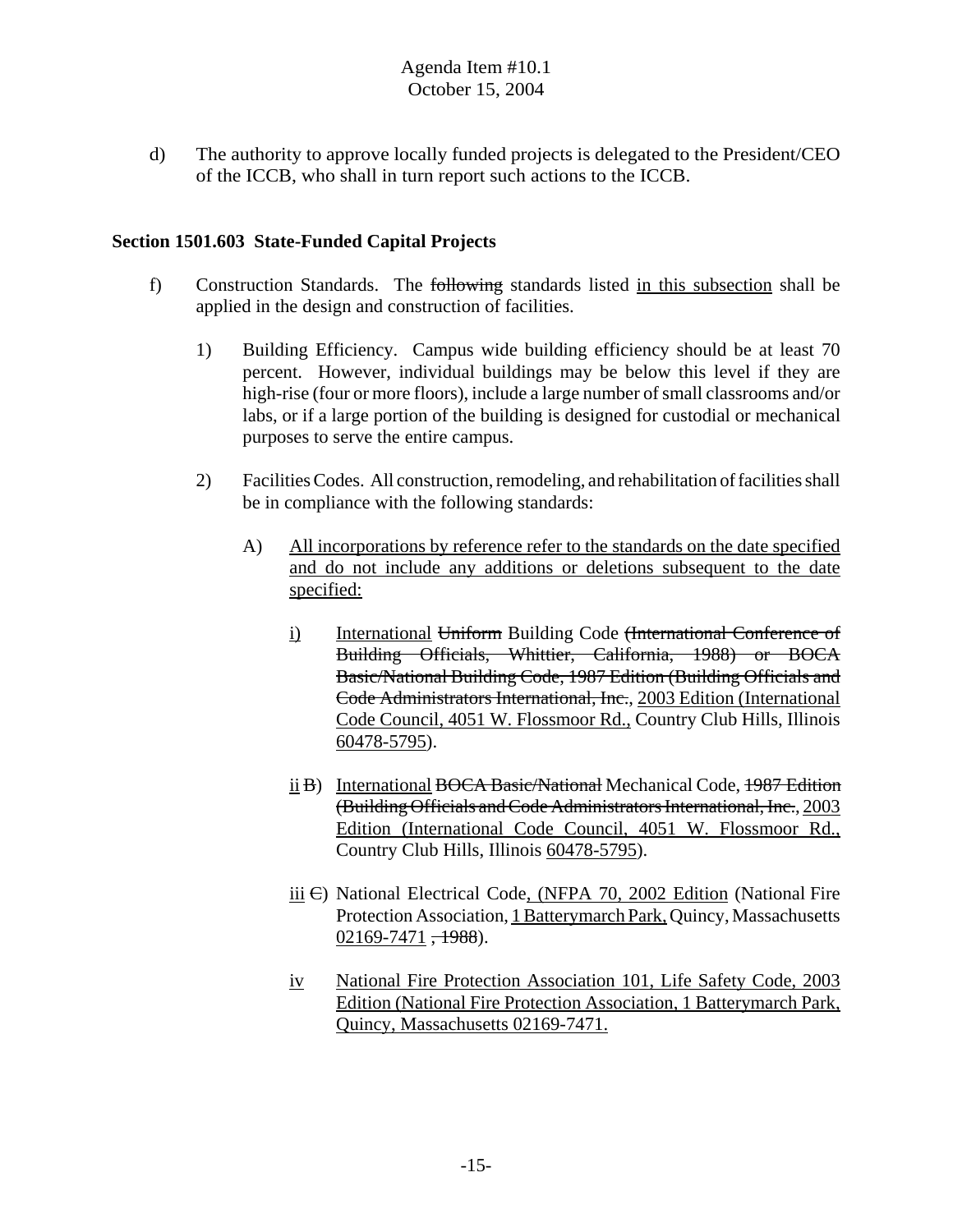Agenda Item #10.1
October 15, 2004

d) The authority to approve locally funded projects is delegated to the President/CEO of the ICCB, who shall in turn report such actions to the ICCB.

**Section 1501.603 State-Funded Capital Projects**

f) Construction Standards. The ~~following~~ standards listed <u>in this subsection</u> shall be applied in the design and construction of facilities.

1) Building Efficiency. Campus wide building efficiency should be at least 70 percent. However, individual buildings may be below this level if they are high-rise (four or more floors), include a large number of small classrooms and/or labs, or if a large portion of the building is designed for custodial or mechanical purposes to serve the entire campus.

2) Facilities Codes. All construction, remodeling, and rehabilitation of facilities shall be in compliance with the following standards:

A) <u>All incorporations by reference refer to the standards on the date specified and do not include any additions or deletions subsequent to the date specified:</u>

<u>i)</u> <u>International</u> ~~Uniform~~ Building Code ~~(International Conference of Building Officials, Whittier, California, 1988) or BOCA Basic/National Building Code, 1987 Edition (Building Officials and Code Administrators International, Inc.~~, <u>2003 Edition (International Code Council, 4051 W. Flossmoor Rd.,</u> Country Club Hills, Illinois <u>60478-5795</u>).

<u>ii</u> ~~B~~) <u>International</u> ~~BOCA Basic/National~~ Mechanical Code, ~~1987 Edition (Building Officials and Code Administrators International, Inc.~~, <u>2003 Edition (International Code Council, 4051 W. Flossmoor Rd.,</u> Country Club Hills, Illinois <u>60478-5795</u>).

<u>iii</u> ~~C~~) National Electrical Code<u>, (NFPA 70, 2002 Edition</u> (National Fire Protection Association, <u>1 Batterymarch Park,</u> Quincy, Massachusetts <u>02169-7471</u> ~~, 1988~~).

<u>iv</u> <u>National Fire Protection Association 101, Life Safety Code, 2003 Edition (National Fire Protection Association, 1 Batterymarch Park, Quincy, Massachusetts 02169-7471.</u>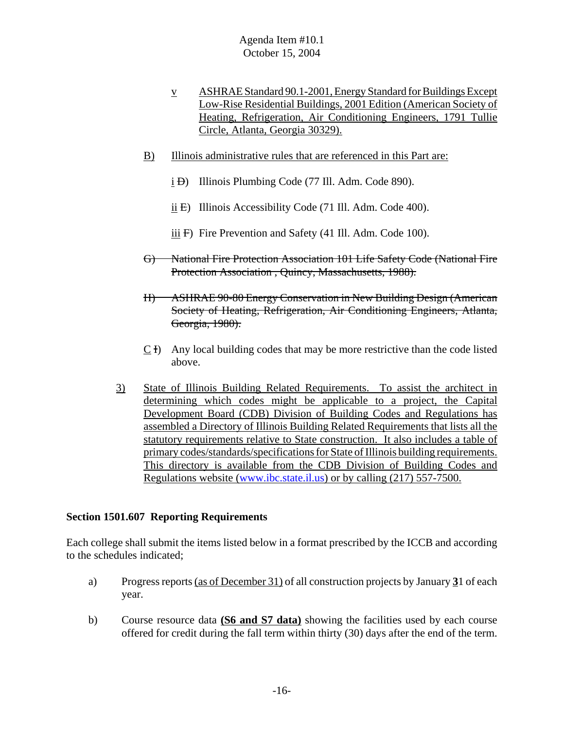v ASHRAE Standard 90.1-2001, Energy Standard for Buildings Except Low-Rise Residential Buildings, 2001 Edition (American Society of Heating, Refrigeration, Air Conditioning Engineers, 1791 Tullie Circle, Atlanta, Georgia 30329).

B) Illinois administrative rules that are referenced in this Part are:

i ~~D~~) Illinois Plumbing Code (77 Ill. Adm. Code 890).

ii ~~E~~) Illinois Accessibility Code (71 Ill. Adm. Code 400).

iii ~~F~~) Fire Prevention and Safety (41 Ill. Adm. Code 100).

~~G) National Fire Protection Association 101 Life Safety Code (National Fire Protection Association , Quincy, Massachusetts, 1988).~~

~~H) ASHRAE 90-80 Energy Conservation in New Building Design (American Society of Heating, Refrigeration, Air Conditioning Engineers, Atlanta, Georgia, 1980).~~

C ~~I~~) Any local building codes that may be more restrictive than the code listed above.

3) State of Illinois Building Related Requirements. To assist the architect in determining which codes might be applicable to a project, the Capital Development Board (CDB) Division of Building Codes and Regulations has assembled a Directory of Illinois Building Related Requirements that lists all the statutory requirements relative to State construction. It also includes a table of primary codes/standards/specifications for State of Illinois building requirements. This directory is available from the CDB Division of Building Codes and Regulations website (www.ibc.state.il.us) or by calling (217) 557-7500.

**Section 1501.607 Reporting Requirements**

Each college shall submit the items listed below in a format prescribed by the ICCB and according to the schedules indicated;

a) Progress reports (as of December 31) of all construction projects by January **3**1 of each year.

b) Course resource data **(S6 and S7 data)** showing the facilities used by each course offered for credit during the fall term within thirty (30) days after the end of the term.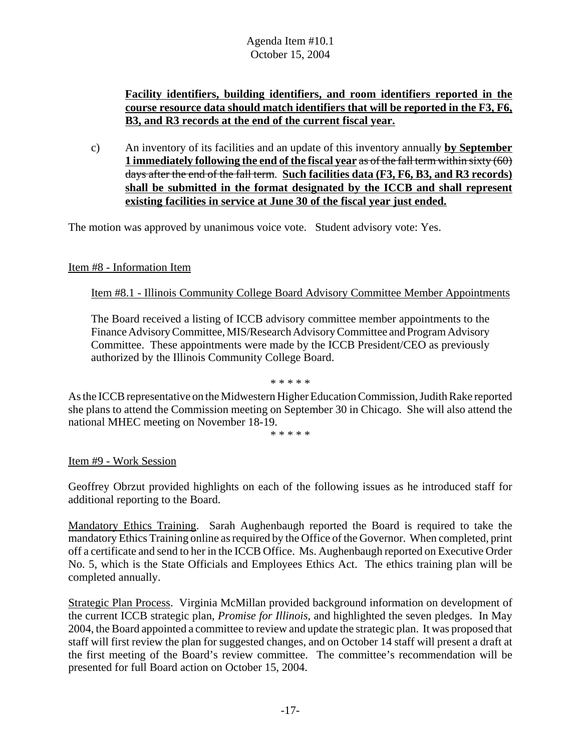**<u>Facility identifiers, building identifiers, and room identifiers reported in the course resource data should match identifiers that will be reported in the F3, F6, B3, and R3 records at the end of the current fiscal year.</u>**

c) An inventory of its facilities and an update of this inventory annually **<u>by September 1 immediately following the end of the fiscal year</u>** ~~as of the fall term within sixty (60) days after the end of the fall term~~. **<u>Such facilities data (F3, F6, B3, and R3 records) shall be submitted in the format designated by the ICCB and shall represent existing facilities in service at June 30 of the fiscal year just ended.</u>**

The motion was approved by unanimous voice vote. Student advisory vote: Yes.

<u>Item #8 - Information Item</u>

<u>Item #8.1 - Illinois Community College Board Advisory Committee Member Appointments</u>

The Board received a listing of ICCB advisory committee member appointments to the Finance Advisory Committee, MIS/Research Advisory Committee and Program Advisory Committee. These appointments were made by the ICCB President/CEO as previously authorized by the Illinois Community College Board.

\* \* \* \* \*

As the ICCB representative on the Midwestern Higher Education Commission, Judith Rake reported she plans to attend the Commission meeting on September 30 in Chicago. She will also attend the national MHEC meeting on November 18-19.

\* \* \* \* \*

<u>Item #9 - Work Session</u>

Geoffrey Obrzut provided highlights on each of the following issues as he introduced staff for additional reporting to the Board.

<u>Mandatory Ethics Training</u>. Sarah Aughenbaugh reported the Board is required to take the mandatory Ethics Training online as required by the Office of the Governor. When completed, print off a certificate and send to her in the ICCB Office. Ms. Aughenbaugh reported on Executive Order No. 5, which is the State Officials and Employees Ethics Act. The ethics training plan will be completed annually.

<u>Strategic Plan Process</u>. Virginia McMillan provided background information on development of the current ICCB strategic plan, *Promise for Illinois*, and highlighted the seven pledges. In May 2004, the Board appointed a committee to review and update the strategic plan. It was proposed that staff will first review the plan for suggested changes, and on October 14 staff will present a draft at the first meeting of the Board's review committee. The committee's recommendation will be presented for full Board action on October 15, 2004.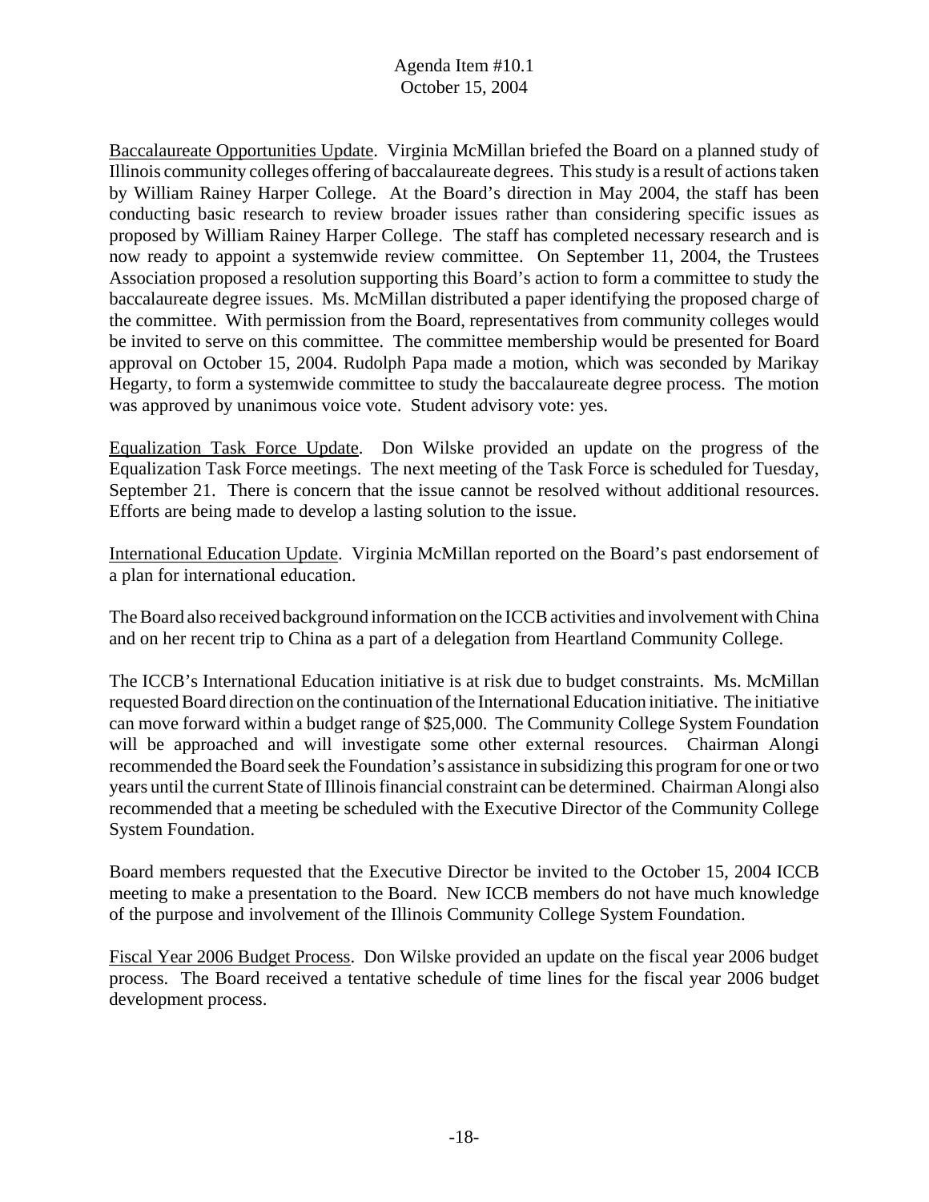Baccalaureate Opportunities Update. Virginia McMillan briefed the Board on a planned study of Illinois community colleges offering of baccalaureate degrees. This study is a result of actions taken by William Rainey Harper College. At the Board's direction in May 2004, the staff has been conducting basic research to review broader issues rather than considering specific issues as proposed by William Rainey Harper College. The staff has completed necessary research and is now ready to appoint a systemwide review committee. On September 11, 2004, the Trustees Association proposed a resolution supporting this Board's action to form a committee to study the baccalaureate degree issues. Ms. McMillan distributed a paper identifying the proposed charge of the committee. With permission from the Board, representatives from community colleges would be invited to serve on this committee. The committee membership would be presented for Board approval on October 15, 2004. Rudolph Papa made a motion, which was seconded by Marikay Hegarty, to form a systemwide committee to study the baccalaureate degree process. The motion was approved by unanimous voice vote. Student advisory vote: yes.

Equalization Task Force Update. Don Wilske provided an update on the progress of the Equalization Task Force meetings. The next meeting of the Task Force is scheduled for Tuesday, September 21. There is concern that the issue cannot be resolved without additional resources. Efforts are being made to develop a lasting solution to the issue.

International Education Update. Virginia McMillan reported on the Board's past endorsement of a plan for international education.

The Board also received background information on the ICCB activities and involvement with China and on her recent trip to China as a part of a delegation from Heartland Community College.

The ICCB's International Education initiative is at risk due to budget constraints. Ms. McMillan requested Board direction on the continuation of the International Education initiative. The initiative can move forward within a budget range of $25,000. The Community College System Foundation will be approached and will investigate some other external resources. Chairman Alongi recommended the Board seek the Foundation's assistance in subsidizing this program for one or two years until the current State of Illinois financial constraint can be determined. Chairman Alongi also recommended that a meeting be scheduled with the Executive Director of the Community College System Foundation.

Board members requested that the Executive Director be invited to the October 15, 2004 ICCB meeting to make a presentation to the Board. New ICCB members do not have much knowledge of the purpose and involvement of the Illinois Community College System Foundation.

Fiscal Year 2006 Budget Process. Don Wilske provided an update on the fiscal year 2006 budget process. The Board received a tentative schedule of time lines for the fiscal year 2006 budget development process.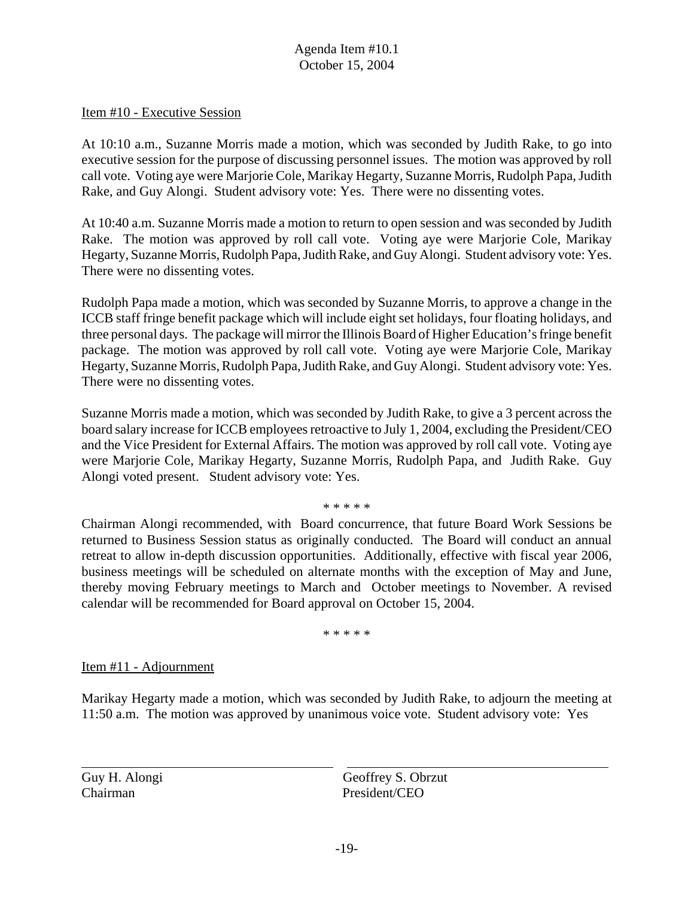Item #10 - Executive Session

At 10:10 a.m., Suzanne Morris made a motion, which was seconded by Judith Rake, to go into executive session for the purpose of discussing personnel issues. The motion was approved by roll call vote. Voting aye were Marjorie Cole, Marikay Hegarty, Suzanne Morris, Rudolph Papa, Judith Rake, and Guy Alongi. Student advisory vote: Yes. There were no dissenting votes.

At 10:40 a.m. Suzanne Morris made a motion to return to open session and was seconded by Judith Rake. The motion was approved by roll call vote. Voting aye were Marjorie Cole, Marikay Hegarty, Suzanne Morris, Rudolph Papa, Judith Rake, and Guy Alongi. Student advisory vote: Yes. There were no dissenting votes.

Rudolph Papa made a motion, which was seconded by Suzanne Morris, to approve a change in the ICCB staff fringe benefit package which will include eight set holidays, four floating holidays, and three personal days. The package will mirror the Illinois Board of Higher Education's fringe benefit package. The motion was approved by roll call vote. Voting aye were Marjorie Cole, Marikay Hegarty, Suzanne Morris, Rudolph Papa, Judith Rake, and Guy Alongi. Student advisory vote: Yes. There were no dissenting votes.

Suzanne Morris made a motion, which was seconded by Judith Rake, to give a 3 percent across the board salary increase for ICCB employees retroactive to July 1, 2004, excluding the President/CEO and the Vice President for External Affairs. The motion was approved by roll call vote. Voting aye were Marjorie Cole, Marikay Hegarty, Suzanne Morris, Rudolph Papa, and Judith Rake. Guy Alongi voted present. Student advisory vote: Yes.

\* \* \* \* \*

Chairman Alongi recommended, with Board concurrence, that future Board Work Sessions be returned to Business Session status as originally conducted. The Board will conduct an annual retreat to allow in-depth discussion opportunities. Additionally, effective with fiscal year 2006, business meetings will be scheduled on alternate months with the exception of May and June, thereby moving February meetings to March and October meetings to November. A revised calendar will be recommended for Board approval on October 15, 2004.

\* \* \* \* \*

Item #11 - Adjournment

Marikay Hegarty made a motion, which was seconded by Judith Rake, to adjourn the meeting at 11:50 a.m. The motion was approved by unanimous voice vote. Student advisory vote: Yes

| | |
|---|---|
| Guy H. Alongi<br>Chairman | Geoffrey S. Obrzut<br>President/CEO |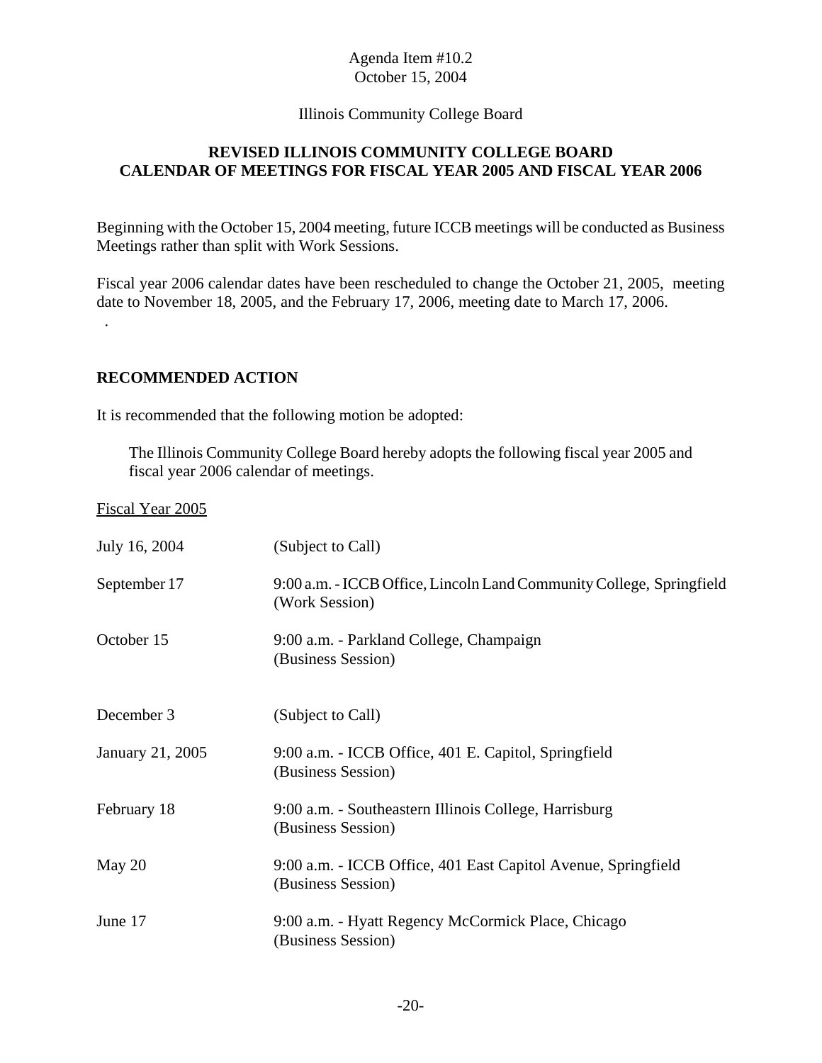Agenda Item #10.2
October 15, 2004

Illinois Community College Board

## REVISED ILLINOIS COMMUNITY COLLEGE BOARD CALENDAR OF MEETINGS FOR FISCAL YEAR 2005 AND FISCAL YEAR 2006

Beginning with the October 15, 2004 meeting, future ICCB meetings will be conducted as Business Meetings rather than split with Work Sessions.

Fiscal year 2006 calendar dates have been rescheduled to change the October 21, 2005, meeting date to November 18, 2005, and the February 17, 2006, meeting date to March 17, 2006.

.

### RECOMMENDED ACTION

It is recommended that the following motion be adopted:

> The Illinois Community College Board hereby adopts the following fiscal year 2005 and fiscal year 2006 calendar of meetings.

Fiscal Year 2005

| | |
|---|---|
| July 16, 2004 | (Subject to Call) |
| September 17 | 9:00 a.m. - ICCB Office, Lincoln Land Community College, Springfield (Work Session) |
| October 15 | 9:00 a.m. - Parkland College, Champaign (Business Session) |
| December 3 | (Subject to Call) |
| January 21, 2005 | 9:00 a.m. - ICCB Office, 401 E. Capitol, Springfield (Business Session) |
| February 18 | 9:00 a.m. - Southeastern Illinois College, Harrisburg (Business Session) |
| May 20 | 9:00 a.m. - ICCB Office, 401 East Capitol Avenue, Springfield (Business Session) |
| June 17 | 9:00 a.m. - Hyatt Regency McCormick Place, Chicago (Business Session) |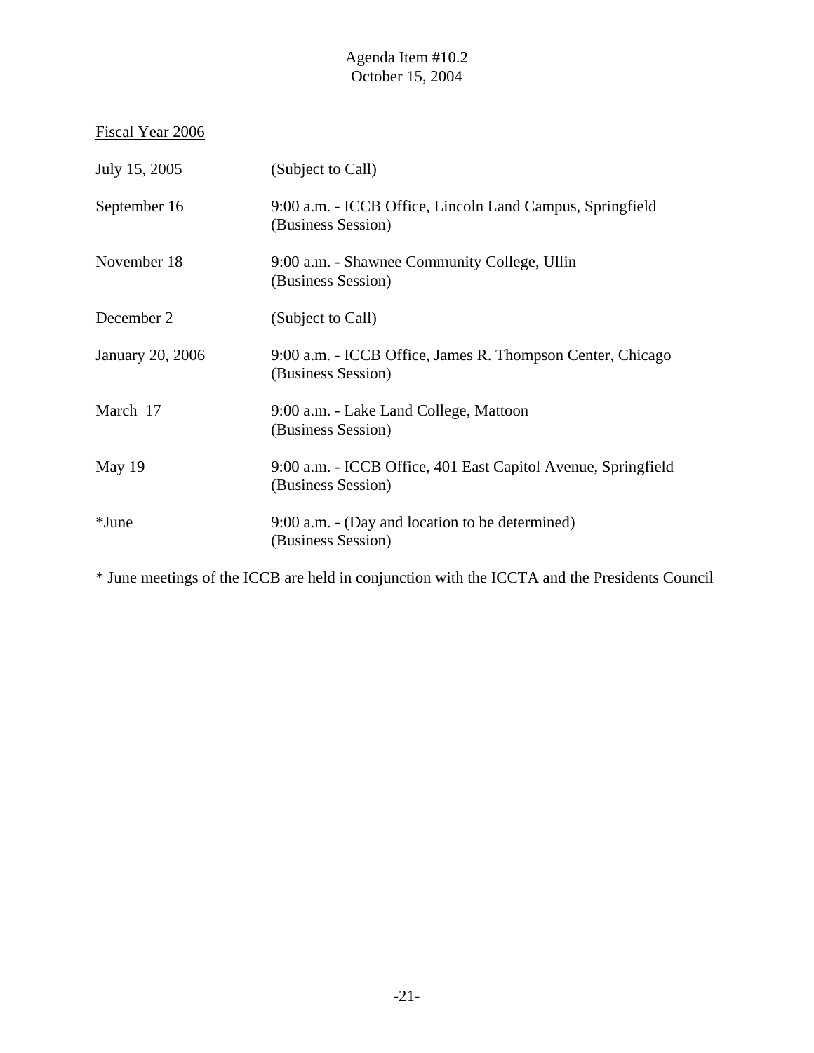Agenda Item #10.2
October 15, 2004

Fiscal Year 2006

| | |
|---|---|
| July 15, 2005 | (Subject to Call) |
| September 16 | 9:00 a.m. - ICCB Office, Lincoln Land Campus, Springfield (Business Session) |
| November 18 | 9:00 a.m. - Shawnee Community College, Ullin (Business Session) |
| December 2 | (Subject to Call) |
| January 20, 2006 | 9:00 a.m. - ICCB Office, James R. Thompson Center, Chicago (Business Session) |
| March 17 | 9:00 a.m. - Lake Land College, Mattoon (Business Session) |
| May 19 | 9:00 a.m. - ICCB Office, 401 East Capitol Avenue, Springfield (Business Session) |
| *June | 9:00 a.m. - (Day and location to be determined) (Business Session) |

* June meetings of the ICCB are held in conjunction with the ICCTA and the Presidents Council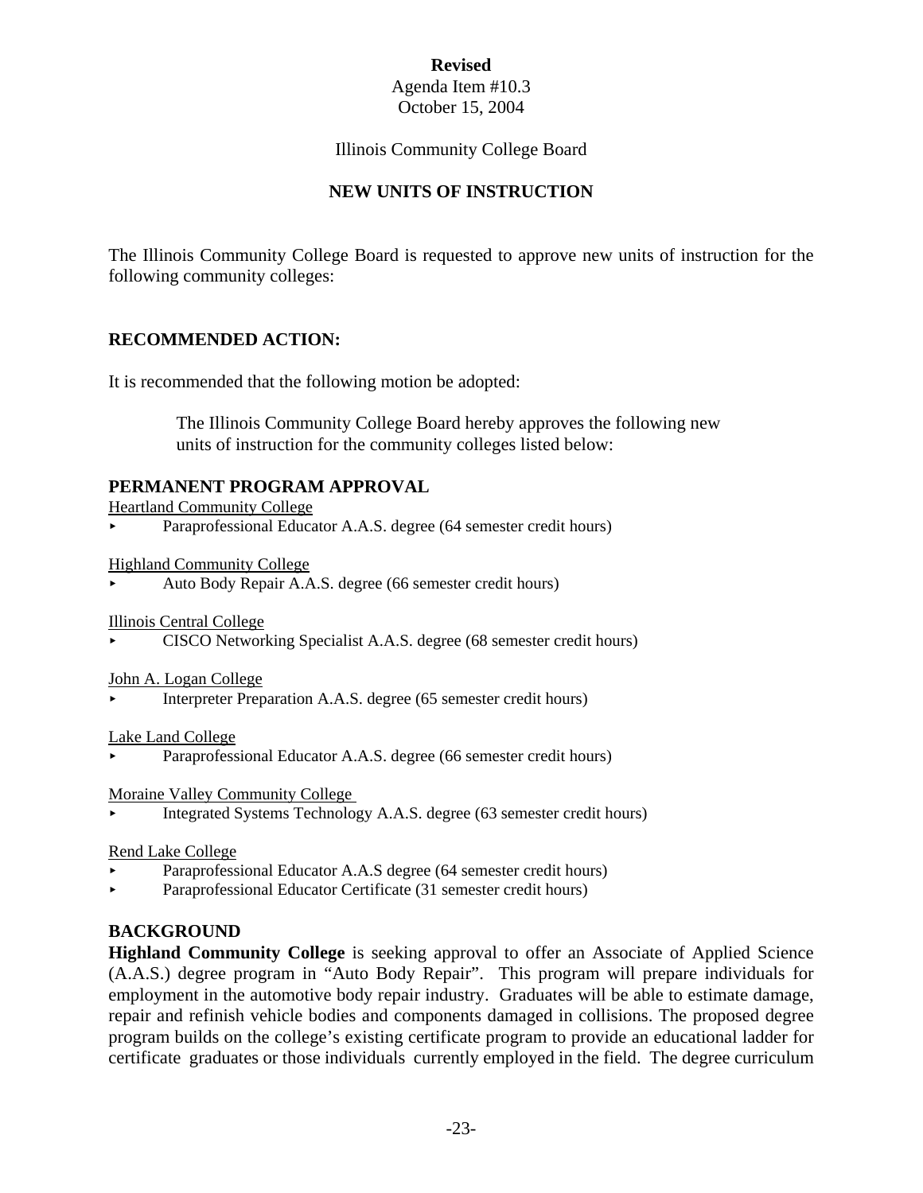**Revised**
Agenda Item #10.3
October 15, 2004

Illinois Community College Board

## NEW UNITS OF INSTRUCTION

The Illinois Community College Board is requested to approve new units of instruction for the following community colleges:

### RECOMMENDED ACTION:

It is recommended that the following motion be adopted:

> The Illinois Community College Board hereby approves the following new units of instruction for the community colleges listed below:

### PERMANENT PROGRAM APPROVAL

Heartland Community College

- Paraprofessional Educator A.A.S. degree (64 semester credit hours)

Highland Community College

- Auto Body Repair A.A.S. degree (66 semester credit hours)

Illinois Central College

- CISCO Networking Specialist A.A.S. degree (68 semester credit hours)

John A. Logan College

- Interpreter Preparation A.A.S. degree (65 semester credit hours)

Lake Land College

- Paraprofessional Educator A.A.S. degree (66 semester credit hours)

Moraine Valley Community College

- Integrated Systems Technology A.A.S. degree (63 semester credit hours)

Rend Lake College

- Paraprofessional Educator A.A.S degree (64 semester credit hours)
- Paraprofessional Educator Certificate (31 semester credit hours)

### BACKGROUND

**Highland Community College** is seeking approval to offer an Associate of Applied Science (A.A.S.) degree program in "Auto Body Repair". This program will prepare individuals for employment in the automotive body repair industry. Graduates will be able to estimate damage, repair and refinish vehicle bodies and components damaged in collisions. The proposed degree program builds on the college's existing certificate program to provide an educational ladder for certificate graduates or those individuals currently employed in the field. The degree curriculum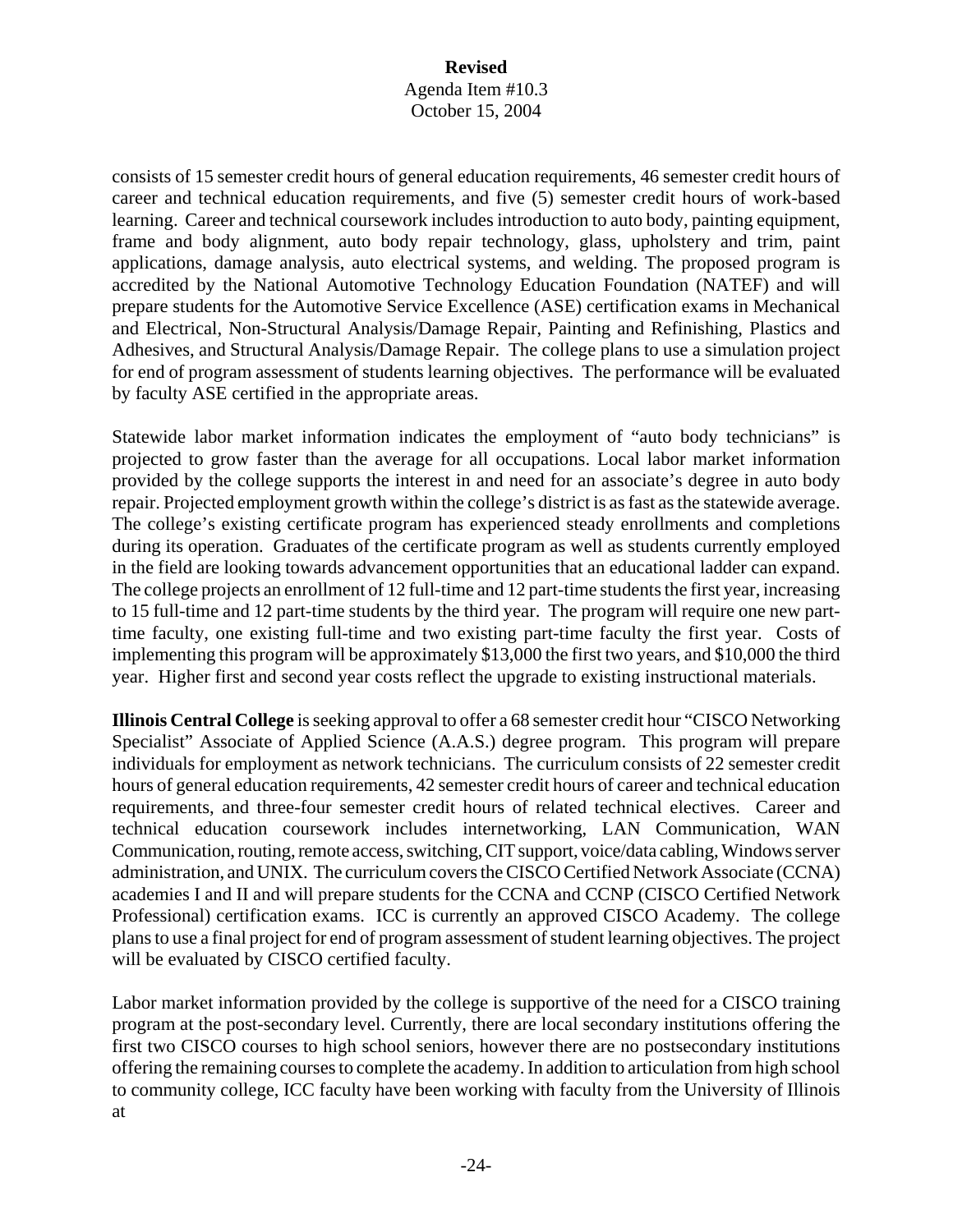consists of 15 semester credit hours of general education requirements, 46 semester credit hours of career and technical education requirements, and five (5) semester credit hours of work-based learning. Career and technical coursework includes introduction to auto body, painting equipment, frame and body alignment, auto body repair technology, glass, upholstery and trim, paint applications, damage analysis, auto electrical systems, and welding. The proposed program is accredited by the National Automotive Technology Education Foundation (NATEF) and will prepare students for the Automotive Service Excellence (ASE) certification exams in Mechanical and Electrical, Non-Structural Analysis/Damage Repair, Painting and Refinishing, Plastics and Adhesives, and Structural Analysis/Damage Repair. The college plans to use a simulation project for end of program assessment of students learning objectives. The performance will be evaluated by faculty ASE certified in the appropriate areas.

Statewide labor market information indicates the employment of "auto body technicians" is projected to grow faster than the average for all occupations. Local labor market information provided by the college supports the interest in and need for an associate's degree in auto body repair. Projected employment growth within the college's district is as fast as the statewide average. The college's existing certificate program has experienced steady enrollments and completions during its operation. Graduates of the certificate program as well as students currently employed in the field are looking towards advancement opportunities that an educational ladder can expand. The college projects an enrollment of 12 full-time and 12 part-time students the first year, increasing to 15 full-time and 12 part-time students by the third year. The program will require one new part-time faculty, one existing full-time and two existing part-time faculty the first year. Costs of implementing this program will be approximately $13,000 the first two years, and $10,000 the third year. Higher first and second year costs reflect the upgrade to existing instructional materials.

**Illinois Central College** is seeking approval to offer a 68 semester credit hour "CISCO Networking Specialist" Associate of Applied Science (A.A.S.) degree program. This program will prepare individuals for employment as network technicians. The curriculum consists of 22 semester credit hours of general education requirements, 42 semester credit hours of career and technical education requirements, and three-four semester credit hours of related technical electives. Career and technical education coursework includes internetworking, LAN Communication, WAN Communication, routing, remote access, switching, CIT support, voice/data cabling, Windows server administration, and UNIX. The curriculum covers the CISCO Certified Network Associate (CCNA) academies I and II and will prepare students for the CCNA and CCNP (CISCO Certified Network Professional) certification exams. ICC is currently an approved CISCO Academy. The college plans to use a final project for end of program assessment of student learning objectives. The project will be evaluated by CISCO certified faculty.

Labor market information provided by the college is supportive of the need for a CISCO training program at the post-secondary level. Currently, there are local secondary institutions offering the first two CISCO courses to high school seniors, however there are no postsecondary institutions offering the remaining courses to complete the academy. In addition to articulation from high school to community college, ICC faculty have been working with faculty from the University of Illinois at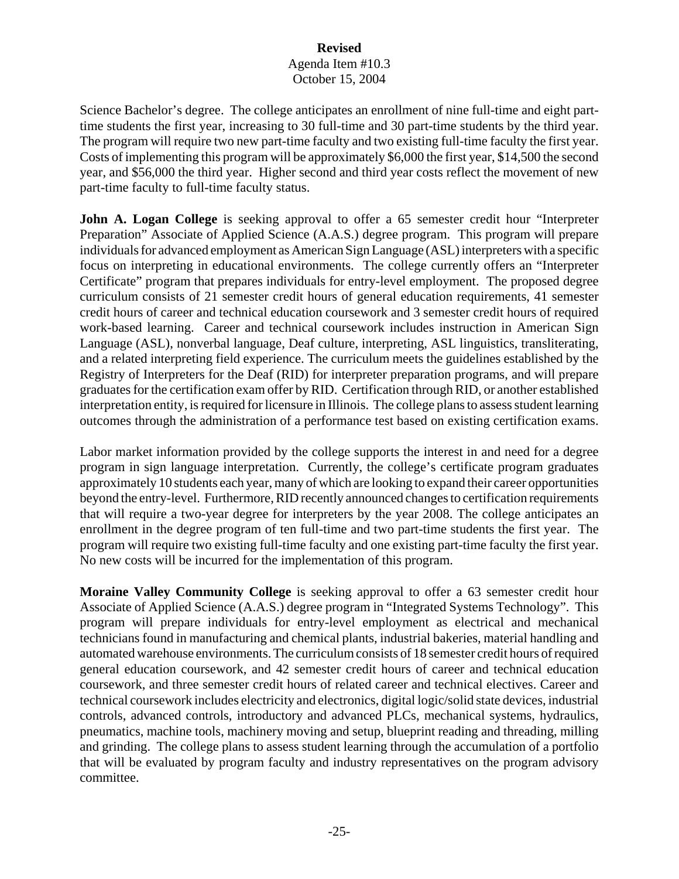Science Bachelor's degree. The college anticipates an enrollment of nine full-time and eight part-time students the first year, increasing to 30 full-time and 30 part-time students by the third year. The program will require two new part-time faculty and two existing full-time faculty the first year. Costs of implementing this program will be approximately $6,000 the first year, $14,500 the second year, and $56,000 the third year. Higher second and third year costs reflect the movement of new part-time faculty to full-time faculty status.

**John A. Logan College** is seeking approval to offer a 65 semester credit hour "Interpreter Preparation" Associate of Applied Science (A.A.S.) degree program. This program will prepare individuals for advanced employment as American Sign Language (ASL) interpreters with a specific focus on interpreting in educational environments. The college currently offers an "Interpreter Certificate" program that prepares individuals for entry-level employment. The proposed degree curriculum consists of 21 semester credit hours of general education requirements, 41 semester credit hours of career and technical education coursework and 3 semester credit hours of required work-based learning. Career and technical coursework includes instruction in American Sign Language (ASL), nonverbal language, Deaf culture, interpreting, ASL linguistics, transliterating, and a related interpreting field experience. The curriculum meets the guidelines established by the Registry of Interpreters for the Deaf (RID) for interpreter preparation programs, and will prepare graduates for the certification exam offer by RID. Certification through RID, or another established interpretation entity, is required for licensure in Illinois. The college plans to assess student learning outcomes through the administration of a performance test based on existing certification exams.

Labor market information provided by the college supports the interest in and need for a degree program in sign language interpretation. Currently, the college's certificate program graduates approximately 10 students each year, many of which are looking to expand their career opportunities beyond the entry-level. Furthermore, RID recently announced changes to certification requirements that will require a two-year degree for interpreters by the year 2008. The college anticipates an enrollment in the degree program of ten full-time and two part-time students the first year. The program will require two existing full-time faculty and one existing part-time faculty the first year. No new costs will be incurred for the implementation of this program.

**Moraine Valley Community College** is seeking approval to offer a 63 semester credit hour Associate of Applied Science (A.A.S.) degree program in "Integrated Systems Technology". This program will prepare individuals for entry-level employment as electrical and mechanical technicians found in manufacturing and chemical plants, industrial bakeries, material handling and automated warehouse environments. The curriculum consists of 18 semester credit hours of required general education coursework, and 42 semester credit hours of career and technical education coursework, and three semester credit hours of related career and technical electives. Career and technical coursework includes electricity and electronics, digital logic/solid state devices, industrial controls, advanced controls, introductory and advanced PLCs, mechanical systems, hydraulics, pneumatics, machine tools, machinery moving and setup, blueprint reading and threading, milling and grinding. The college plans to assess student learning through the accumulation of a portfolio that will be evaluated by program faculty and industry representatives on the program advisory committee.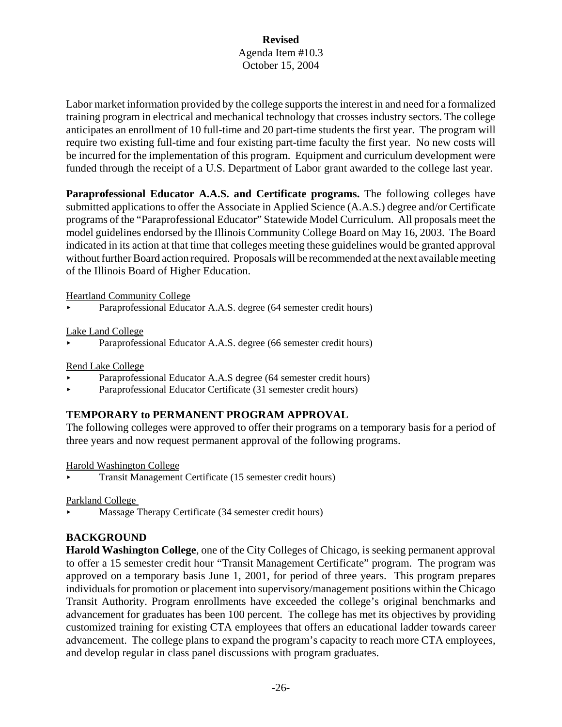Labor market information provided by the college supports the interest in and need for a formalized training program in electrical and mechanical technology that crosses industry sectors. The college anticipates an enrollment of 10 full-time and 20 part-time students the first year. The program will require two existing full-time and four existing part-time faculty the first year. No new costs will be incurred for the implementation of this program. Equipment and curriculum development were funded through the receipt of a U.S. Department of Labor grant awarded to the college last year.

**Paraprofessional Educator A.A.S. and Certificate programs.** The following colleges have submitted applications to offer the Associate in Applied Science (A.A.S.) degree and/or Certificate programs of the "Paraprofessional Educator" Statewide Model Curriculum. All proposals meet the model guidelines endorsed by the Illinois Community College Board on May 16, 2003. The Board indicated in its action at that time that colleges meeting these guidelines would be granted approval without further Board action required. Proposals will be recommended at the next available meeting of the Illinois Board of Higher Education.

Heartland Community College

- Paraprofessional Educator A.A.S. degree (64 semester credit hours)

Lake Land College

- Paraprofessional Educator A.A.S. degree (66 semester credit hours)

Rend Lake College

- Paraprofessional Educator A.A.S degree (64 semester credit hours)
- Paraprofessional Educator Certificate (31 semester credit hours)

## TEMPORARY to PERMANENT PROGRAM APPROVAL

The following colleges were approved to offer their programs on a temporary basis for a period of three years and now request permanent approval of the following programs.

Harold Washington College

- Transit Management Certificate (15 semester credit hours)

Parkland College

- Massage Therapy Certificate (34 semester credit hours)

## BACKGROUND

**Harold Washington College**, one of the City Colleges of Chicago, is seeking permanent approval to offer a 15 semester credit hour "Transit Management Certificate" program. The program was approved on a temporary basis June 1, 2001, for period of three years. This program prepares individuals for promotion or placement into supervisory/management positions within the Chicago Transit Authority. Program enrollments have exceeded the college's original benchmarks and advancement for graduates has been 100 percent. The college has met its objectives by providing customized training for existing CTA employees that offers an educational ladder towards career advancement. The college plans to expand the program's capacity to reach more CTA employees, and develop regular in class panel discussions with program graduates.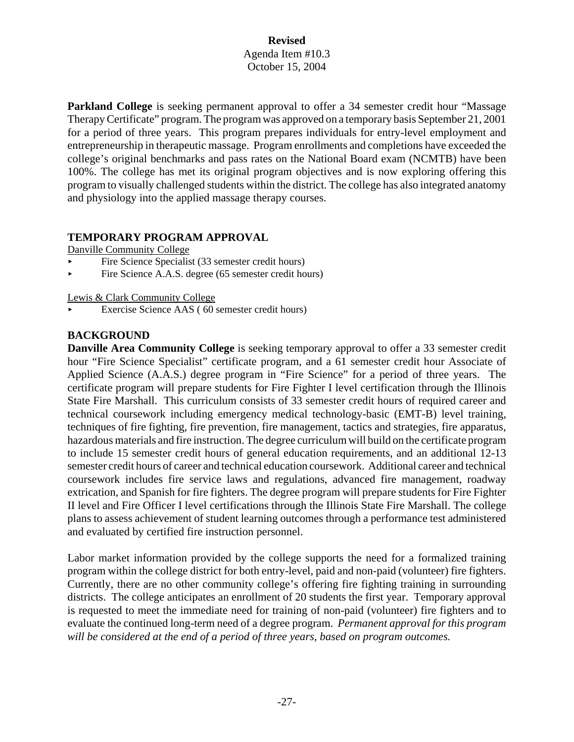**Revised**

Agenda Item #10.3

October 15, 2004

**Parkland College** is seeking permanent approval to offer a 34 semester credit hour "Massage Therapy Certificate" program. The program was approved on a temporary basis September 21, 2001 for a period of three years. This program prepares individuals for entry-level employment and entrepreneurship in therapeutic massage. Program enrollments and completions have exceeded the college's original benchmarks and pass rates on the National Board exam (NCMTB) have been 100%. The college has met its original program objectives and is now exploring offering this program to visually challenged students within the district. The college has also integrated anatomy and physiology into the applied massage therapy courses.

## TEMPORARY PROGRAM APPROVAL

Danville Community College

- Fire Science Specialist (33 semester credit hours)
- Fire Science A.A.S. degree (65 semester credit hours)

Lewis & Clark Community College

- Exercise Science AAS ( 60 semester credit hours)

## BACKGROUND

**Danville Area Community College** is seeking temporary approval to offer a 33 semester credit hour "Fire Science Specialist" certificate program, and a 61 semester credit hour Associate of Applied Science (A.A.S.) degree program in "Fire Science" for a period of three years. The certificate program will prepare students for Fire Fighter I level certification through the Illinois State Fire Marshall. This curriculum consists of 33 semester credit hours of required career and technical coursework including emergency medical technology-basic (EMT-B) level training, techniques of fire fighting, fire prevention, fire management, tactics and strategies, fire apparatus, hazardous materials and fire instruction. The degree curriculum will build on the certificate program to include 15 semester credit hours of general education requirements, and an additional 12-13 semester credit hours of career and technical education coursework. Additional career and technical coursework includes fire service laws and regulations, advanced fire management, roadway extrication, and Spanish for fire fighters. The degree program will prepare students for Fire Fighter II level and Fire Officer I level certifications through the Illinois State Fire Marshall. The college plans to assess achievement of student learning outcomes through a performance test administered and evaluated by certified fire instruction personnel.

Labor market information provided by the college supports the need for a formalized training program within the college district for both entry-level, paid and non-paid (volunteer) fire fighters. Currently, there are no other community college's offering fire fighting training in surrounding districts. The college anticipates an enrollment of 20 students the first year. Temporary approval is requested to meet the immediate need for training of non-paid (volunteer) fire fighters and to evaluate the continued long-term need of a degree program. *Permanent approval for this program will be considered at the end of a period of three years, based on program outcomes.*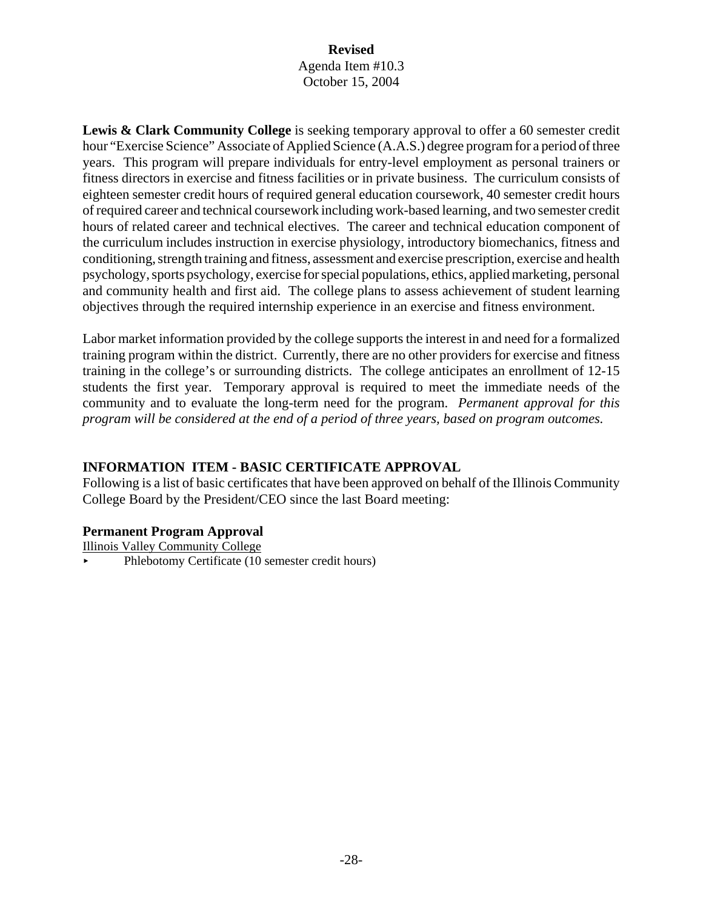**Revised**
Agenda Item #10.3
October 15, 2004

**Lewis & Clark Community College** is seeking temporary approval to offer a 60 semester credit hour "Exercise Science" Associate of Applied Science (A.A.S.) degree program for a period of three years. This program will prepare individuals for entry-level employment as personal trainers or fitness directors in exercise and fitness facilities or in private business. The curriculum consists of eighteen semester credit hours of required general education coursework, 40 semester credit hours of required career and technical coursework including work-based learning, and two semester credit hours of related career and technical electives. The career and technical education component of the curriculum includes instruction in exercise physiology, introductory biomechanics, fitness and conditioning, strength training and fitness, assessment and exercise prescription, exercise and health psychology, sports psychology, exercise for special populations, ethics, applied marketing, personal and community health and first aid. The college plans to assess achievement of student learning objectives through the required internship experience in an exercise and fitness environment.

Labor market information provided by the college supports the interest in and need for a formalized training program within the district. Currently, there are no other providers for exercise and fitness training in the college's or surrounding districts. The college anticipates an enrollment of 12-15 students the first year. Temporary approval is required to meet the immediate needs of the community and to evaluate the long-term need for the program. *Permanent approval for this program will be considered at the end of a period of three years, based on program outcomes.*

## INFORMATION ITEM - BASIC CERTIFICATE APPROVAL

Following is a list of basic certificates that have been approved on behalf of the Illinois Community College Board by the President/CEO since the last Board meeting:

### Permanent Program Approval

Illinois Valley Community College

- Phlebotomy Certificate (10 semester credit hours)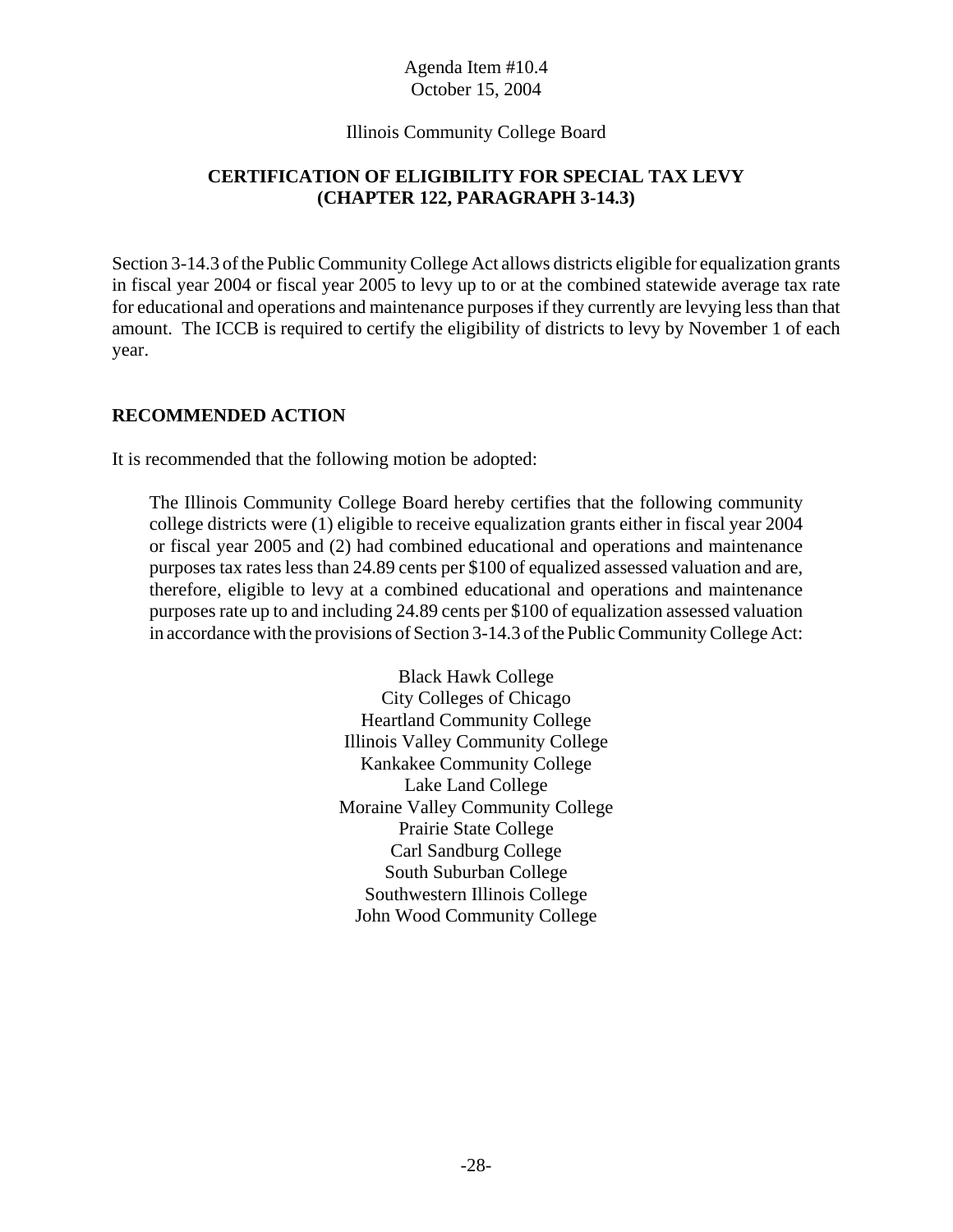Agenda Item #10.4
October 15, 2004

Illinois Community College Board

**CERTIFICATION OF ELIGIBILITY FOR SPECIAL TAX LEVY (CHAPTER 122, PARAGRAPH 3-14.3)**

Section 3-14.3 of the Public Community College Act allows districts eligible for equalization grants in fiscal year 2004 or fiscal year 2005 to levy up to or at the combined statewide average tax rate for educational and operations and maintenance purposes if they currently are levying less than that amount. The ICCB is required to certify the eligibility of districts to levy by November 1 of each year.

## RECOMMENDED ACTION

It is recommended that the following motion be adopted:

> The Illinois Community College Board hereby certifies that the following community college districts were (1) eligible to receive equalization grants either in fiscal year 2004 or fiscal year 2005 and (2) had combined educational and operations and maintenance purposes tax rates less than 24.89 cents per $100 of equalized assessed valuation and are, therefore, eligible to levy at a combined educational and operations and maintenance purposes rate up to and including 24.89 cents per $100 of equalization assessed valuation in accordance with the provisions of Section 3-14.3 of the Public Community College Act:
>
> Black Hawk College
> City Colleges of Chicago
> Heartland Community College
> Illinois Valley Community College
> Kankakee Community College
> Lake Land College
> Moraine Valley Community College
> Prairie State College
> Carl Sandburg College
> South Suburban College
> Southwestern Illinois College
> John Wood Community College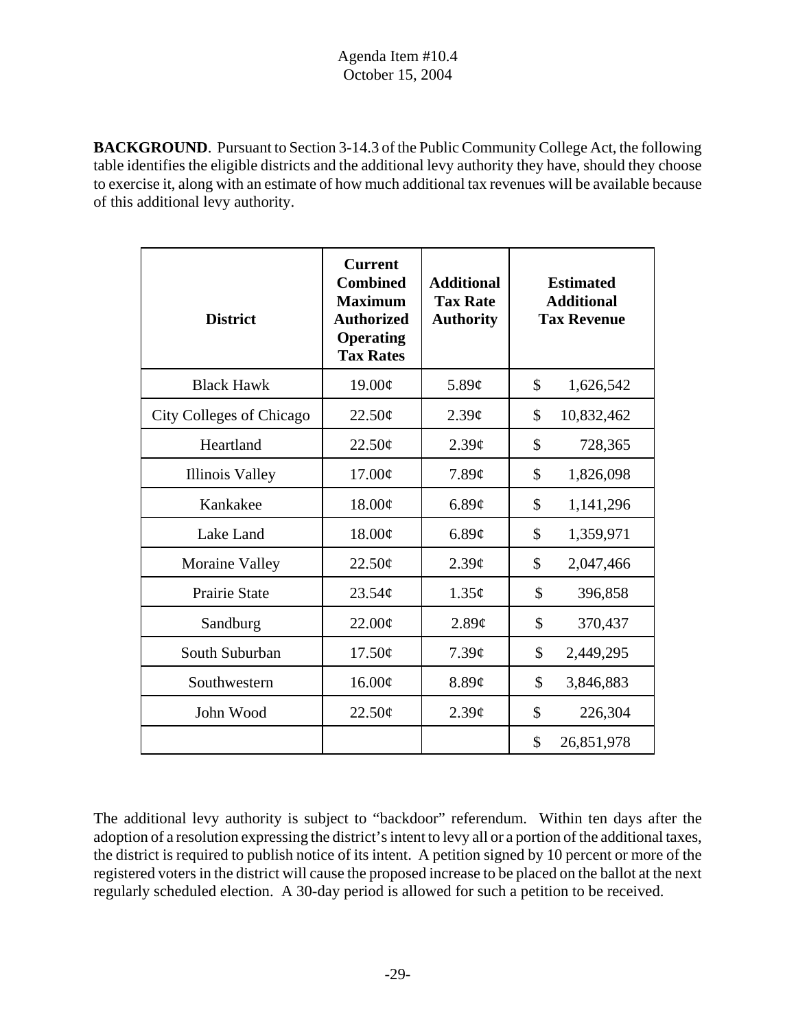Agenda Item #10.4
October 15, 2004

**BACKGROUND**. Pursuant to Section 3-14.3 of the Public Community College Act, the following table identifies the eligible districts and the additional levy authority they have, should they choose to exercise it, along with an estimate of how much additional tax revenues will be available because of this additional levy authority.

| District | Current Combined Maximum Authorized Operating Tax Rates | Additional Tax Rate Authority | Estimated Additional Tax Revenue |
|---|---|---|---|
| Black Hawk | 19.00¢ | 5.89¢ | $ 1,626,542 |
| City Colleges of Chicago | 22.50¢ | 2.39¢ | $ 10,832,462 |
| Heartland | 22.50¢ | 2.39¢ | $ 728,365 |
| Illinois Valley | 17.00¢ | 7.89¢ | $ 1,826,098 |
| Kankakee | 18.00¢ | 6.89¢ | $ 1,141,296 |
| Lake Land | 18.00¢ | 6.89¢ | $ 1,359,971 |
| Moraine Valley | 22.50¢ | 2.39¢ | $ 2,047,466 |
| Prairie State | 23.54¢ | 1.35¢ | $ 396,858 |
| Sandburg | 22.00¢ | 2.89¢ | $ 370,437 |
| South Suburban | 17.50¢ | 7.39¢ | $ 2,449,295 |
| Southwestern | 16.00¢ | 8.89¢ | $ 3,846,883 |
| John Wood | 22.50¢ | 2.39¢ | $ 226,304 |
| | | | $ 26,851,978 |

The additional levy authority is subject to "backdoor" referendum. Within ten days after the adoption of a resolution expressing the district's intent to levy all or a portion of the additional taxes, the district is required to publish notice of its intent. A petition signed by 10 percent or more of the registered voters in the district will cause the proposed increase to be placed on the ballot at the next regularly scheduled election. A 30-day period is allowed for such a petition to be received.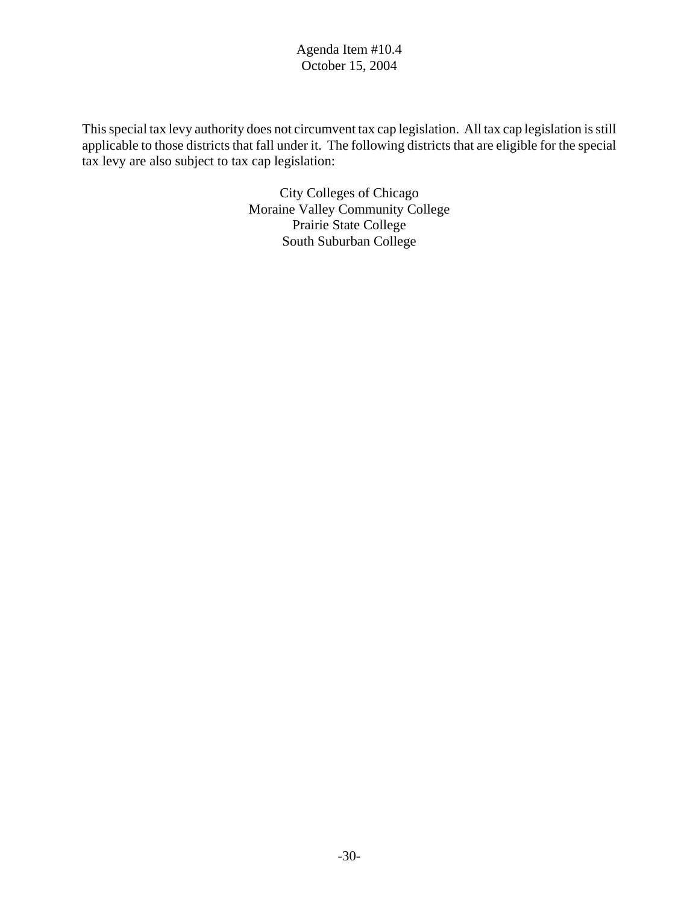This special tax levy authority does not circumvent tax cap legislation. All tax cap legislation is still applicable to those districts that fall under it. The following districts that are eligible for the special tax levy are also subject to tax cap legislation:

City Colleges of Chicago
Moraine Valley Community College
Prairie State College
South Suburban College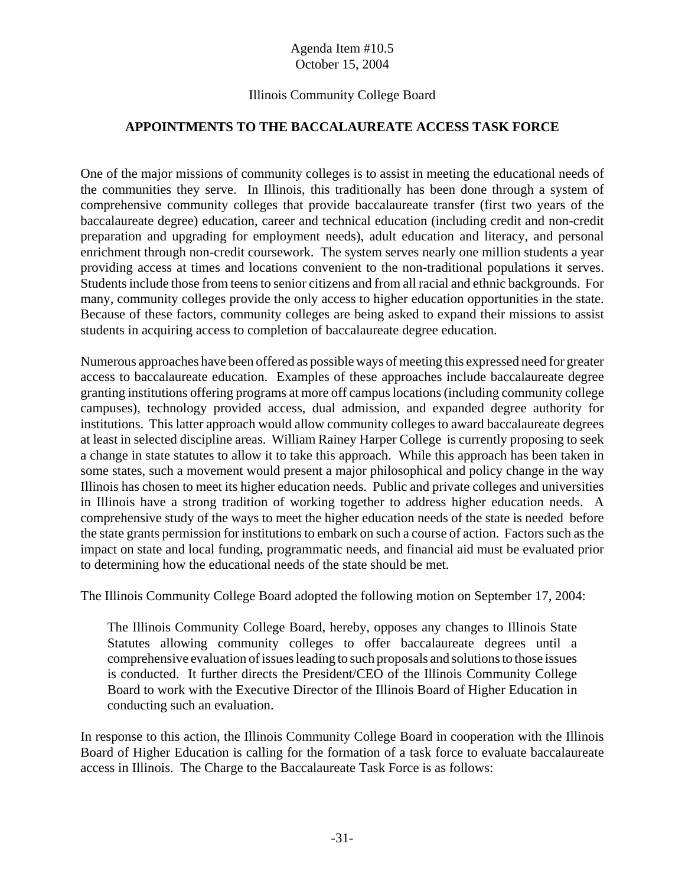Agenda Item #10.5
October 15, 2004

Illinois Community College Board

## APPOINTMENTS TO THE BACCALAUREATE ACCESS TASK FORCE

One of the major missions of community colleges is to assist in meeting the educational needs of the communities they serve. In Illinois, this traditionally has been done through a system of comprehensive community colleges that provide baccalaureate transfer (first two years of the baccalaureate degree) education, career and technical education (including credit and non-credit preparation and upgrading for employment needs), adult education and literacy, and personal enrichment through non-credit coursework. The system serves nearly one million students a year providing access at times and locations convenient to the non-traditional populations it serves. Students include those from teens to senior citizens and from all racial and ethnic backgrounds. For many, community colleges provide the only access to higher education opportunities in the state. Because of these factors, community colleges are being asked to expand their missions to assist students in acquiring access to completion of baccalaureate degree education.

Numerous approaches have been offered as possible ways of meeting this expressed need for greater access to baccalaureate education. Examples of these approaches include baccalaureate degree granting institutions offering programs at more off campus locations (including community college campuses), technology provided access, dual admission, and expanded degree authority for institutions. This latter approach would allow community colleges to award baccalaureate degrees at least in selected discipline areas. William Rainey Harper College is currently proposing to seek a change in state statutes to allow it to take this approach. While this approach has been taken in some states, such a movement would present a major philosophical and policy change in the way Illinois has chosen to meet its higher education needs. Public and private colleges and universities in Illinois have a strong tradition of working together to address higher education needs. A comprehensive study of the ways to meet the higher education needs of the state is needed before the state grants permission for institutions to embark on such a course of action. Factors such as the impact on state and local funding, programmatic needs, and financial aid must be evaluated prior to determining how the educational needs of the state should be met.

The Illinois Community College Board adopted the following motion on September 17, 2004:

> The Illinois Community College Board, hereby, opposes any changes to Illinois State Statutes allowing community colleges to offer baccalaureate degrees until a comprehensive evaluation of issues leading to such proposals and solutions to those issues is conducted. It further directs the President/CEO of the Illinois Community College Board to work with the Executive Director of the Illinois Board of Higher Education in conducting such an evaluation.

In response to this action, the Illinois Community College Board in cooperation with the Illinois Board of Higher Education is calling for the formation of a task force to evaluate baccalaureate access in Illinois. The Charge to the Baccalaureate Task Force is as follows: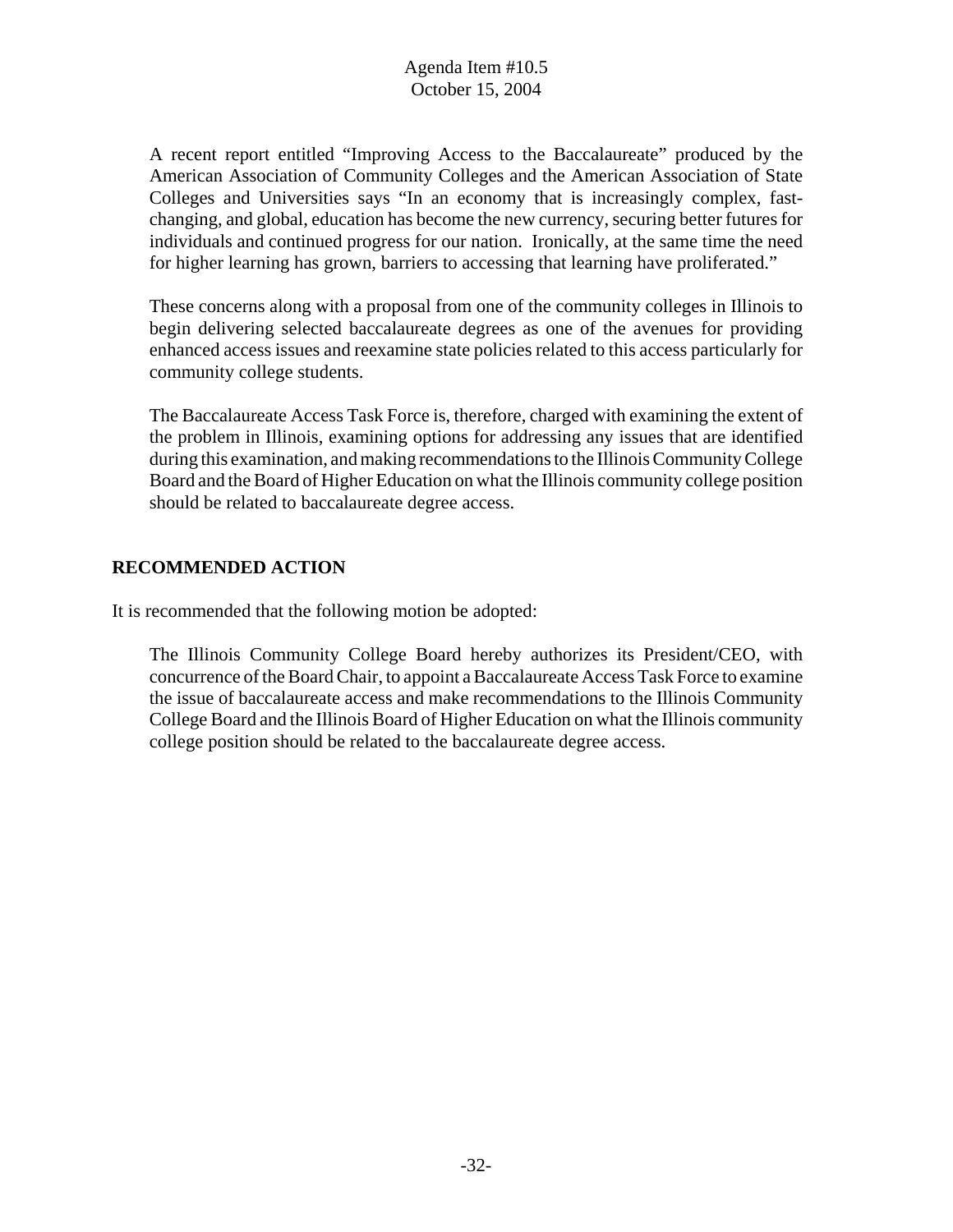A recent report entitled "Improving Access to the Baccalaureate" produced by the American Association of Community Colleges and the American Association of State Colleges and Universities says "In an economy that is increasingly complex, fast-changing, and global, education has become the new currency, securing better futures for individuals and continued progress for our nation. Ironically, at the same time the need for higher learning has grown, barriers to accessing that learning have proliferated."

These concerns along with a proposal from one of the community colleges in Illinois to begin delivering selected baccalaureate degrees as one of the avenues for providing enhanced access issues and reexamine state policies related to this access particularly for community college students.

The Baccalaureate Access Task Force is, therefore, charged with examining the extent of the problem in Illinois, examining options for addressing any issues that are identified during this examination, and making recommendations to the Illinois Community College Board and the Board of Higher Education on what the Illinois community college position should be related to baccalaureate degree access.

## RECOMMENDED ACTION

It is recommended that the following motion be adopted:

The Illinois Community College Board hereby authorizes its President/CEO, with concurrence of the Board Chair, to appoint a Baccalaureate Access Task Force to examine the issue of baccalaureate access and make recommendations to the Illinois Community College Board and the Illinois Board of Higher Education on what the Illinois community college position should be related to the baccalaureate degree access.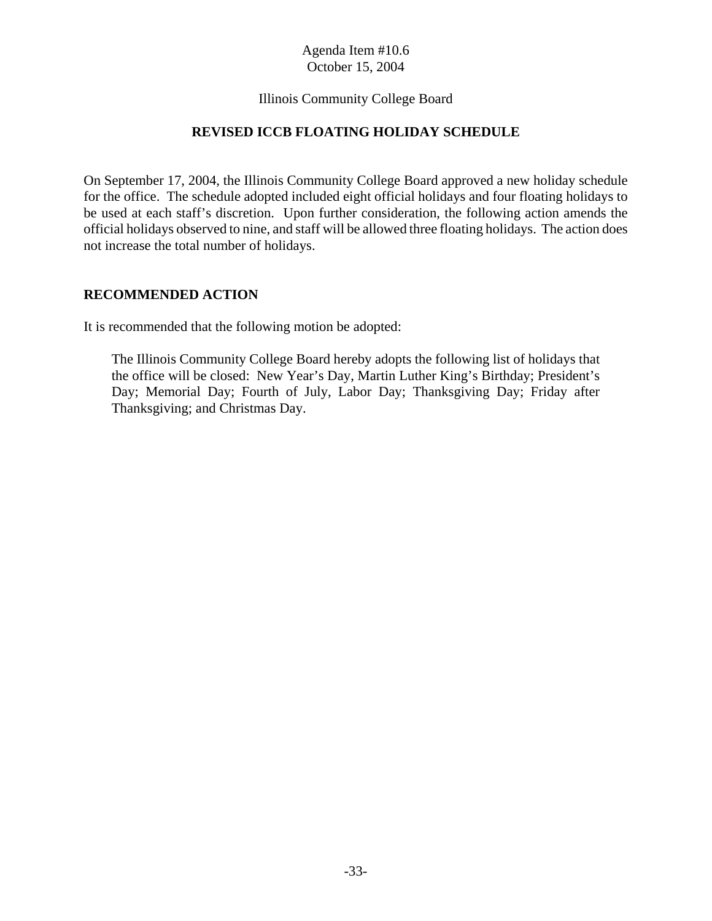Agenda Item #10.6
October 15, 2004

Illinois Community College Board

## REVISED ICCB FLOATING HOLIDAY SCHEDULE

On September 17, 2004, the Illinois Community College Board approved a new holiday schedule for the office. The schedule adopted included eight official holidays and four floating holidays to be used at each staff's discretion. Upon further consideration, the following action amends the official holidays observed to nine, and staff will be allowed three floating holidays. The action does not increase the total number of holidays.

### RECOMMENDED ACTION

It is recommended that the following motion be adopted:

> The Illinois Community College Board hereby adopts the following list of holidays that the office will be closed: New Year's Day, Martin Luther King's Birthday; President's Day; Memorial Day; Fourth of July, Labor Day; Thanksgiving Day; Friday after Thanksgiving; and Christmas Day.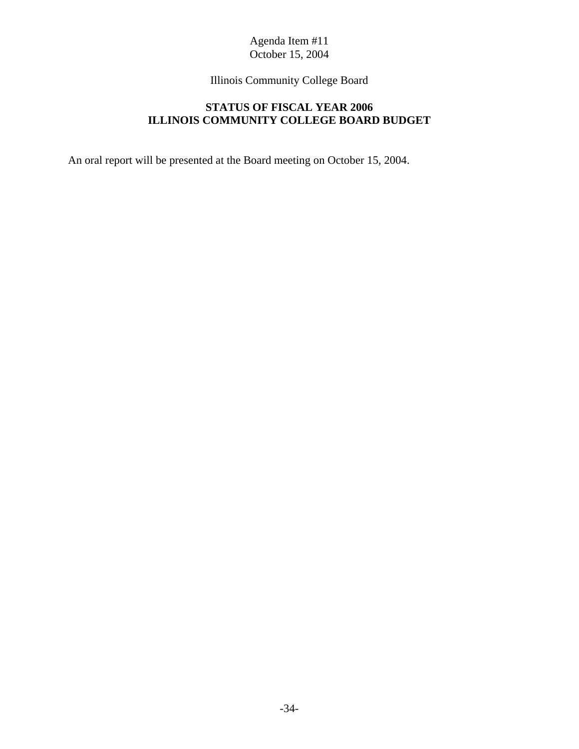Agenda Item #11
October 15, 2004

Illinois Community College Board

**STATUS OF FISCAL YEAR 2006**
**ILLINOIS COMMUNITY COLLEGE BOARD BUDGET**

An oral report will be presented at the Board meeting on October 15, 2004.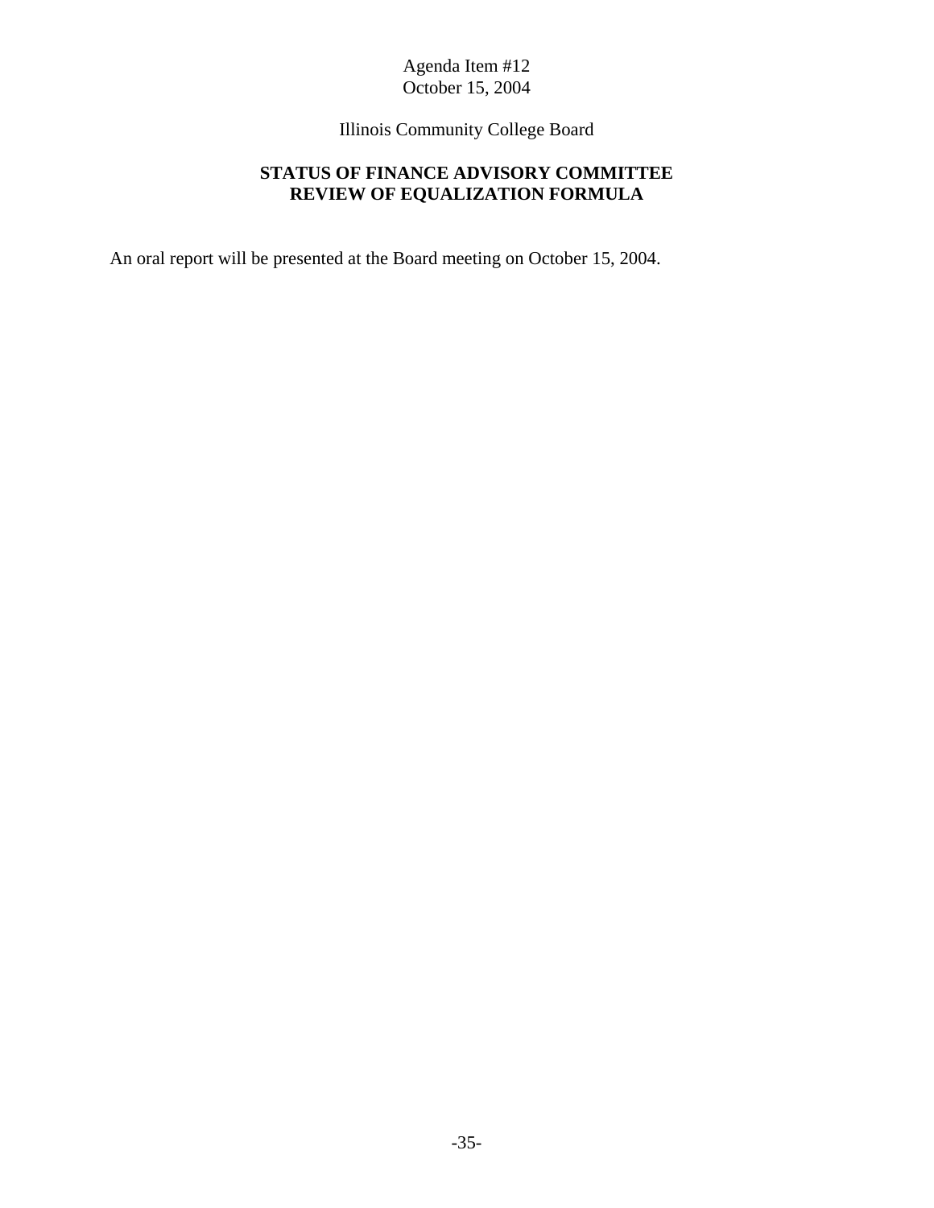Agenda Item #12
October 15, 2004

Illinois Community College Board

## STATUS OF FINANCE ADVISORY COMMITTEE REVIEW OF EQUALIZATION FORMULA

An oral report will be presented at the Board meeting on October 15, 2004.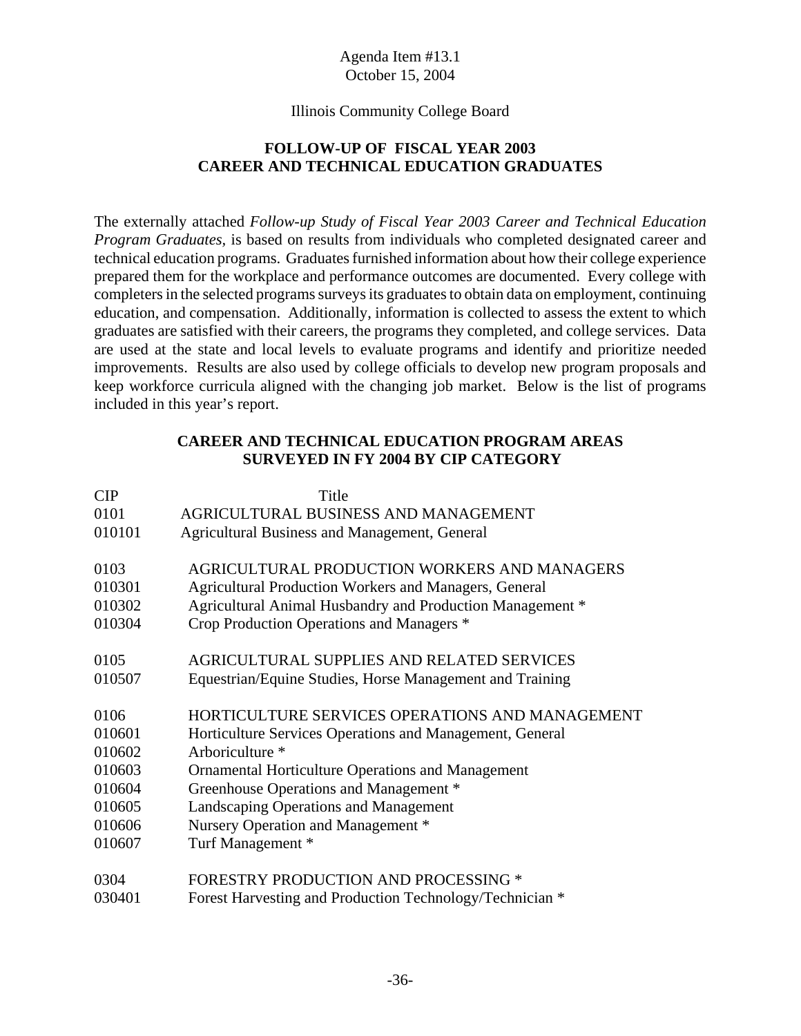Agenda Item #13.1
October 15, 2004

Illinois Community College Board

## FOLLOW-UP OF FISCAL YEAR 2003 CAREER AND TECHNICAL EDUCATION GRADUATES

The externally attached *Follow-up Study of Fiscal Year 2003 Career and Technical Education Program Graduates,* is based on results from individuals who completed designated career and technical education programs. Graduates furnished information about how their college experience prepared them for the workplace and performance outcomes are documented. Every college with completers in the selected programs surveys its graduates to obtain data on employment, continuing education, and compensation. Additionally, information is collected to assess the extent to which graduates are satisfied with their careers, the programs they completed, and college services. Data are used at the state and local levels to evaluate programs and identify and prioritize needed improvements. Results are also used by college officials to develop new program proposals and keep workforce curricula aligned with the changing job market. Below is the list of programs included in this year's report.

### CAREER AND TECHNICAL EDUCATION PROGRAM AREAS SURVEYED IN FY 2004 BY CIP CATEGORY

| CIP | Title |
|---|---|
| 0101 | AGRICULTURAL BUSINESS AND MANAGEMENT |
| 010101 | Agricultural Business and Management, General |
| | |
| 0103 | AGRICULTURAL PRODUCTION WORKERS AND MANAGERS |
| 010301 | Agricultural Production Workers and Managers, General |
| 010302 | Agricultural Animal Husbandry and Production Management * |
| 010304 | Crop Production Operations and Managers * |
| | |
| 0105 | AGRICULTURAL SUPPLIES AND RELATED SERVICES |
| 010507 | Equestrian/Equine Studies, Horse Management and Training |
| | |
| 0106 | HORTICULTURE SERVICES OPERATIONS AND MANAGEMENT |
| 010601 | Horticulture Services Operations and Management, General |
| 010602 | Arboriculture * |
| 010603 | Ornamental Horticulture Operations and Management |
| 010604 | Greenhouse Operations and Management * |
| 010605 | Landscaping Operations and Management |
| 010606 | Nursery Operation and Management * |
| 010607 | Turf Management * |
| | |
| 0304 | FORESTRY PRODUCTION AND PROCESSING * |
| 030401 | Forest Harvesting and Production Technology/Technician * |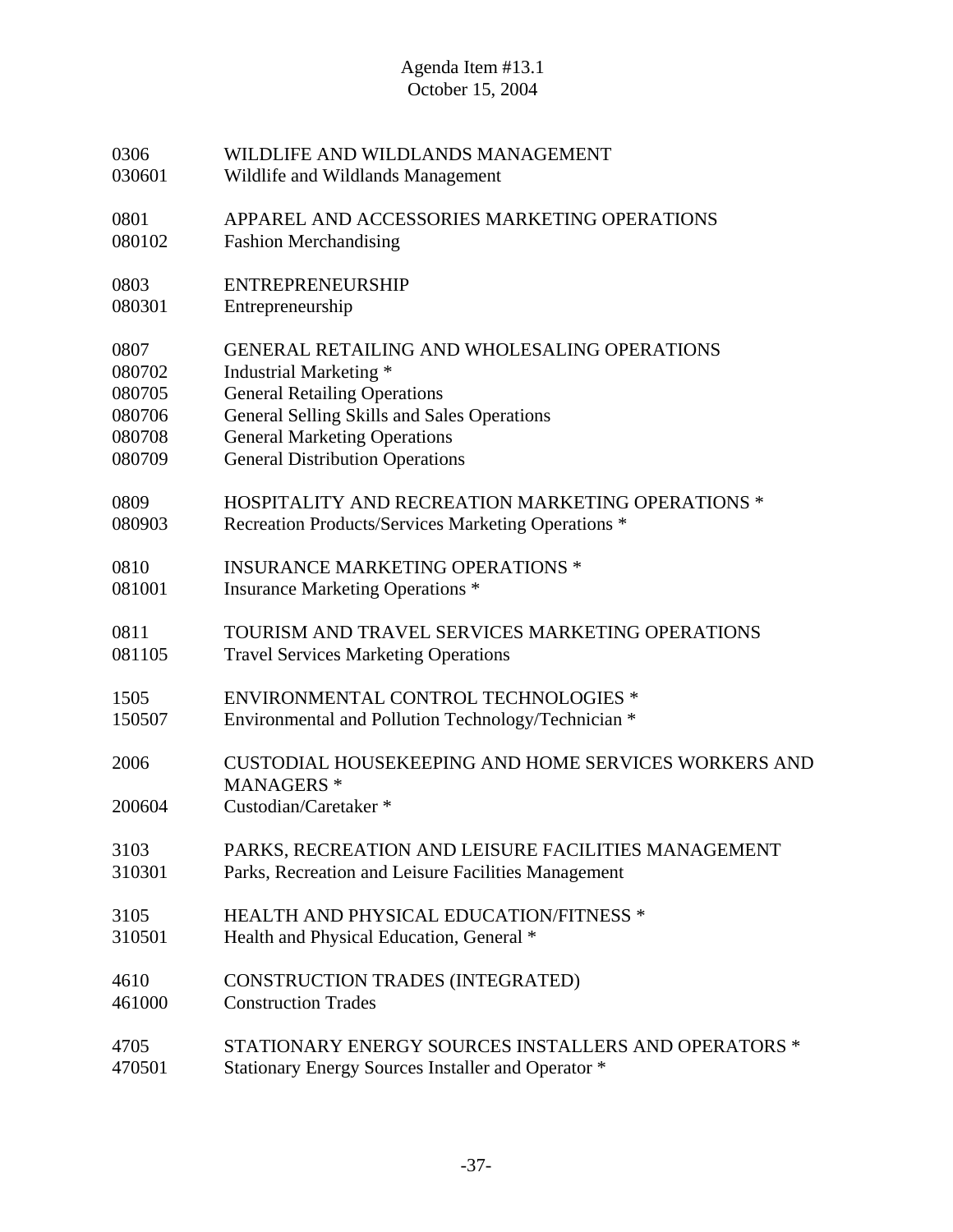Agenda Item #13.1
October 15, 2004

| | |
|---|---|
| 0306 | WILDLIFE AND WILDLANDS MANAGEMENT |
| 030601 | Wildlife and Wildlands Management |
| | |
| 0801 | APPAREL AND ACCESSORIES MARKETING OPERATIONS |
| 080102 | Fashion Merchandising |
| | |
| 0803 | ENTREPRENEURSHIP |
| 080301 | Entrepreneurship |
| | |
| 0807 | GENERAL RETAILING AND WHOLESALING OPERATIONS |
| 080702 | Industrial Marketing * |
| 080705 | General Retailing Operations |
| 080706 | General Selling Skills and Sales Operations |
| 080708 | General Marketing Operations |
| 080709 | General Distribution Operations |
| | |
| 0809 | HOSPITALITY AND RECREATION MARKETING OPERATIONS * |
| 080903 | Recreation Products/Services Marketing Operations * |
| | |
| 0810 | INSURANCE MARKETING OPERATIONS * |
| 081001 | Insurance Marketing Operations * |
| | |
| 0811 | TOURISM AND TRAVEL SERVICES MARKETING OPERATIONS |
| 081105 | Travel Services Marketing Operations |
| | |
| 1505 | ENVIRONMENTAL CONTROL TECHNOLOGIES * |
| 150507 | Environmental and Pollution Technology/Technician * |
| | |
| 2006 | CUSTODIAL HOUSEKEEPING AND HOME SERVICES WORKERS AND MANAGERS * |
| 200604 | Custodian/Caretaker * |
| | |
| 3103 | PARKS, RECREATION AND LEISURE FACILITIES MANAGEMENT |
| 310301 | Parks, Recreation and Leisure Facilities Management |
| | |
| 3105 | HEALTH AND PHYSICAL EDUCATION/FITNESS * |
| 310501 | Health and Physical Education, General * |
| | |
| 4610 | CONSTRUCTION TRADES (INTEGRATED) |
| 461000 | Construction Trades |
| | |
| 4705 | STATIONARY ENERGY SOURCES INSTALLERS AND OPERATORS * |
| 470501 | Stationary Energy Sources Installer and Operator * |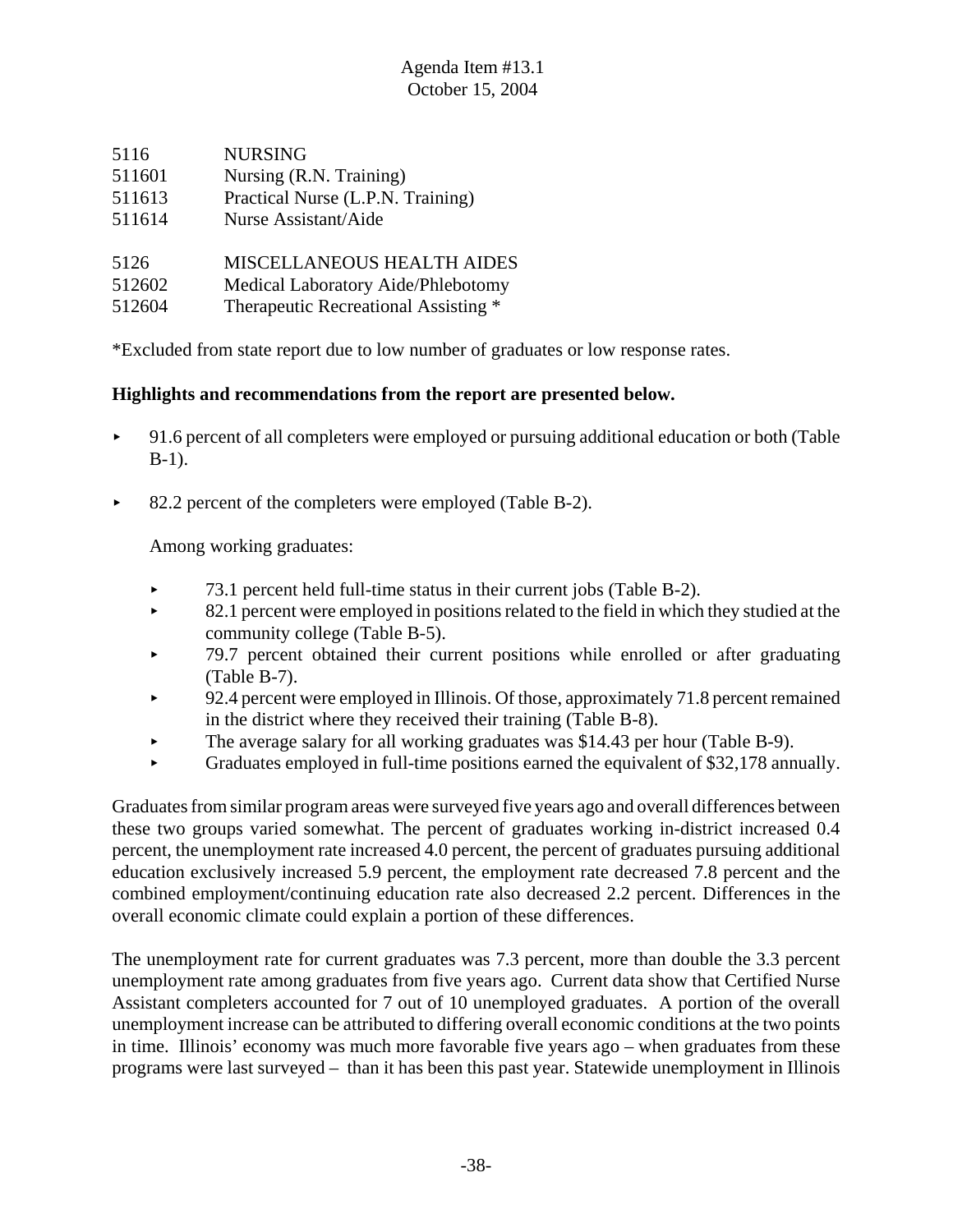5116 NURSING
511601 Nursing (R.N. Training)
511613 Practical Nurse (L.P.N. Training)
511614 Nurse Assistant/Aide

5126 MISCELLANEOUS HEALTH AIDES
512602 Medical Laboratory Aide/Phlebotomy
512604 Therapeutic Recreational Assisting *

*Excluded from state report due to low number of graduates or low response rates.

**Highlights and recommendations from the report are presented below.**

- 91.6 percent of all completers were employed or pursuing additional education or both (Table B-1).
- 82.2 percent of the completers were employed (Table B-2).

  Among working graduates:

  - 73.1 percent held full-time status in their current jobs (Table B-2).
  - 82.1 percent were employed in positions related to the field in which they studied at the community college (Table B-5).
  - 79.7 percent obtained their current positions while enrolled or after graduating (Table B-7).
  - 92.4 percent were employed in Illinois. Of those, approximately 71.8 percent remained in the district where they received their training (Table B-8).
  - The average salary for all working graduates was $14.43 per hour (Table B-9).
  - Graduates employed in full-time positions earned the equivalent of $32,178 annually.

Graduates from similar program areas were surveyed five years ago and overall differences between these two groups varied somewhat. The percent of graduates working in-district increased 0.4 percent, the unemployment rate increased 4.0 percent, the percent of graduates pursuing additional education exclusively increased 5.9 percent, the employment rate decreased 7.8 percent and the combined employment/continuing education rate also decreased 2.2 percent. Differences in the overall economic climate could explain a portion of these differences.

The unemployment rate for current graduates was 7.3 percent, more than double the 3.3 percent unemployment rate among graduates from five years ago. Current data show that Certified Nurse Assistant completers accounted for 7 out of 10 unemployed graduates. A portion of the overall unemployment increase can be attributed to differing overall economic conditions at the two points in time. Illinois' economy was much more favorable five years ago – when graduates from these programs were last surveyed – than it has been this past year. Statewide unemployment in Illinois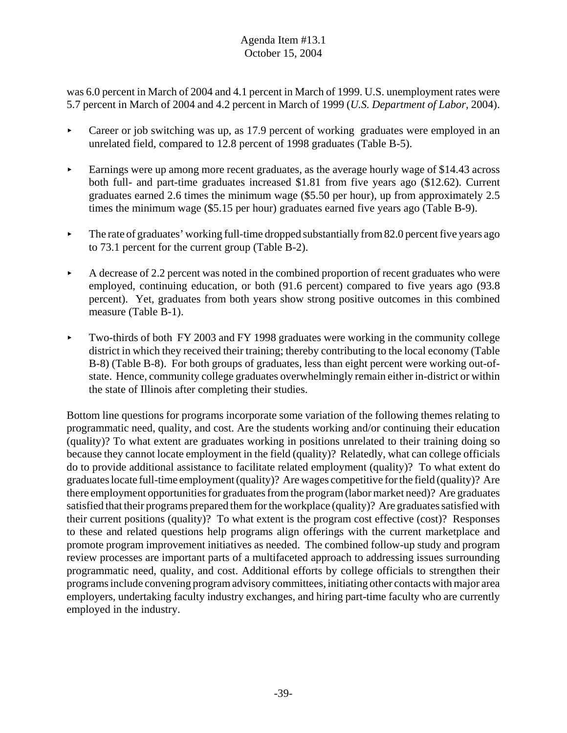was 6.0 percent in March of 2004 and 4.1 percent in March of 1999. U.S. unemployment rates were 5.7 percent in March of 2004 and 4.2 percent in March of 1999 (*U.S. Department of Labor*, 2004).

- Career or job switching was up, as 17.9 percent of working graduates were employed in an unrelated field, compared to 12.8 percent of 1998 graduates (Table B-5).
- Earnings were up among more recent graduates, as the average hourly wage of $14.43 across both full- and part-time graduates increased $1.81 from five years ago ($12.62). Current graduates earned 2.6 times the minimum wage ($5.50 per hour), up from approximately 2.5 times the minimum wage ($5.15 per hour) graduates earned five years ago (Table B-9).
- The rate of graduates' working full-time dropped substantially from 82.0 percent five years ago to 73.1 percent for the current group (Table B-2).
- A decrease of 2.2 percent was noted in the combined proportion of recent graduates who were employed, continuing education, or both (91.6 percent) compared to five years ago (93.8 percent). Yet, graduates from both years show strong positive outcomes in this combined measure (Table B-1).
- Two-thirds of both FY 2003 and FY 1998 graduates were working in the community college district in which they received their training; thereby contributing to the local economy (Table B-8) (Table B-8). For both groups of graduates, less than eight percent were working out-of-state. Hence, community college graduates overwhelmingly remain either in-district or within the state of Illinois after completing their studies.

Bottom line questions for programs incorporate some variation of the following themes relating to programmatic need, quality, and cost. Are the students working and/or continuing their education (quality)? To what extent are graduates working in positions unrelated to their training doing so because they cannot locate employment in the field (quality)? Relatedly, what can college officials do to provide additional assistance to facilitate related employment (quality)? To what extent do graduates locate full-time employment (quality)? Are wages competitive for the field (quality)? Are there employment opportunities for graduates from the program (labor market need)? Are graduates satisfied that their programs prepared them for the workplace (quality)? Are graduates satisfied with their current positions (quality)? To what extent is the program cost effective (cost)? Responses to these and related questions help programs align offerings with the current marketplace and promote program improvement initiatives as needed. The combined follow-up study and program review processes are important parts of a multifaceted approach to addressing issues surrounding programmatic need, quality, and cost. Additional efforts by college officials to strengthen their programs include convening program advisory committees, initiating other contacts with major area employers, undertaking faculty industry exchanges, and hiring part-time faculty who are currently employed in the industry.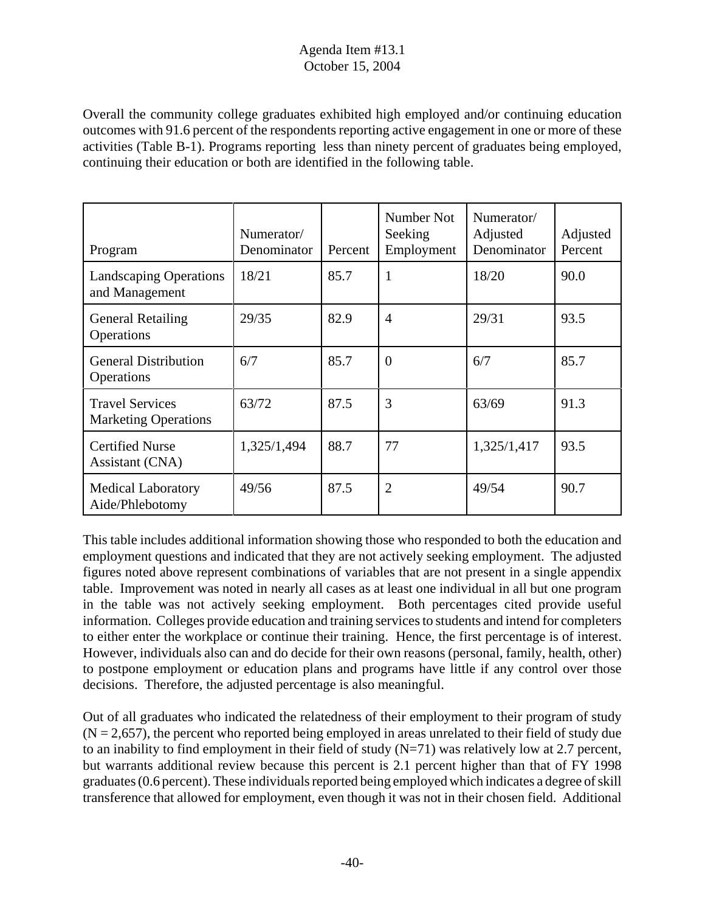Overall the community college graduates exhibited high employed and/or continuing education outcomes with 91.6 percent of the respondents reporting active engagement in one or more of these activities (Table B-1). Programs reporting less than ninety percent of graduates being employed, continuing their education or both are identified in the following table.

| Program | Numerator/ Denominator | Percent | Number Not Seeking Employment | Numerator/ Adjusted Denominator | Adjusted Percent |
|---|---|---|---|---|---|
| Landscaping Operations and Management | 18/21 | 85.7 | 1 | 18/20 | 90.0 |
| General Retailing Operations | 29/35 | 82.9 | 4 | 29/31 | 93.5 |
| General Distribution Operations | 6/7 | 85.7 | 0 | 6/7 | 85.7 |
| Travel Services Marketing Operations | 63/72 | 87.5 | 3 | 63/69 | 91.3 |
| Certified Nurse Assistant (CNA) | 1,325/1,494 | 88.7 | 77 | 1,325/1,417 | 93.5 |
| Medical Laboratory Aide/Phlebotomy | 49/56 | 87.5 | 2 | 49/54 | 90.7 |

This table includes additional information showing those who responded to both the education and employment questions and indicated that they are not actively seeking employment. The adjusted figures noted above represent combinations of variables that are not present in a single appendix table. Improvement was noted in nearly all cases as at least one individual in all but one program in the table was not actively seeking employment. Both percentages cited provide useful information. Colleges provide education and training services to students and intend for completers to either enter the workplace or continue their training. Hence, the first percentage is of interest. However, individuals also can and do decide for their own reasons (personal, family, health, other) to postpone employment or education plans and programs have little if any control over those decisions. Therefore, the adjusted percentage is also meaningful.

Out of all graduates who indicated the relatedness of their employment to their program of study (N = 2,657), the percent who reported being employed in areas unrelated to their field of study due to an inability to find employment in their field of study (N=71) was relatively low at 2.7 percent, but warrants additional review because this percent is 2.1 percent higher than that of FY 1998 graduates (0.6 percent). These individuals reported being employed which indicates a degree of skill transference that allowed for employment, even though it was not in their chosen field. Additional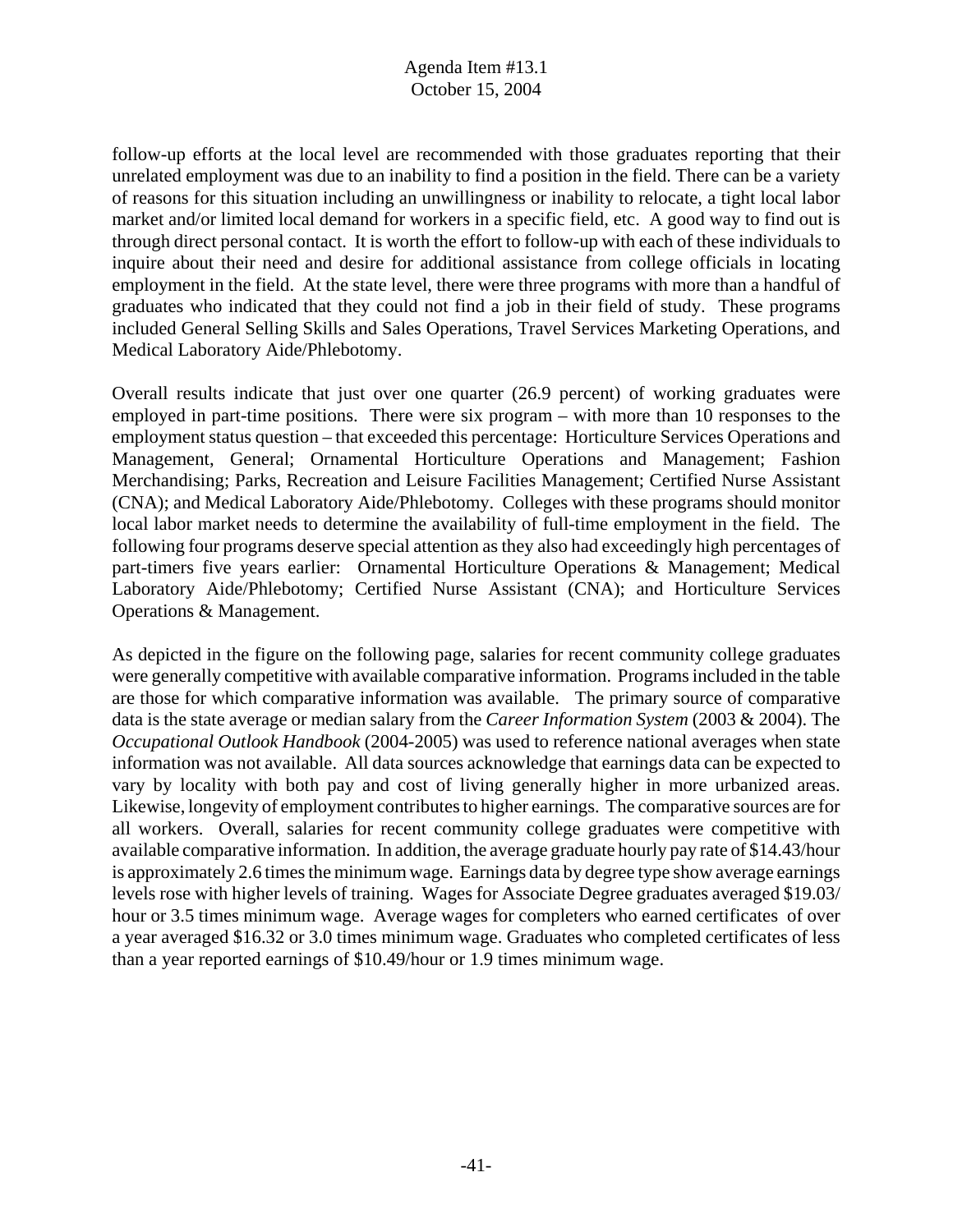follow-up efforts at the local level are recommended with those graduates reporting that their unrelated employment was due to an inability to find a position in the field. There can be a variety of reasons for this situation including an unwillingness or inability to relocate, a tight local labor market and/or limited local demand for workers in a specific field, etc. A good way to find out is through direct personal contact. It is worth the effort to follow-up with each of these individuals to inquire about their need and desire for additional assistance from college officials in locating employment in the field. At the state level, there were three programs with more than a handful of graduates who indicated that they could not find a job in their field of study. These programs included General Selling Skills and Sales Operations, Travel Services Marketing Operations, and Medical Laboratory Aide/Phlebotomy.

Overall results indicate that just over one quarter (26.9 percent) of working graduates were employed in part-time positions. There were six program – with more than 10 responses to the employment status question – that exceeded this percentage: Horticulture Services Operations and Management, General; Ornamental Horticulture Operations and Management; Fashion Merchandising; Parks, Recreation and Leisure Facilities Management; Certified Nurse Assistant (CNA); and Medical Laboratory Aide/Phlebotomy. Colleges with these programs should monitor local labor market needs to determine the availability of full-time employment in the field. The following four programs deserve special attention as they also had exceedingly high percentages of part-timers five years earlier: Ornamental Horticulture Operations & Management; Medical Laboratory Aide/Phlebotomy; Certified Nurse Assistant (CNA); and Horticulture Services Operations & Management.

As depicted in the figure on the following page, salaries for recent community college graduates were generally competitive with available comparative information. Programs included in the table are those for which comparative information was available. The primary source of comparative data is the state average or median salary from the *Career Information System* (2003 & 2004). The *Occupational Outlook Handbook* (2004-2005) was used to reference national averages when state information was not available. All data sources acknowledge that earnings data can be expected to vary by locality with both pay and cost of living generally higher in more urbanized areas. Likewise, longevity of employment contributes to higher earnings. The comparative sources are for all workers. Overall, salaries for recent community college graduates were competitive with available comparative information. In addition, the average graduate hourly pay rate of $14.43/hour is approximately 2.6 times the minimum wage. Earnings data by degree type show average earnings levels rose with higher levels of training. Wages for Associate Degree graduates averaged $19.03/ hour or 3.5 times minimum wage. Average wages for completers who earned certificates of over a year averaged $16.32 or 3.0 times minimum wage. Graduates who completed certificates of less than a year reported earnings of $10.49/hour or 1.9 times minimum wage.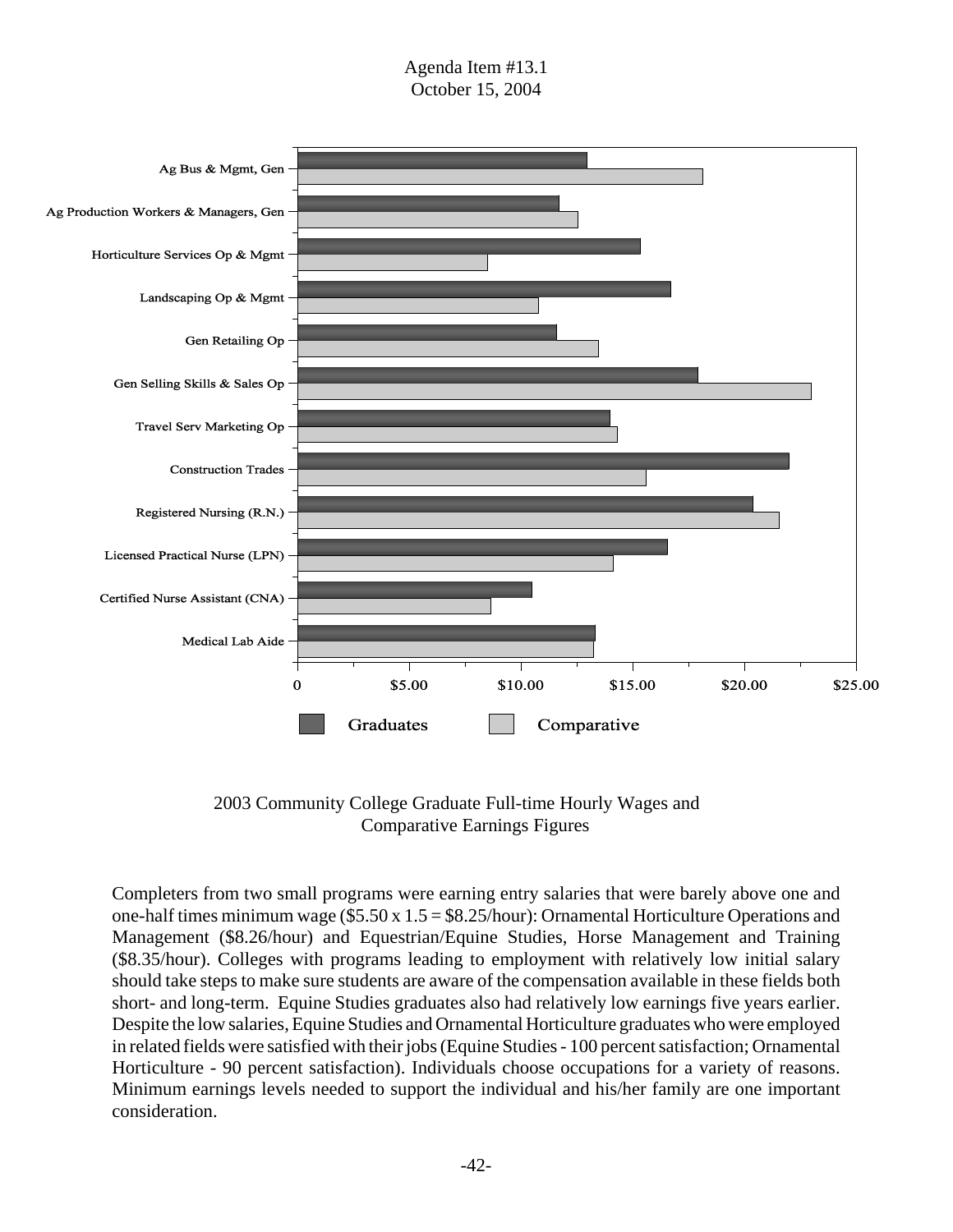2003 Community College Graduate Full-time Hourly Wages and Comparative Earnings Figures

Completers from two small programs were earning entry salaries that were barely above one and one-half times minimum wage ($5.50 x 1.5 = $8.25/hour): Ornamental Horticulture Operations and Management ($8.26/hour) and Equestrian/Equine Studies, Horse Management and Training ($8.35/hour). Colleges with programs leading to employment with relatively low initial salary should take steps to make sure students are aware of the compensation available in these fields both short- and long-term. Equine Studies graduates also had relatively low earnings five years earlier. Despite the low salaries, Equine Studies and Ornamental Horticulture graduates who were employed in related fields were satisfied with their jobs (Equine Studies - 100 percent satisfaction; Ornamental Horticulture - 90 percent satisfaction). Individuals choose occupations for a variety of reasons. Minimum earnings levels needed to support the individual and his/her family are one important consideration.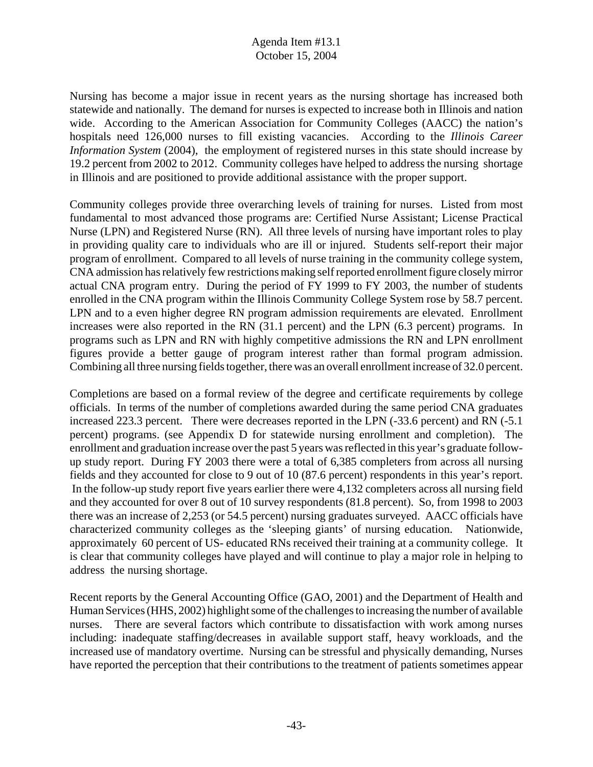Nursing has become a major issue in recent years as the nursing shortage has increased both statewide and nationally. The demand for nurses is expected to increase both in Illinois and nation wide. According to the American Association for Community Colleges (AACC) the nation's hospitals need 126,000 nurses to fill existing vacancies. According to the *Illinois Career Information System* (2004), the employment of registered nurses in this state should increase by 19.2 percent from 2002 to 2012. Community colleges have helped to address the nursing shortage in Illinois and are positioned to provide additional assistance with the proper support.

Community colleges provide three overarching levels of training for nurses. Listed from most fundamental to most advanced those programs are: Certified Nurse Assistant; License Practical Nurse (LPN) and Registered Nurse (RN). All three levels of nursing have important roles to play in providing quality care to individuals who are ill or injured. Students self-report their major program of enrollment. Compared to all levels of nurse training in the community college system, CNA admission has relatively few restrictions making self reported enrollment figure closely mirror actual CNA program entry. During the period of FY 1999 to FY 2003, the number of students enrolled in the CNA program within the Illinois Community College System rose by 58.7 percent. LPN and to a even higher degree RN program admission requirements are elevated. Enrollment increases were also reported in the RN (31.1 percent) and the LPN (6.3 percent) programs. In programs such as LPN and RN with highly competitive admissions the RN and LPN enrollment figures provide a better gauge of program interest rather than formal program admission. Combining all three nursing fields together, there was an overall enrollment increase of 32.0 percent.

Completions are based on a formal review of the degree and certificate requirements by college officials. In terms of the number of completions awarded during the same period CNA graduates increased 223.3 percent. There were decreases reported in the LPN (-33.6 percent) and RN (-5.1 percent) programs. (see Appendix D for statewide nursing enrollment and completion). The enrollment and graduation increase over the past 5 years was reflected in this year's graduate follow-up study report. During FY 2003 there were a total of 6,385 completers from across all nursing fields and they accounted for close to 9 out of 10 (87.6 percent) respondents in this year's report. In the follow-up study report five years earlier there were 4,132 completers across all nursing field and they accounted for over 8 out of 10 survey respondents (81.8 percent). So, from 1998 to 2003 there was an increase of 2,253 (or 54.5 percent) nursing graduates surveyed. AACC officials have characterized community colleges as the 'sleeping giants' of nursing education. Nationwide, approximately 60 percent of US- educated RNs received their training at a community college. It is clear that community colleges have played and will continue to play a major role in helping to address the nursing shortage.

Recent reports by the General Accounting Office (GAO, 2001) and the Department of Health and Human Services (HHS, 2002) highlight some of the challenges to increasing the number of available nurses. There are several factors which contribute to dissatisfaction with work among nurses including: inadequate staffing/decreases in available support staff, heavy workloads, and the increased use of mandatory overtime. Nursing can be stressful and physically demanding, Nurses have reported the perception that their contributions to the treatment of patients sometimes appear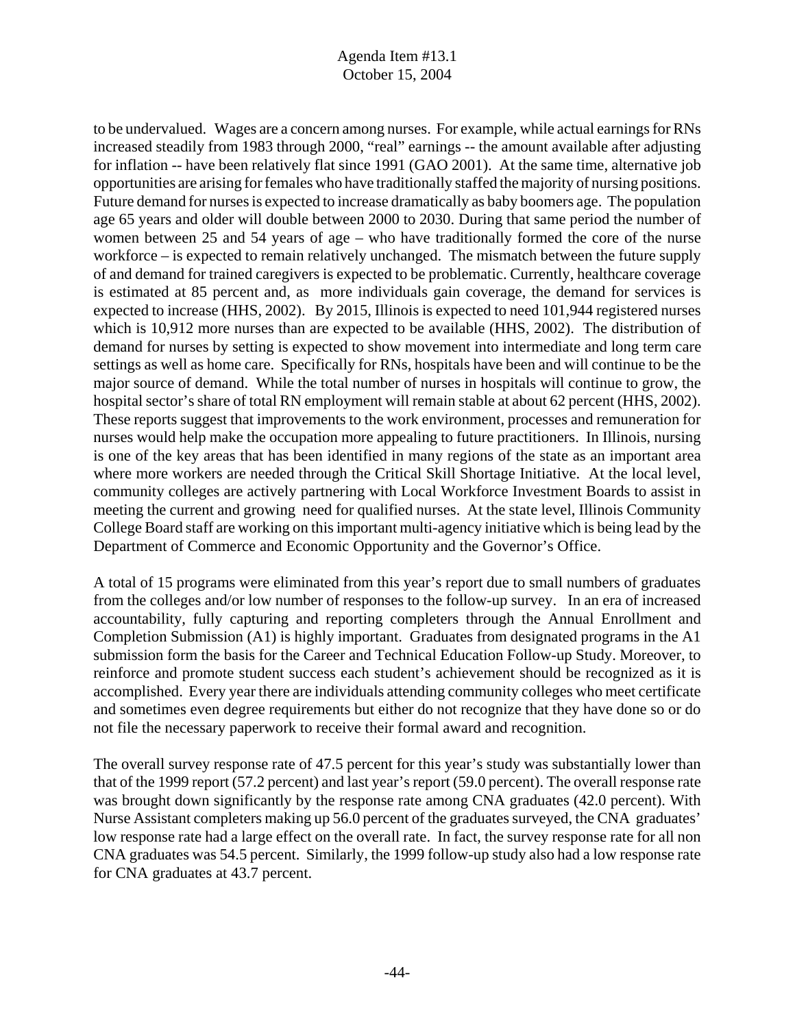to be undervalued. Wages are a concern among nurses. For example, while actual earnings for RNs increased steadily from 1983 through 2000, "real" earnings -- the amount available after adjusting for inflation -- have been relatively flat since 1991 (GAO 2001). At the same time, alternative job opportunities are arising for females who have traditionally staffed the majority of nursing positions. Future demand for nurses is expected to increase dramatically as baby boomers age. The population age 65 years and older will double between 2000 to 2030. During that same period the number of women between 25 and 54 years of age – who have traditionally formed the core of the nurse workforce – is expected to remain relatively unchanged. The mismatch between the future supply of and demand for trained caregivers is expected to be problematic. Currently, healthcare coverage is estimated at 85 percent and, as more individuals gain coverage, the demand for services is expected to increase (HHS, 2002). By 2015, Illinois is expected to need 101,944 registered nurses which is 10,912 more nurses than are expected to be available (HHS, 2002). The distribution of demand for nurses by setting is expected to show movement into intermediate and long term care settings as well as home care. Specifically for RNs, hospitals have been and will continue to be the major source of demand. While the total number of nurses in hospitals will continue to grow, the hospital sector's share of total RN employment will remain stable at about 62 percent (HHS, 2002). These reports suggest that improvements to the work environment, processes and remuneration for nurses would help make the occupation more appealing to future practitioners. In Illinois, nursing is one of the key areas that has been identified in many regions of the state as an important area where more workers are needed through the Critical Skill Shortage Initiative. At the local level, community colleges are actively partnering with Local Workforce Investment Boards to assist in meeting the current and growing need for qualified nurses. At the state level, Illinois Community College Board staff are working on this important multi-agency initiative which is being lead by the Department of Commerce and Economic Opportunity and the Governor's Office.

A total of 15 programs were eliminated from this year's report due to small numbers of graduates from the colleges and/or low number of responses to the follow-up survey. In an era of increased accountability, fully capturing and reporting completers through the Annual Enrollment and Completion Submission (A1) is highly important. Graduates from designated programs in the A1 submission form the basis for the Career and Technical Education Follow-up Study. Moreover, to reinforce and promote student success each student's achievement should be recognized as it is accomplished. Every year there are individuals attending community colleges who meet certificate and sometimes even degree requirements but either do not recognize that they have done so or do not file the necessary paperwork to receive their formal award and recognition.

The overall survey response rate of 47.5 percent for this year's study was substantially lower than that of the 1999 report (57.2 percent) and last year's report (59.0 percent). The overall response rate was brought down significantly by the response rate among CNA graduates (42.0 percent). With Nurse Assistant completers making up 56.0 percent of the graduates surveyed, the CNA graduates' low response rate had a large effect on the overall rate. In fact, the survey response rate for all non CNA graduates was 54.5 percent. Similarly, the 1999 follow-up study also had a low response rate for CNA graduates at 43.7 percent.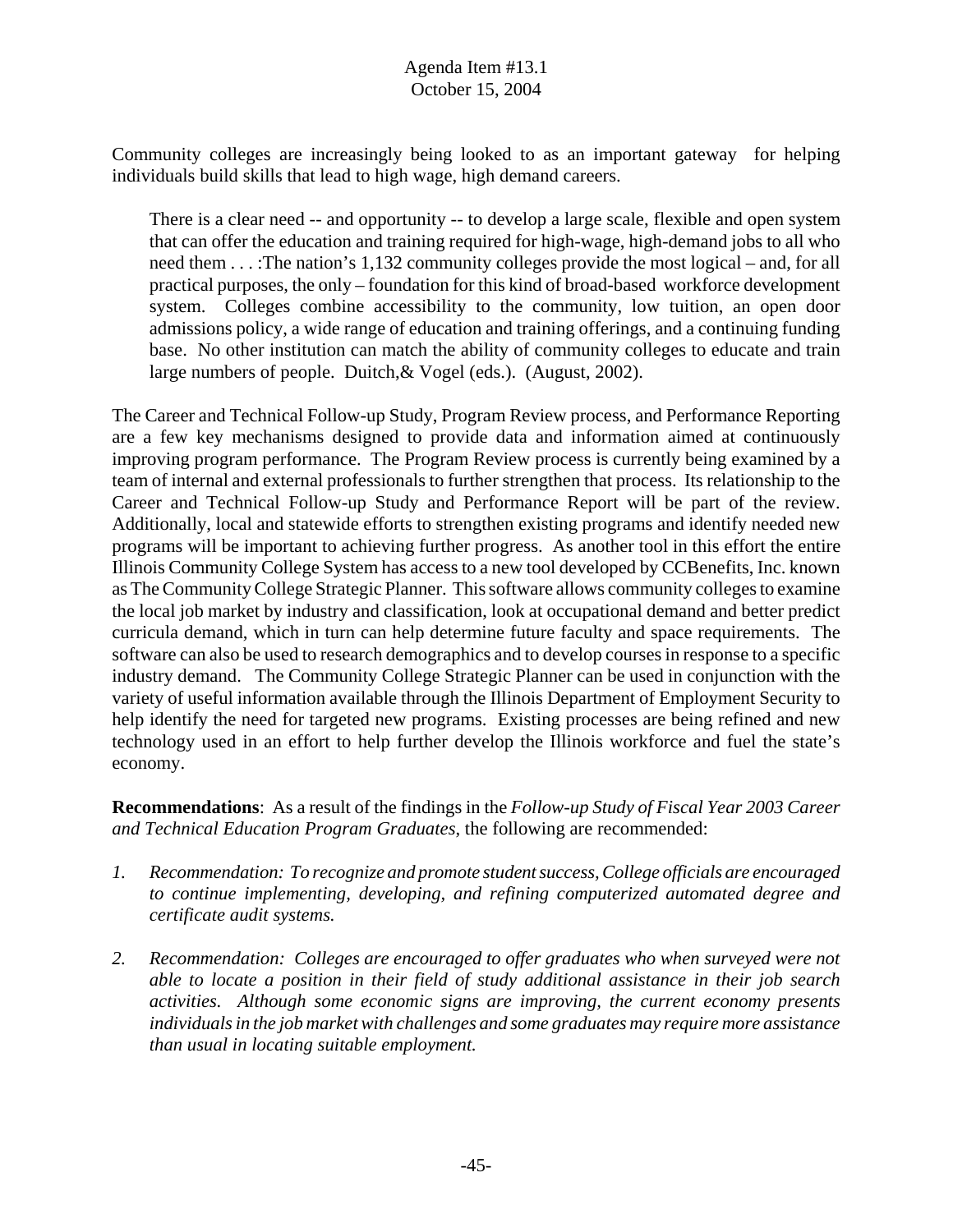Community colleges are increasingly being looked to as an important gateway for helping individuals build skills that lead to high wage, high demand careers.

> There is a clear need -- and opportunity -- to develop a large scale, flexible and open system that can offer the education and training required for high-wage, high-demand jobs to all who need them . . . :The nation's 1,132 community colleges provide the most logical – and, for all practical purposes, the only – foundation for this kind of broad-based workforce development system. Colleges combine accessibility to the community, low tuition, an open door admissions policy, a wide range of education and training offerings, and a continuing funding base. No other institution can match the ability of community colleges to educate and train large numbers of people. Duitch,& Vogel (eds.). (August, 2002).

The Career and Technical Follow-up Study, Program Review process, and Performance Reporting are a few key mechanisms designed to provide data and information aimed at continuously improving program performance. The Program Review process is currently being examined by a team of internal and external professionals to further strengthen that process. Its relationship to the Career and Technical Follow-up Study and Performance Report will be part of the review. Additionally, local and statewide efforts to strengthen existing programs and identify needed new programs will be important to achieving further progress. As another tool in this effort the entire Illinois Community College System has access to a new tool developed by CCBenefits, Inc. known as The Community College Strategic Planner. This software allows community colleges to examine the local job market by industry and classification, look at occupational demand and better predict curricula demand, which in turn can help determine future faculty and space requirements. The software can also be used to research demographics and to develop courses in response to a specific industry demand. The Community College Strategic Planner can be used in conjunction with the variety of useful information available through the Illinois Department of Employment Security to help identify the need for targeted new programs. Existing processes are being refined and new technology used in an effort to help further develop the Illinois workforce and fuel the state's economy.

**Recommendations**: As a result of the findings in the *Follow-up Study of Fiscal Year 2003 Career and Technical Education Program Graduates*, the following are recommended:

1. *Recommendation: To recognize and promote student success, College officials are encouraged to continue implementing, developing, and refining computerized automated degree and certificate audit systems.*

2. *Recommendation: Colleges are encouraged to offer graduates who when surveyed were not able to locate a position in their field of study additional assistance in their job search activities. Although some economic signs are improving, the current economy presents individuals in the job market with challenges and some graduates may require more assistance than usual in locating suitable employment.*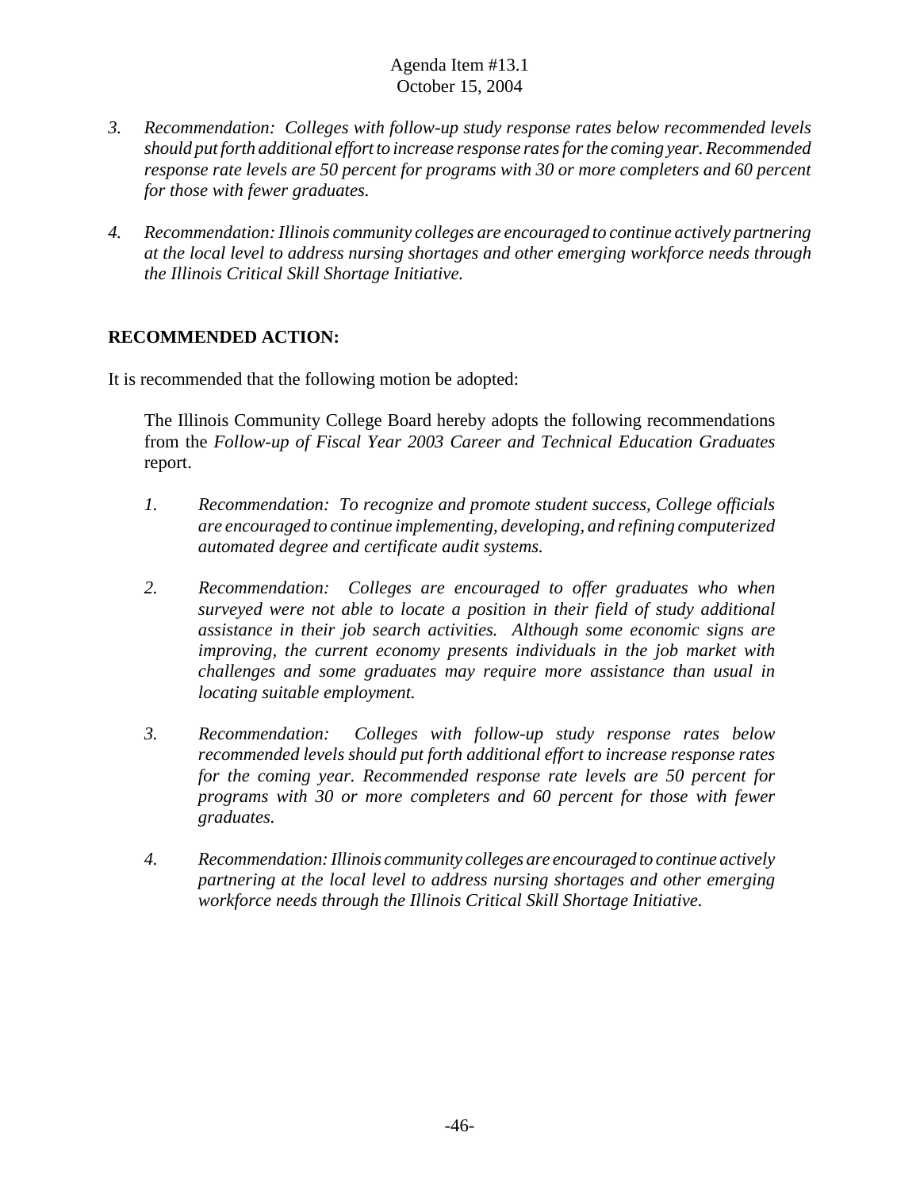3. *Recommendation: Colleges with follow-up study response rates below recommended levels should put forth additional effort to increase response rates for the coming year. Recommended response rate levels are 50 percent for programs with 30 or more completers and 60 percent for those with fewer graduates.*

4. *Recommendation: Illinois community colleges are encouraged to continue actively partnering at the local level to address nursing shortages and other emerging workforce needs through the Illinois Critical Skill Shortage Initiative.*

**RECOMMENDED ACTION:**

It is recommended that the following motion be adopted:

> The Illinois Community College Board hereby adopts the following recommendations from the *Follow-up of Fiscal Year 2003 Career and Technical Education Graduates* report.
>
> 1. *Recommendation: To recognize and promote student success, College officials are encouraged to continue implementing, developing, and refining computerized automated degree and certificate audit systems.*
>
> 2. *Recommendation: Colleges are encouraged to offer graduates who when surveyed were not able to locate a position in their field of study additional assistance in their job search activities. Although some economic signs are improving, the current economy presents individuals in the job market with challenges and some graduates may require more assistance than usual in locating suitable employment.*
>
> 3. *Recommendation: Colleges with follow-up study response rates below recommended levels should put forth additional effort to increase response rates for the coming year. Recommended response rate levels are 50 percent for programs with 30 or more completers and 60 percent for those with fewer graduates.*
>
> 4. *Recommendation: Illinois community colleges are encouraged to continue actively partnering at the local level to address nursing shortages and other emerging workforce needs through the Illinois Critical Skill Shortage Initiative.*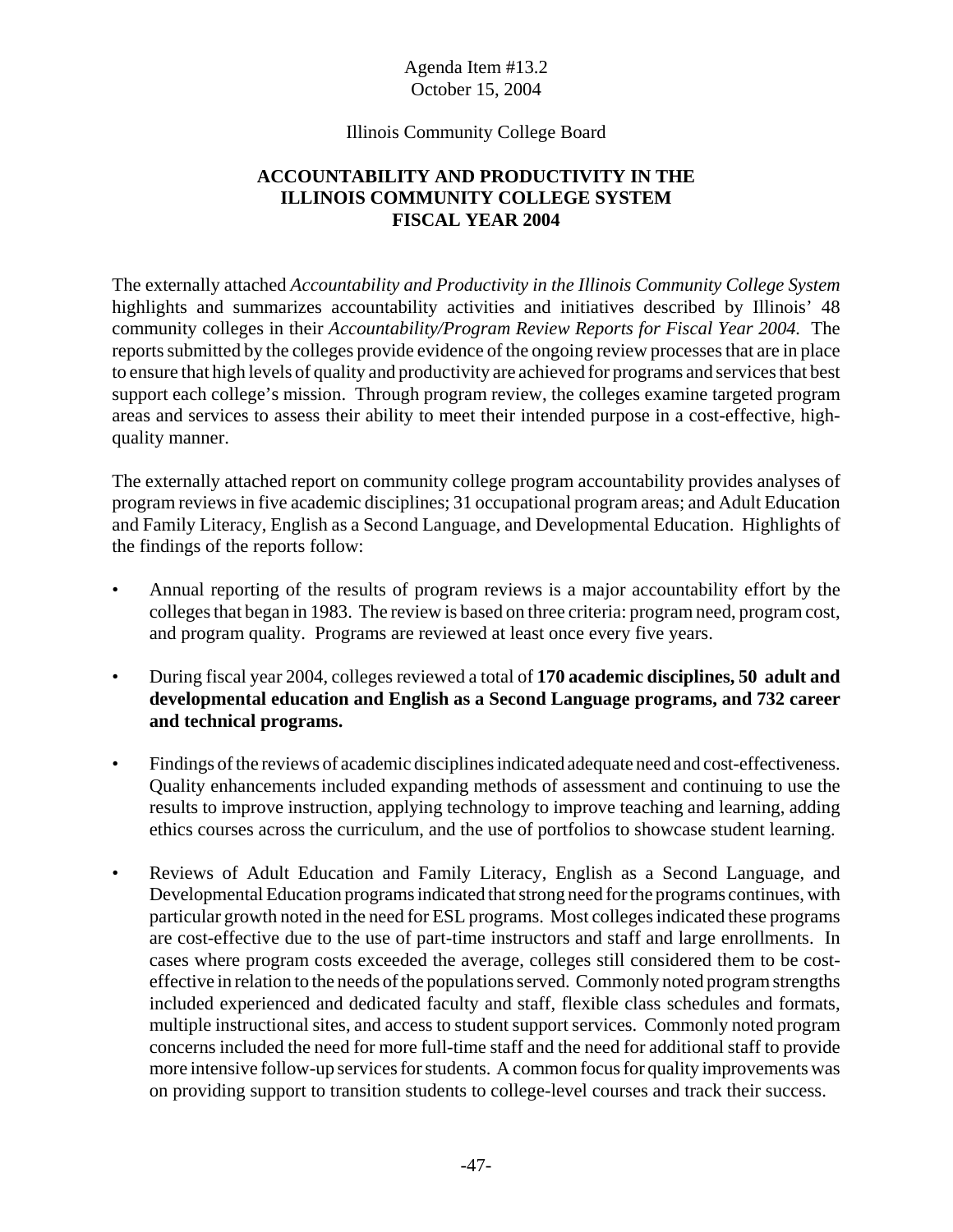Agenda Item #13.2
October 15, 2004

Illinois Community College Board

## ACCOUNTABILITY AND PRODUCTIVITY IN THE ILLINOIS COMMUNITY COLLEGE SYSTEM FISCAL YEAR 2004

The externally attached *Accountability and Productivity in the Illinois Community College System* highlights and summarizes accountability activities and initiatives described by Illinois' 48 community colleges in their *Accountability/Program Review Reports for Fiscal Year 2004.* The reports submitted by the colleges provide evidence of the ongoing review processes that are in place to ensure that high levels of quality and productivity are achieved for programs and services that best support each college's mission. Through program review, the colleges examine targeted program areas and services to assess their ability to meet their intended purpose in a cost-effective, high-quality manner.

The externally attached report on community college program accountability provides analyses of program reviews in five academic disciplines; 31 occupational program areas; and Adult Education and Family Literacy, English as a Second Language, and Developmental Education. Highlights of the findings of the reports follow:

- Annual reporting of the results of program reviews is a major accountability effort by the colleges that began in 1983. The review is based on three criteria: program need, program cost, and program quality. Programs are reviewed at least once every five years.
- During fiscal year 2004, colleges reviewed a total of **170 academic disciplines, 50 adult and developmental education and English as a Second Language programs, and 732 career and technical programs.**
- Findings of the reviews of academic disciplines indicated adequate need and cost-effectiveness. Quality enhancements included expanding methods of assessment and continuing to use the results to improve instruction, applying technology to improve teaching and learning, adding ethics courses across the curriculum, and the use of portfolios to showcase student learning.
- Reviews of Adult Education and Family Literacy, English as a Second Language, and Developmental Education programs indicated that strong need for the programs continues, with particular growth noted in the need for ESL programs. Most colleges indicated these programs are cost-effective due to the use of part-time instructors and staff and large enrollments. In cases where program costs exceeded the average, colleges still considered them to be cost-effective in relation to the needs of the populations served. Commonly noted program strengths included experienced and dedicated faculty and staff, flexible class schedules and formats, multiple instructional sites, and access to student support services. Commonly noted program concerns included the need for more full-time staff and the need for additional staff to provide more intensive follow-up services for students. A common focus for quality improvements was on providing support to transition students to college-level courses and track their success.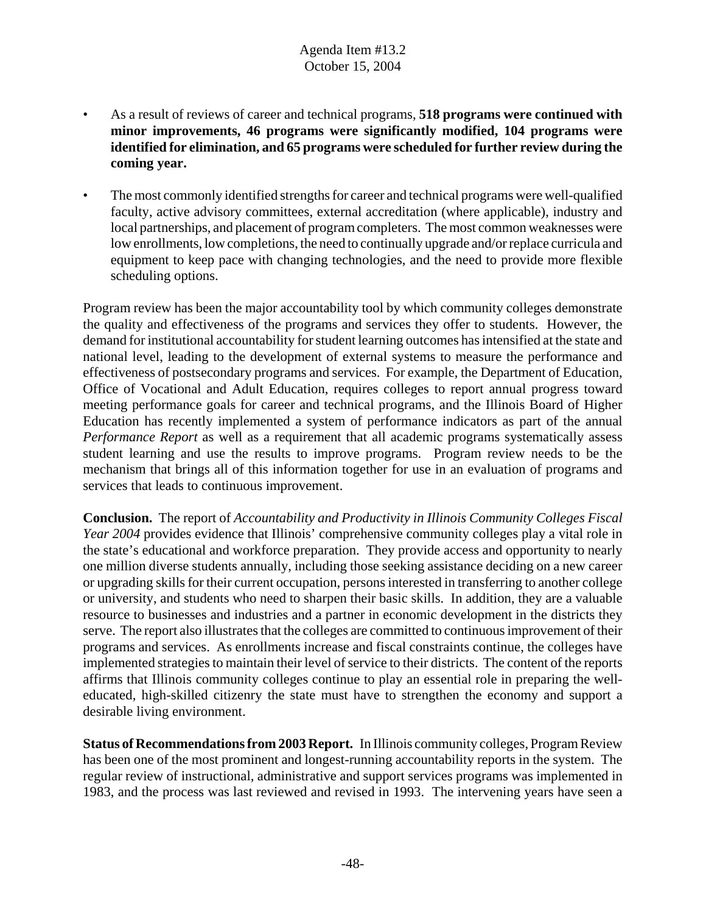- As a result of reviews of career and technical programs, **518 programs were continued with minor improvements, 46 programs were significantly modified, 104 programs were identified for elimination, and 65 programs were scheduled for further review during the coming year.**

- The most commonly identified strengths for career and technical programs were well-qualified faculty, active advisory committees, external accreditation (where applicable), industry and local partnerships, and placement of program completers. The most common weaknesses were low enrollments, low completions, the need to continually upgrade and/or replace curricula and equipment to keep pace with changing technologies, and the need to provide more flexible scheduling options.

Program review has been the major accountability tool by which community colleges demonstrate the quality and effectiveness of the programs and services they offer to students. However, the demand for institutional accountability for student learning outcomes has intensified at the state and national level, leading to the development of external systems to measure the performance and effectiveness of postsecondary programs and services. For example, the Department of Education, Office of Vocational and Adult Education, requires colleges to report annual progress toward meeting performance goals for career and technical programs, and the Illinois Board of Higher Education has recently implemented a system of performance indicators as part of the annual *Performance Report* as well as a requirement that all academic programs systematically assess student learning and use the results to improve programs. Program review needs to be the mechanism that brings all of this information together for use in an evaluation of programs and services that leads to continuous improvement.

**Conclusion.** The report of *Accountability and Productivity in Illinois Community Colleges Fiscal Year 2004* provides evidence that Illinois' comprehensive community colleges play a vital role in the state's educational and workforce preparation. They provide access and opportunity to nearly one million diverse students annually, including those seeking assistance deciding on a new career or upgrading skills for their current occupation, persons interested in transferring to another college or university, and students who need to sharpen their basic skills. In addition, they are a valuable resource to businesses and industries and a partner in economic development in the districts they serve. The report also illustrates that the colleges are committed to continuous improvement of their programs and services. As enrollments increase and fiscal constraints continue, the colleges have implemented strategies to maintain their level of service to their districts. The content of the reports affirms that Illinois community colleges continue to play an essential role in preparing the well-educated, high-skilled citizenry the state must have to strengthen the economy and support a desirable living environment.

**Status of Recommendations from 2003 Report.** In Illinois community colleges, Program Review has been one of the most prominent and longest-running accountability reports in the system. The regular review of instructional, administrative and support services programs was implemented in 1983, and the process was last reviewed and revised in 1993. The intervening years have seen a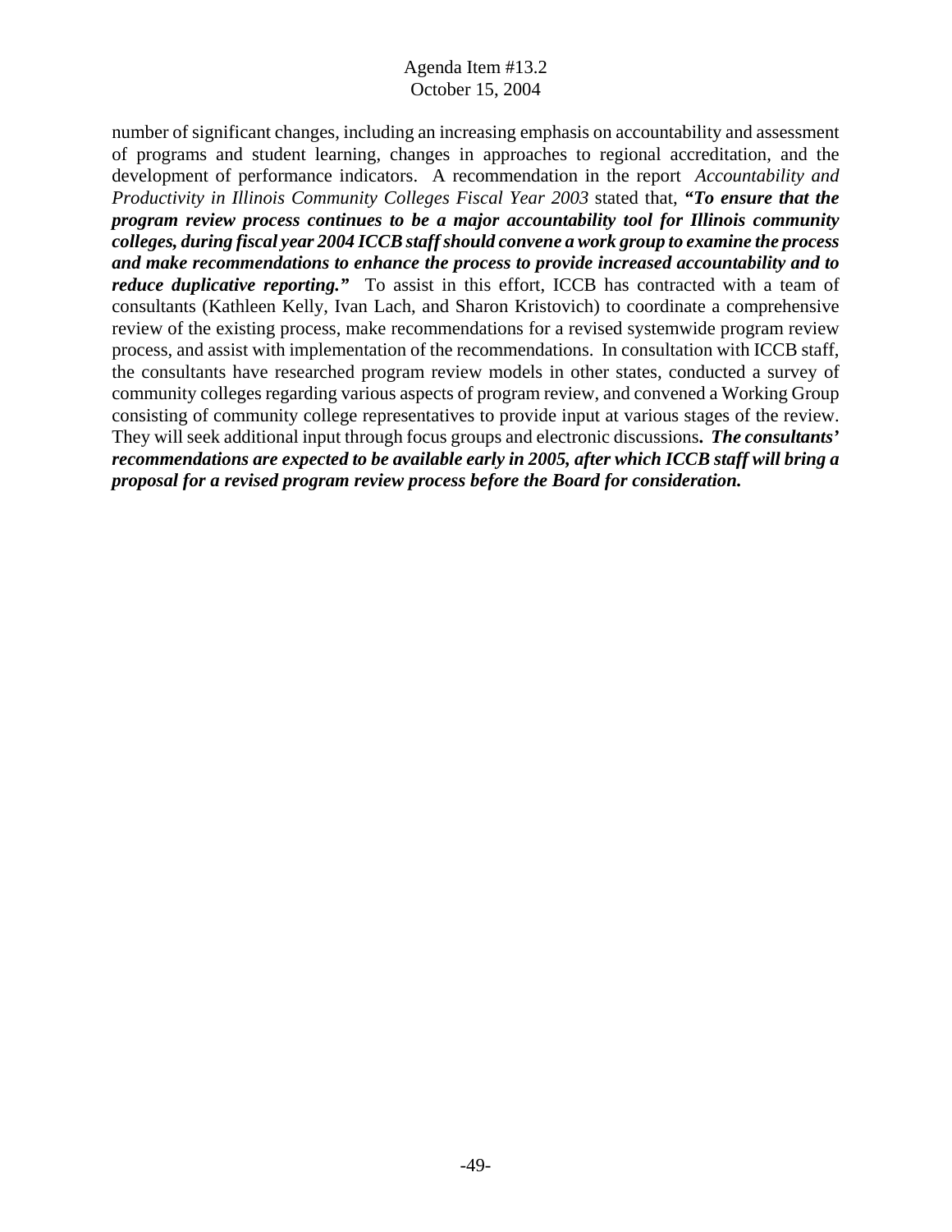number of significant changes, including an increasing emphasis on accountability and assessment of programs and student learning, changes in approaches to regional accreditation, and the development of performance indicators. A recommendation in the report *Accountability and Productivity in Illinois Community Colleges Fiscal Year 2003* stated that, ***"To ensure that the program review process continues to be a major accountability tool for Illinois community colleges, during fiscal year 2004 ICCB staff should convene a work group to examine the process and make recommendations to enhance the process to provide increased accountability and to reduce duplicative reporting."*** To assist in this effort, ICCB has contracted with a team of consultants (Kathleen Kelly, Ivan Lach, and Sharon Kristovich) to coordinate a comprehensive review of the existing process, make recommendations for a revised systemwide program review process, and assist with implementation of the recommendations. In consultation with ICCB staff, the consultants have researched program review models in other states, conducted a survey of community colleges regarding various aspects of program review, and convened a Working Group consisting of community college representatives to provide input at various stages of the review. They will seek additional input through focus groups and electronic discussions**.** ***The consultants' recommendations are expected to be available early in 2005, after which ICCB staff will bring a proposal for a revised program review process before the Board for consideration.***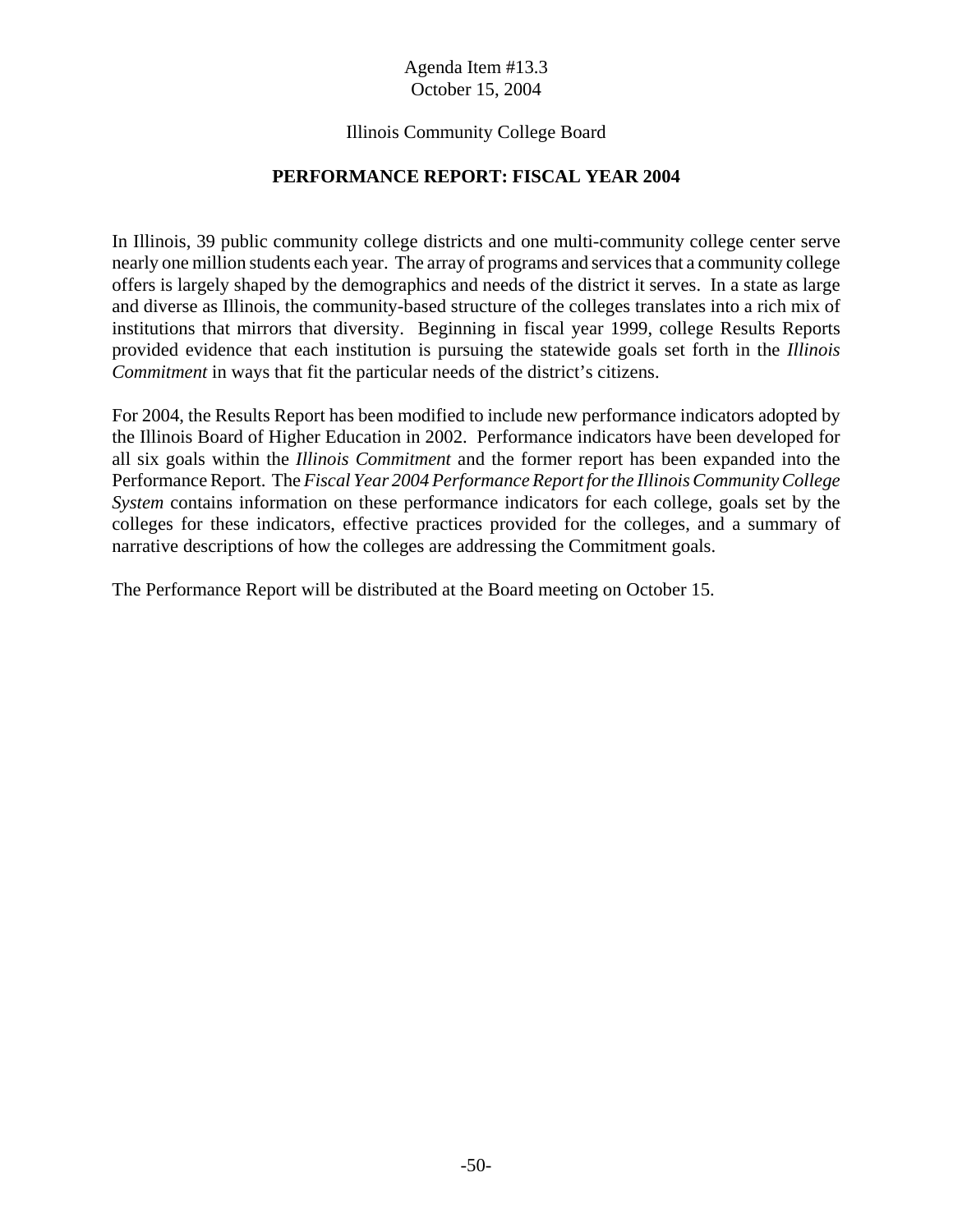Agenda Item #13.3
October 15, 2004

Illinois Community College Board

## PERFORMANCE REPORT: FISCAL YEAR 2004

In Illinois, 39 public community college districts and one multi-community college center serve nearly one million students each year. The array of programs and services that a community college offers is largely shaped by the demographics and needs of the district it serves. In a state as large and diverse as Illinois, the community-based structure of the colleges translates into a rich mix of institutions that mirrors that diversity. Beginning in fiscal year 1999, college Results Reports provided evidence that each institution is pursuing the statewide goals set forth in the *Illinois Commitment* in ways that fit the particular needs of the district's citizens.

For 2004, the Results Report has been modified to include new performance indicators adopted by the Illinois Board of Higher Education in 2002. Performance indicators have been developed for all six goals within the *Illinois Commitment* and the former report has been expanded into the Performance Report. The *Fiscal Year 2004 Performance Report for the Illinois Community College System* contains information on these performance indicators for each college, goals set by the colleges for these indicators, effective practices provided for the colleges, and a summary of narrative descriptions of how the colleges are addressing the Commitment goals.

The Performance Report will be distributed at the Board meeting on October 15.